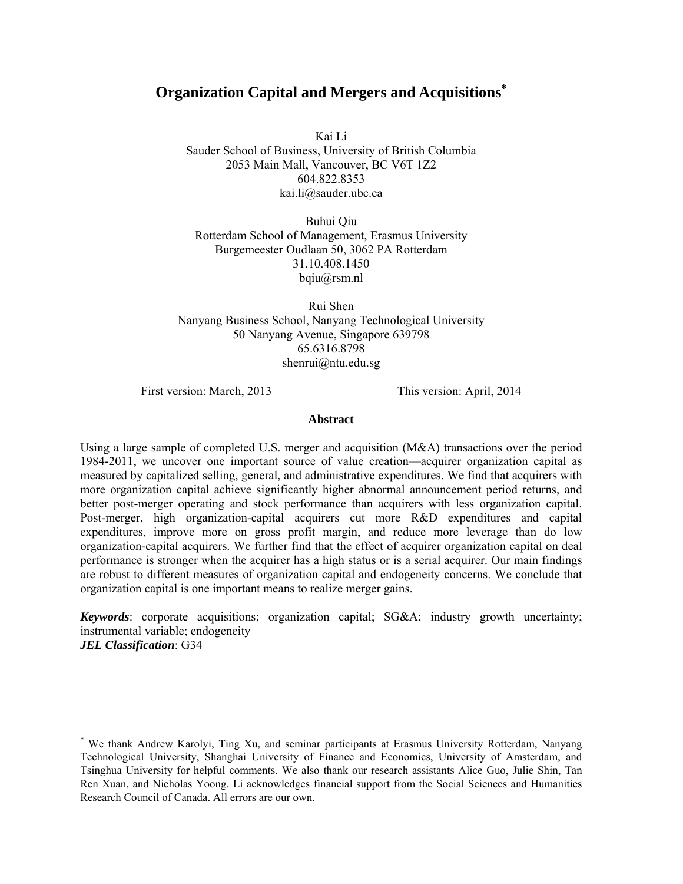# Organization Capital and Mergers and Acquisitions[*]

Kai Li
Sauder School of Business, University of British Columbia
2053 Main Mall, Vancouver, BC V6T 1Z2
604.822.8353
kai.li@sauder.ubc.ca

Buhui Qiu
Rotterdam School of Management, Erasmus University
Burgemeester Oudlaan 50, 3062 PA Rotterdam
31.10.408.1450
bqiu@rsm.nl

Rui Shen
Nanyang Business School, Nanyang Technological University
50 Nanyang Avenue, Singapore 639798
65.6316.8798
shenrui@ntu.edu.sg

First version: March, 2013 This version: April, 2014

## Abstract

Using a large sample of completed U.S. merger and acquisition (M&A) transactions over the period 1984-2011, we uncover one important source of value creation—acquirer organization capital as measured by capitalized selling, general, and administrative expenditures. We find that acquirers with more organization capital achieve significantly higher abnormal announcement period returns, and better post-merger operating and stock performance than acquirers with less organization capital. Post-merger, high organization-capital acquirers cut more R&D expenditures and capital expenditures, improve more on gross profit margin, and reduce more leverage than do low organization-capital acquirers. We further find that the effect of acquirer organization capital on deal performance is stronger when the acquirer has a high status or is a serial acquirer. Our main findings are robust to different measures of organization capital and endogeneity concerns. We conclude that organization capital is one important means to realize merger gains.

***Keywords***: corporate acquisitions; organization capital; SG&A; industry growth uncertainty; instrumental variable; endogeneity
***JEL Classification***: G34

[*] We thank Andrew Karolyi, Ting Xu, and seminar participants at Erasmus University Rotterdam, Nanyang Technological University, Shanghai University of Finance and Economics, University of Amsterdam, and Tsinghua University for helpful comments. We also thank our research assistants Alice Guo, Julie Shin, Tan Ren Xuan, and Nicholas Yoong. Li acknowledges financial support from the Social Sciences and Humanities Research Council of Canada. All errors are our own.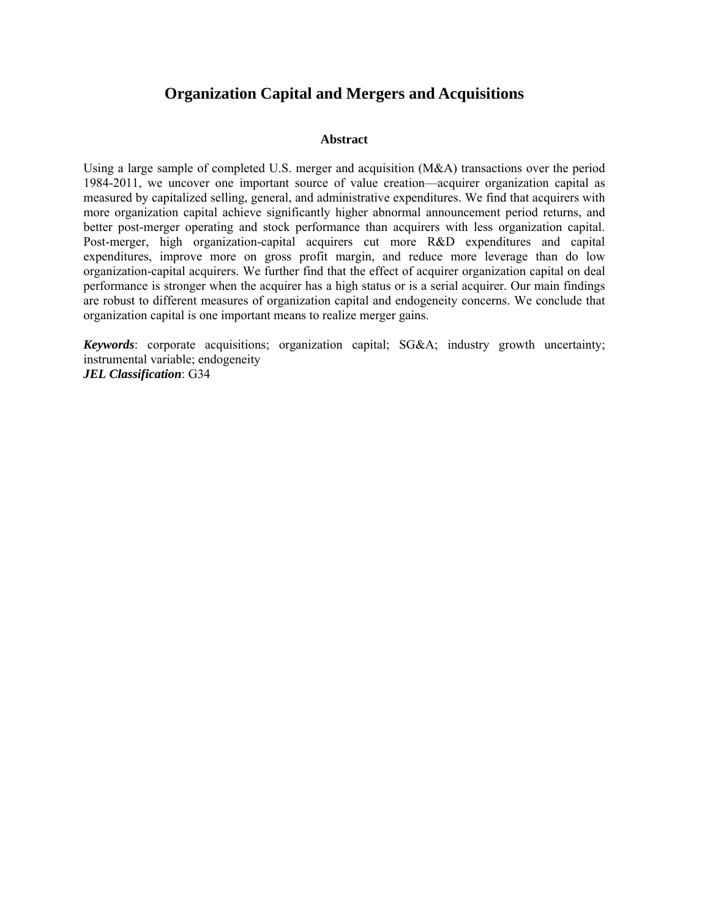# Organization Capital and Mergers and Acquisitions

## Abstract

Using a large sample of completed U.S. merger and acquisition (M&A) transactions over the period 1984-2011, we uncover one important source of value creation—acquirer organization capital as measured by capitalized selling, general, and administrative expenditures. We find that acquirers with more organization capital achieve significantly higher abnormal announcement period returns, and better post-merger operating and stock performance than acquirers with less organization capital. Post-merger, high organization-capital acquirers cut more R&D expenditures and capital expenditures, improve more on gross profit margin, and reduce more leverage than do low organization-capital acquirers. We further find that the effect of acquirer organization capital on deal performance is stronger when the acquirer has a high status or is a serial acquirer. Our main findings are robust to different measures of organization capital and endogeneity concerns. We conclude that organization capital is one important means to realize merger gains.

***Keywords***: corporate acquisitions; organization capital; SG&A; industry growth uncertainty; instrumental variable; endogeneity  
***JEL Classification***: G34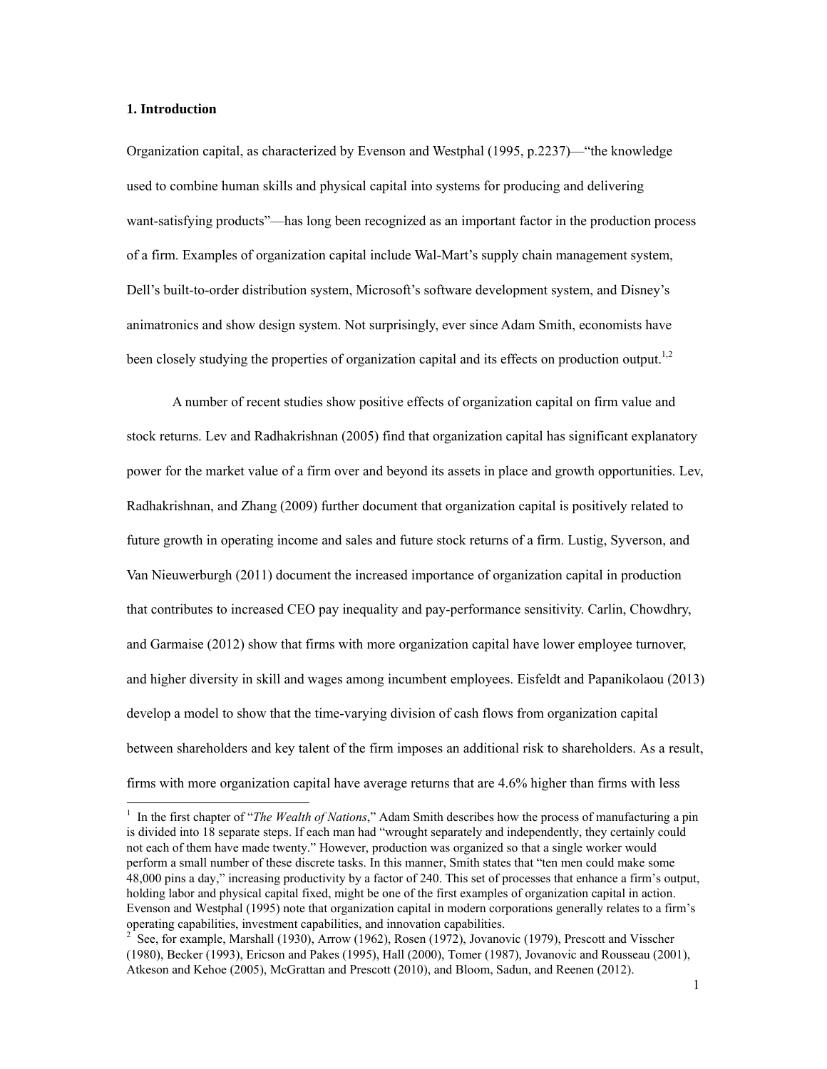## 1. Introduction

Organization capital, as characterized by Evenson and Westphal (1995, p.2237)—"the knowledge used to combine human skills and physical capital into systems for producing and delivering want-satisfying products"—has long been recognized as an important factor in the production process of a firm. Examples of organization capital include Wal-Mart's supply chain management system, Dell's built-to-order distribution system, Microsoft's software development system, and Disney's animatronics and show design system. Not surprisingly, ever since Adam Smith, economists have been closely studying the properties of organization capital and its effects on production output.[1,2]

A number of recent studies show positive effects of organization capital on firm value and stock returns. Lev and Radhakrishnan (2005) find that organization capital has significant explanatory power for the market value of a firm over and beyond its assets in place and growth opportunities. Lev, Radhakrishnan, and Zhang (2009) further document that organization capital is positively related to future growth in operating income and sales and future stock returns of a firm. Lustig, Syverson, and Van Nieuwerburgh (2011) document the increased importance of organization capital in production that contributes to increased CEO pay inequality and pay-performance sensitivity. Carlin, Chowdhry, and Garmaise (2012) show that firms with more organization capital have lower employee turnover, and higher diversity in skill and wages among incumbent employees. Eisfeldt and Papanikolaou (2013) develop a model to show that the time-varying division of cash flows from organization capital between shareholders and key talent of the firm imposes an additional risk to shareholders. As a result, firms with more organization capital have average returns that are 4.6% higher than firms with less

---

[1] In the first chapter of "*The Wealth of Nations*," Adam Smith describes how the process of manufacturing a pin is divided into 18 separate steps. If each man had "wrought separately and independently, they certainly could not each of them have made twenty." However, production was organized so that a single worker would perform a small number of these discrete tasks. In this manner, Smith states that "ten men could make some 48,000 pins a day," increasing productivity by a factor of 240. This set of processes that enhance a firm's output, holding labor and physical capital fixed, might be one of the first examples of organization capital in action. Evenson and Westphal (1995) note that organization capital in modern corporations generally relates to a firm's operating capabilities, investment capabilities, and innovation capabilities.

[2] See, for example, Marshall (1930), Arrow (1962), Rosen (1972), Jovanovic (1979), Prescott and Visscher (1980), Becker (1993), Ericson and Pakes (1995), Hall (2000), Tomer (1987), Jovanovic and Rousseau (2001), Atkeson and Kehoe (2005), McGrattan and Prescott (2010), and Bloom, Sadun, and Reenen (2012).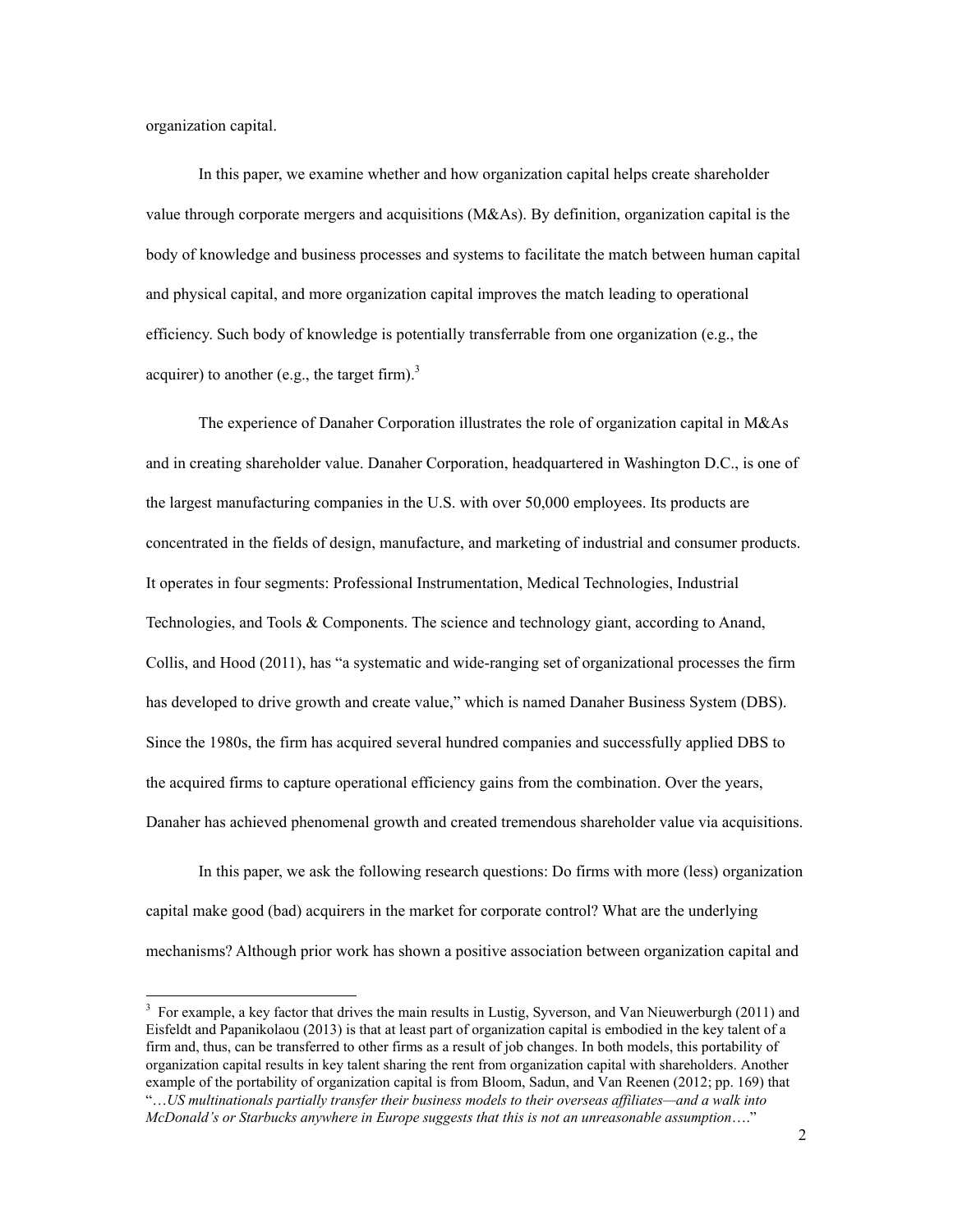organization capital.

In this paper, we examine whether and how organization capital helps create shareholder value through corporate mergers and acquisitions (M&As). By definition, organization capital is the body of knowledge and business processes and systems to facilitate the match between human capital and physical capital, and more organization capital improves the match leading to operational efficiency. Such body of knowledge is potentially transferrable from one organization (e.g., the acquirer) to another (e.g., the target firm).[3]

The experience of Danaher Corporation illustrates the role of organization capital in M&As and in creating shareholder value. Danaher Corporation, headquartered in Washington D.C., is one of the largest manufacturing companies in the U.S. with over 50,000 employees. Its products are concentrated in the fields of design, manufacture, and marketing of industrial and consumer products. It operates in four segments: Professional Instrumentation, Medical Technologies, Industrial Technologies, and Tools & Components. The science and technology giant, according to Anand, Collis, and Hood (2011), has "a systematic and wide-ranging set of organizational processes the firm has developed to drive growth and create value," which is named Danaher Business System (DBS). Since the 1980s, the firm has acquired several hundred companies and successfully applied DBS to the acquired firms to capture operational efficiency gains from the combination. Over the years, Danaher has achieved phenomenal growth and created tremendous shareholder value via acquisitions.

In this paper, we ask the following research questions: Do firms with more (less) organization capital make good (bad) acquirers in the market for corporate control? What are the underlying mechanisms? Although prior work has shown a positive association between organization capital and

[3] For example, a key factor that drives the main results in Lustig, Syverson, and Van Nieuwerburgh (2011) and Eisfeldt and Papanikolaou (2013) is that at least part of organization capital is embodied in the key talent of a firm and, thus, can be transferred to other firms as a result of job changes. In both models, this portability of organization capital results in key talent sharing the rent from organization capital with shareholders. Another example of the portability of organization capital is from Bloom, Sadun, and Van Reenen (2012; pp. 169) that "…*US multinationals partially transfer their business models to their overseas affiliates—and a walk into McDonald's or Starbucks anywhere in Europe suggests that this is not an unreasonable assumption*…."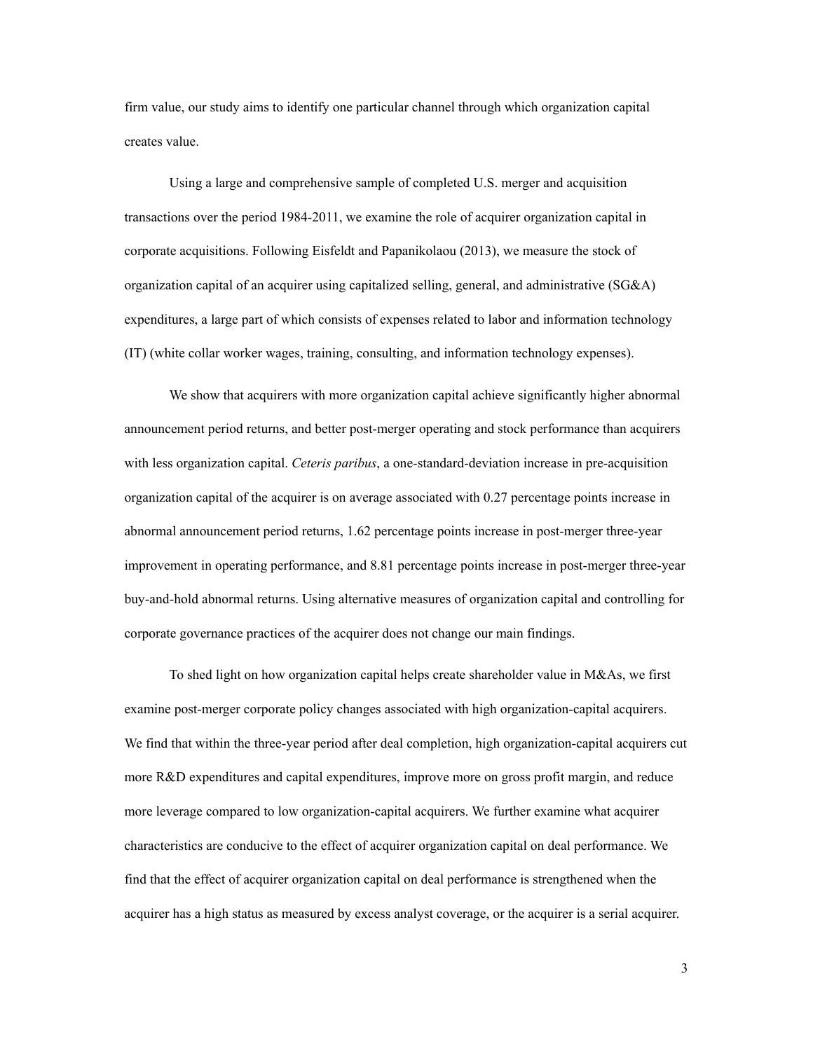firm value, our study aims to identify one particular channel through which organization capital creates value.

Using a large and comprehensive sample of completed U.S. merger and acquisition transactions over the period 1984-2011, we examine the role of acquirer organization capital in corporate acquisitions. Following Eisfeldt and Papanikolaou (2013), we measure the stock of organization capital of an acquirer using capitalized selling, general, and administrative (SG&A) expenditures, a large part of which consists of expenses related to labor and information technology (IT) (white collar worker wages, training, consulting, and information technology expenses).

We show that acquirers with more organization capital achieve significantly higher abnormal announcement period returns, and better post-merger operating and stock performance than acquirers with less organization capital. *Ceteris paribus*, a one-standard-deviation increase in pre-acquisition organization capital of the acquirer is on average associated with 0.27 percentage points increase in abnormal announcement period returns, 1.62 percentage points increase in post-merger three-year improvement in operating performance, and 8.81 percentage points increase in post-merger three-year buy-and-hold abnormal returns. Using alternative measures of organization capital and controlling for corporate governance practices of the acquirer does not change our main findings.

To shed light on how organization capital helps create shareholder value in M&As, we first examine post-merger corporate policy changes associated with high organization-capital acquirers. We find that within the three-year period after deal completion, high organization-capital acquirers cut more R&D expenditures and capital expenditures, improve more on gross profit margin, and reduce more leverage compared to low organization-capital acquirers. We further examine what acquirer characteristics are conducive to the effect of acquirer organization capital on deal performance. We find that the effect of acquirer organization capital on deal performance is strengthened when the acquirer has a high status as measured by excess analyst coverage, or the acquirer is a serial acquirer.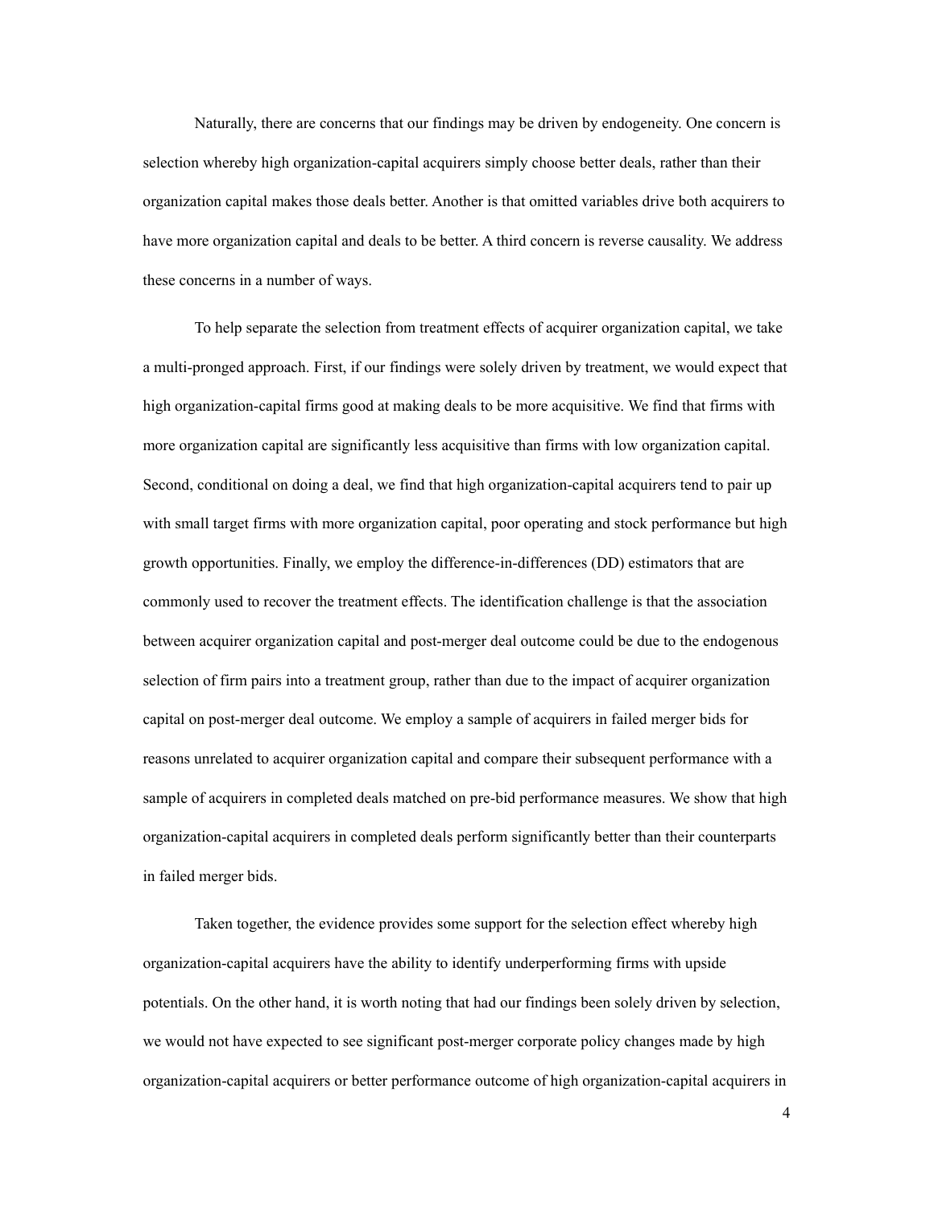Naturally, there are concerns that our findings may be driven by endogeneity. One concern is selection whereby high organization-capital acquirers simply choose better deals, rather than their organization capital makes those deals better. Another is that omitted variables drive both acquirers to have more organization capital and deals to be better. A third concern is reverse causality. We address these concerns in a number of ways.

To help separate the selection from treatment effects of acquirer organization capital, we take a multi-pronged approach. First, if our findings were solely driven by treatment, we would expect that high organization-capital firms good at making deals to be more acquisitive. We find that firms with more organization capital are significantly less acquisitive than firms with low organization capital. Second, conditional on doing a deal, we find that high organization-capital acquirers tend to pair up with small target firms with more organization capital, poor operating and stock performance but high growth opportunities. Finally, we employ the difference-in-differences (DD) estimators that are commonly used to recover the treatment effects. The identification challenge is that the association between acquirer organization capital and post-merger deal outcome could be due to the endogenous selection of firm pairs into a treatment group, rather than due to the impact of acquirer organization capital on post-merger deal outcome. We employ a sample of acquirers in failed merger bids for reasons unrelated to acquirer organization capital and compare their subsequent performance with a sample of acquirers in completed deals matched on pre-bid performance measures. We show that high organization-capital acquirers in completed deals perform significantly better than their counterparts in failed merger bids.

Taken together, the evidence provides some support for the selection effect whereby high organization-capital acquirers have the ability to identify underperforming firms with upside potentials. On the other hand, it is worth noting that had our findings been solely driven by selection, we would not have expected to see significant post-merger corporate policy changes made by high organization-capital acquirers or better performance outcome of high organization-capital acquirers in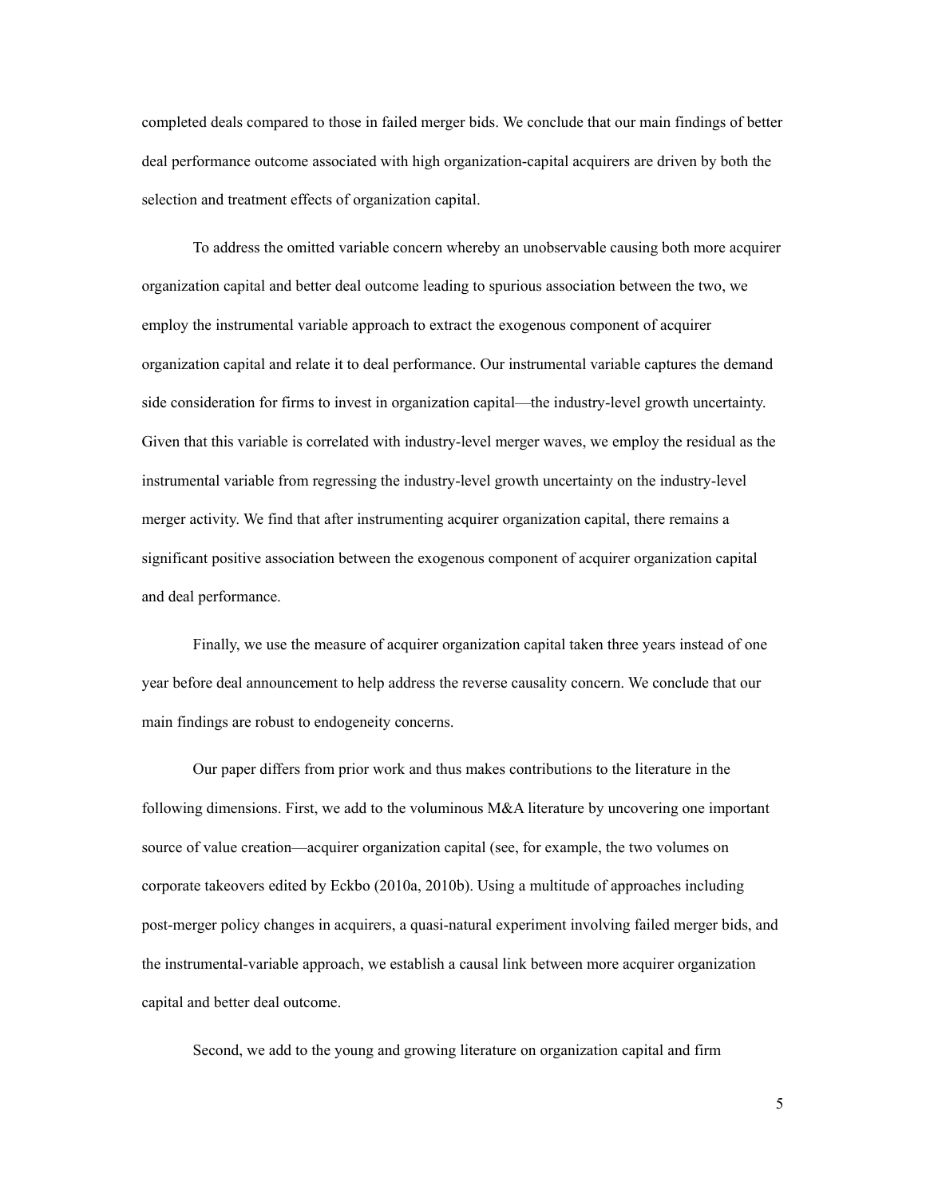completed deals compared to those in failed merger bids. We conclude that our main findings of better deal performance outcome associated with high organization-capital acquirers are driven by both the selection and treatment effects of organization capital.

To address the omitted variable concern whereby an unobservable causing both more acquirer organization capital and better deal outcome leading to spurious association between the two, we employ the instrumental variable approach to extract the exogenous component of acquirer organization capital and relate it to deal performance. Our instrumental variable captures the demand side consideration for firms to invest in organization capital—the industry-level growth uncertainty. Given that this variable is correlated with industry-level merger waves, we employ the residual as the instrumental variable from regressing the industry-level growth uncertainty on the industry-level merger activity. We find that after instrumenting acquirer organization capital, there remains a significant positive association between the exogenous component of acquirer organization capital and deal performance.

Finally, we use the measure of acquirer organization capital taken three years instead of one year before deal announcement to help address the reverse causality concern. We conclude that our main findings are robust to endogeneity concerns.

Our paper differs from prior work and thus makes contributions to the literature in the following dimensions. First, we add to the voluminous M&A literature by uncovering one important source of value creation—acquirer organization capital (see, for example, the two volumes on corporate takeovers edited by Eckbo (2010a, 2010b). Using a multitude of approaches including post-merger policy changes in acquirers, a quasi-natural experiment involving failed merger bids, and the instrumental-variable approach, we establish a causal link between more acquirer organization capital and better deal outcome.

Second, we add to the young and growing literature on organization capital and firm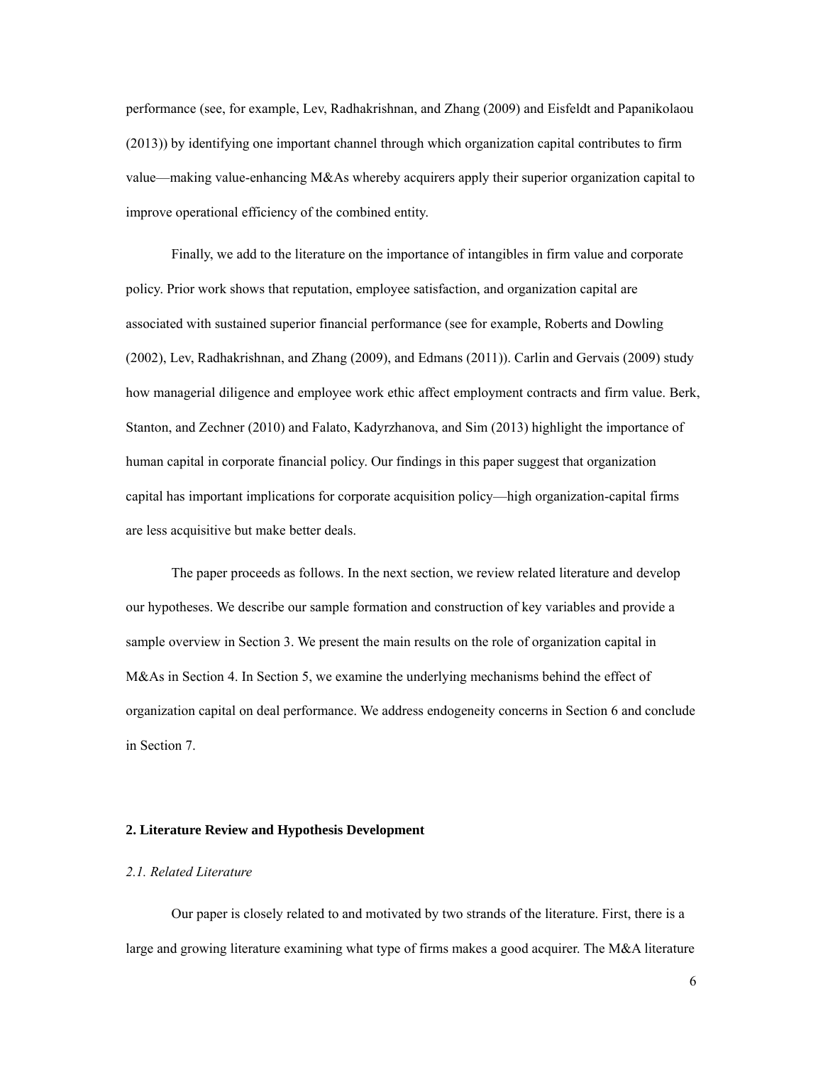performance (see, for example, Lev, Radhakrishnan, and Zhang (2009) and Eisfeldt and Papanikolaou (2013)) by identifying one important channel through which organization capital contributes to firm value—making value-enhancing M&As whereby acquirers apply their superior organization capital to improve operational efficiency of the combined entity.

Finally, we add to the literature on the importance of intangibles in firm value and corporate policy. Prior work shows that reputation, employee satisfaction, and organization capital are associated with sustained superior financial performance (see for example, Roberts and Dowling (2002), Lev, Radhakrishnan, and Zhang (2009), and Edmans (2011)). Carlin and Gervais (2009) study how managerial diligence and employee work ethic affect employment contracts and firm value. Berk, Stanton, and Zechner (2010) and Falato, Kadyrzhanova, and Sim (2013) highlight the importance of human capital in corporate financial policy. Our findings in this paper suggest that organization capital has important implications for corporate acquisition policy—high organization-capital firms are less acquisitive but make better deals.

The paper proceeds as follows. In the next section, we review related literature and develop our hypotheses. We describe our sample formation and construction of key variables and provide a sample overview in Section 3. We present the main results on the role of organization capital in M&As in Section 4. In Section 5, we examine the underlying mechanisms behind the effect of organization capital on deal performance. We address endogeneity concerns in Section 6 and conclude in Section 7.

## 2. Literature Review and Hypothesis Development

### *2.1. Related Literature*

Our paper is closely related to and motivated by two strands of the literature. First, there is a large and growing literature examining what type of firms makes a good acquirer. The M&A literature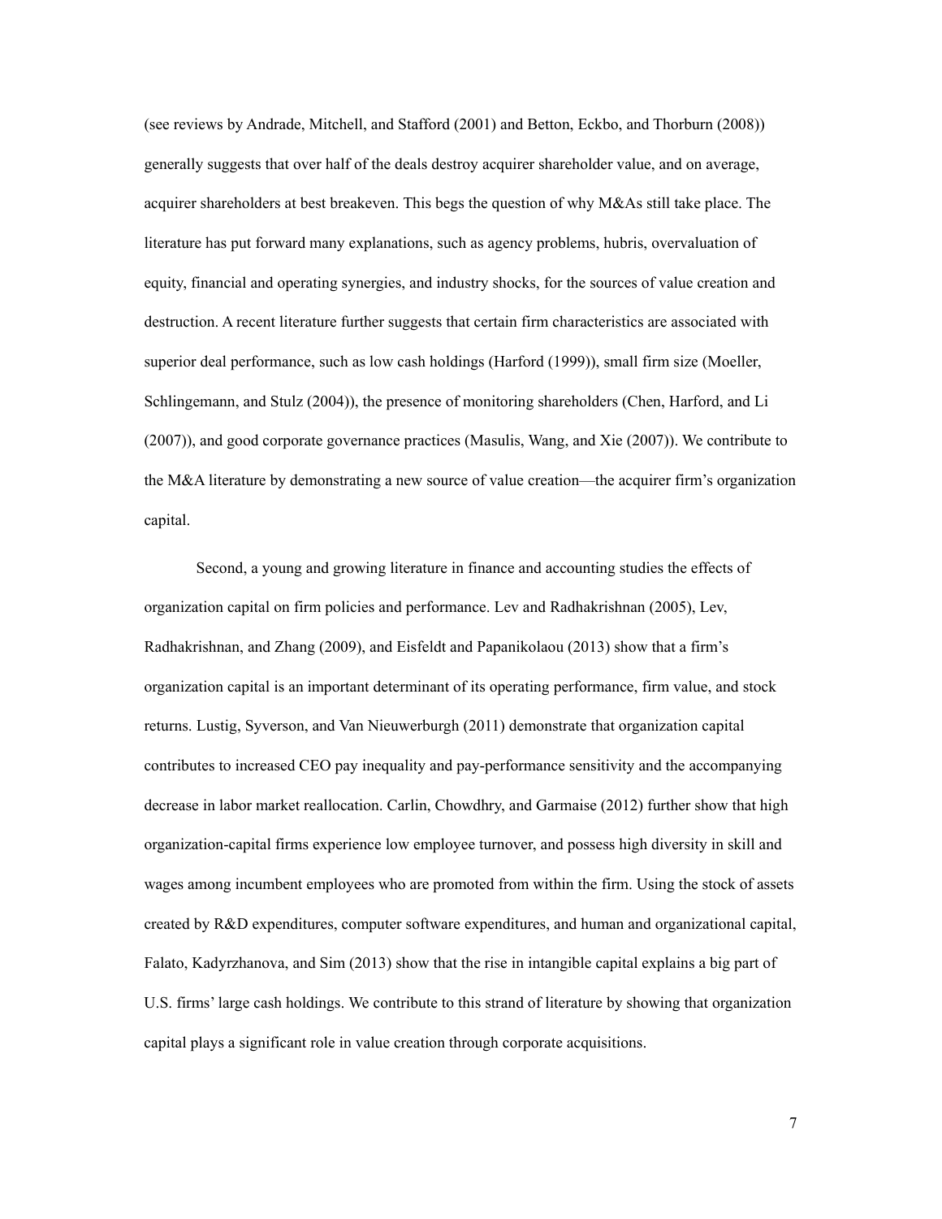(see reviews by Andrade, Mitchell, and Stafford (2001) and Betton, Eckbo, and Thorburn (2008)) generally suggests that over half of the deals destroy acquirer shareholder value, and on average, acquirer shareholders at best breakeven. This begs the question of why M&As still take place. The literature has put forward many explanations, such as agency problems, hubris, overvaluation of equity, financial and operating synergies, and industry shocks, for the sources of value creation and destruction. A recent literature further suggests that certain firm characteristics are associated with superior deal performance, such as low cash holdings (Harford (1999)), small firm size (Moeller, Schlingemann, and Stulz (2004)), the presence of monitoring shareholders (Chen, Harford, and Li (2007)), and good corporate governance practices (Masulis, Wang, and Xie (2007)). We contribute to the M&A literature by demonstrating a new source of value creation—the acquirer firm's organization capital.

Second, a young and growing literature in finance and accounting studies the effects of organization capital on firm policies and performance. Lev and Radhakrishnan (2005), Lev, Radhakrishnan, and Zhang (2009), and Eisfeldt and Papanikolaou (2013) show that a firm's organization capital is an important determinant of its operating performance, firm value, and stock returns. Lustig, Syverson, and Van Nieuwerburgh (2011) demonstrate that organization capital contributes to increased CEO pay inequality and pay-performance sensitivity and the accompanying decrease in labor market reallocation. Carlin, Chowdhry, and Garmaise (2012) further show that high organization-capital firms experience low employee turnover, and possess high diversity in skill and wages among incumbent employees who are promoted from within the firm. Using the stock of assets created by R&D expenditures, computer software expenditures, and human and organizational capital, Falato, Kadyrzhanova, and Sim (2013) show that the rise in intangible capital explains a big part of U.S. firms' large cash holdings. We contribute to this strand of literature by showing that organization capital plays a significant role in value creation through corporate acquisitions.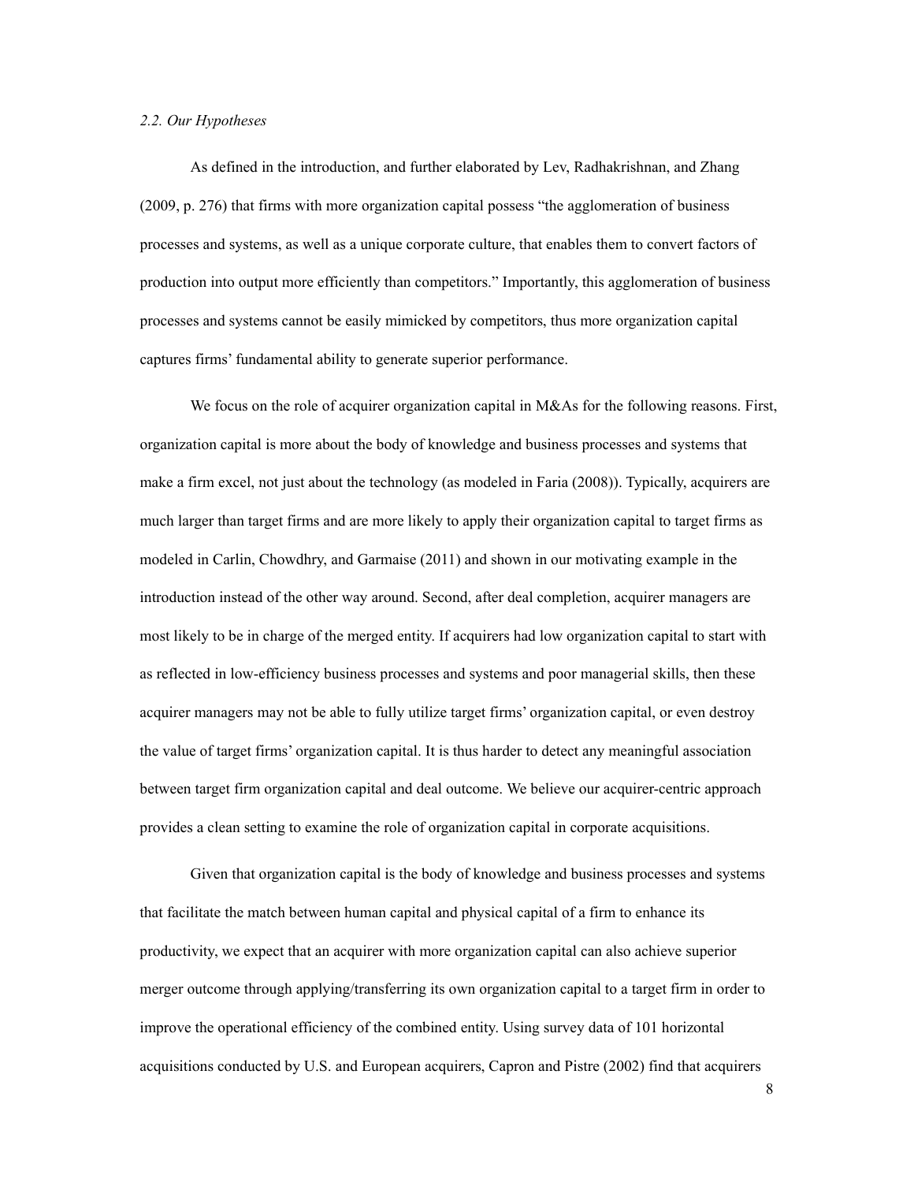*2.2. Our Hypotheses*

As defined in the introduction, and further elaborated by Lev, Radhakrishnan, and Zhang (2009, p. 276) that firms with more organization capital possess "the agglomeration of business processes and systems, as well as a unique corporate culture, that enables them to convert factors of production into output more efficiently than competitors." Importantly, this agglomeration of business processes and systems cannot be easily mimicked by competitors, thus more organization capital captures firms' fundamental ability to generate superior performance.

We focus on the role of acquirer organization capital in M&As for the following reasons. First, organization capital is more about the body of knowledge and business processes and systems that make a firm excel, not just about the technology (as modeled in Faria (2008)). Typically, acquirers are much larger than target firms and are more likely to apply their organization capital to target firms as modeled in Carlin, Chowdhry, and Garmaise (2011) and shown in our motivating example in the introduction instead of the other way around. Second, after deal completion, acquirer managers are most likely to be in charge of the merged entity. If acquirers had low organization capital to start with as reflected in low-efficiency business processes and systems and poor managerial skills, then these acquirer managers may not be able to fully utilize target firms' organization capital, or even destroy the value of target firms' organization capital. It is thus harder to detect any meaningful association between target firm organization capital and deal outcome. We believe our acquirer-centric approach provides a clean setting to examine the role of organization capital in corporate acquisitions.

Given that organization capital is the body of knowledge and business processes and systems that facilitate the match between human capital and physical capital of a firm to enhance its productivity, we expect that an acquirer with more organization capital can also achieve superior merger outcome through applying/transferring its own organization capital to a target firm in order to improve the operational efficiency of the combined entity. Using survey data of 101 horizontal acquisitions conducted by U.S. and European acquirers, Capron and Pistre (2002) find that acquirers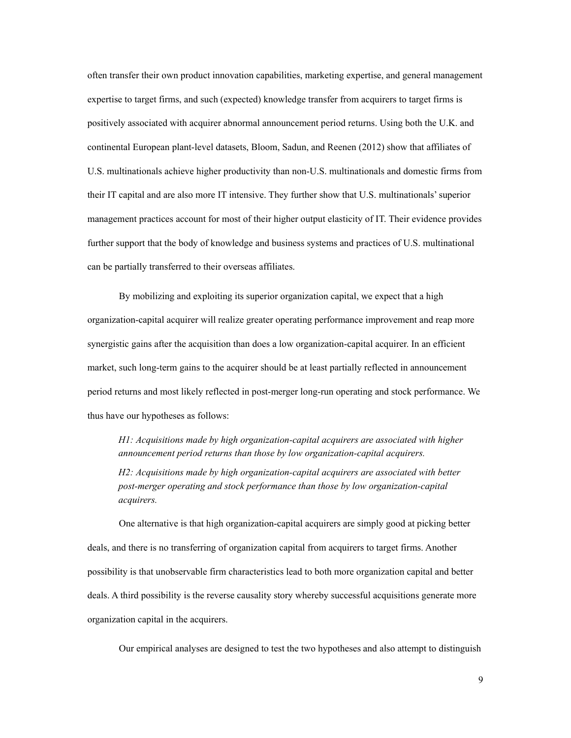often transfer their own product innovation capabilities, marketing expertise, and general management expertise to target firms, and such (expected) knowledge transfer from acquirers to target firms is positively associated with acquirer abnormal announcement period returns. Using both the U.K. and continental European plant-level datasets, Bloom, Sadun, and Reenen (2012) show that affiliates of U.S. multinationals achieve higher productivity than non-U.S. multinationals and domestic firms from their IT capital and are also more IT intensive. They further show that U.S. multinationals' superior management practices account for most of their higher output elasticity of IT. Their evidence provides further support that the body of knowledge and business systems and practices of U.S. multinational can be partially transferred to their overseas affiliates.

By mobilizing and exploiting its superior organization capital, we expect that a high organization-capital acquirer will realize greater operating performance improvement and reap more synergistic gains after the acquisition than does a low organization-capital acquirer. In an efficient market, such long-term gains to the acquirer should be at least partially reflected in announcement period returns and most likely reflected in post-merger long-run operating and stock performance. We thus have our hypotheses as follows:

> *H1: Acquisitions made by high organization-capital acquirers are associated with higher announcement period returns than those by low organization-capital acquirers.*
>
> *H2: Acquisitions made by high organization-capital acquirers are associated with better post-merger operating and stock performance than those by low organization-capital acquirers.*

One alternative is that high organization-capital acquirers are simply good at picking better deals, and there is no transferring of organization capital from acquirers to target firms. Another possibility is that unobservable firm characteristics lead to both more organization capital and better deals. A third possibility is the reverse causality story whereby successful acquisitions generate more organization capital in the acquirers.

Our empirical analyses are designed to test the two hypotheses and also attempt to distinguish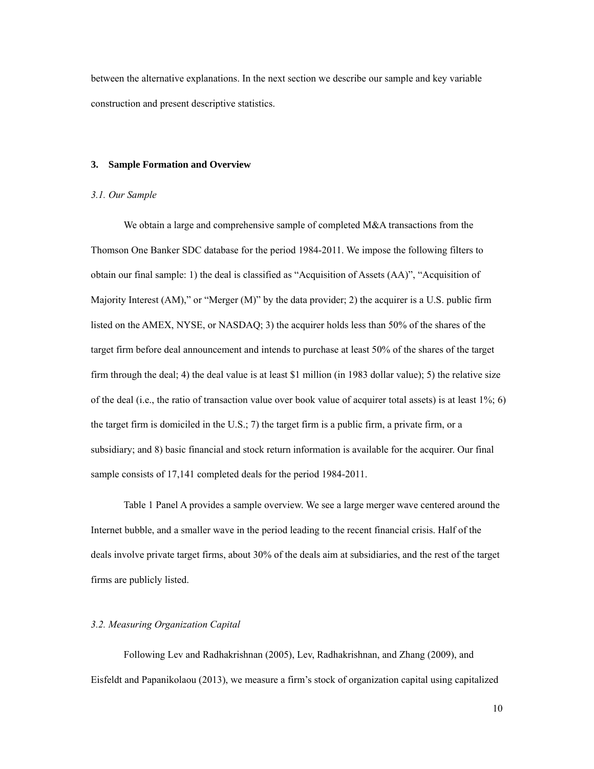between the alternative explanations. In the next section we describe our sample and key variable construction and present descriptive statistics.

## 3. Sample Formation and Overview

### *3.1. Our Sample*

We obtain a large and comprehensive sample of completed M&A transactions from the Thomson One Banker SDC database for the period 1984-2011. We impose the following filters to obtain our final sample: 1) the deal is classified as "Acquisition of Assets (AA)", "Acquisition of Majority Interest (AM)," or "Merger (M)" by the data provider; 2) the acquirer is a U.S. public firm listed on the AMEX, NYSE, or NASDAQ; 3) the acquirer holds less than 50% of the shares of the target firm before deal announcement and intends to purchase at least 50% of the shares of the target firm through the deal; 4) the deal value is at least $1 million (in 1983 dollar value); 5) the relative size of the deal (i.e., the ratio of transaction value over book value of acquirer total assets) is at least 1%; 6) the target firm is domiciled in the U.S.; 7) the target firm is a public firm, a private firm, or a subsidiary; and 8) basic financial and stock return information is available for the acquirer. Our final sample consists of 17,141 completed deals for the period 1984-2011.

Table 1 Panel A provides a sample overview. We see a large merger wave centered around the Internet bubble, and a smaller wave in the period leading to the recent financial crisis. Half of the deals involve private target firms, about 30% of the deals aim at subsidiaries, and the rest of the target firms are publicly listed.

### *3.2. Measuring Organization Capital*

Following Lev and Radhakrishnan (2005), Lev, Radhakrishnan, and Zhang (2009), and Eisfeldt and Papanikolaou (2013), we measure a firm's stock of organization capital using capitalized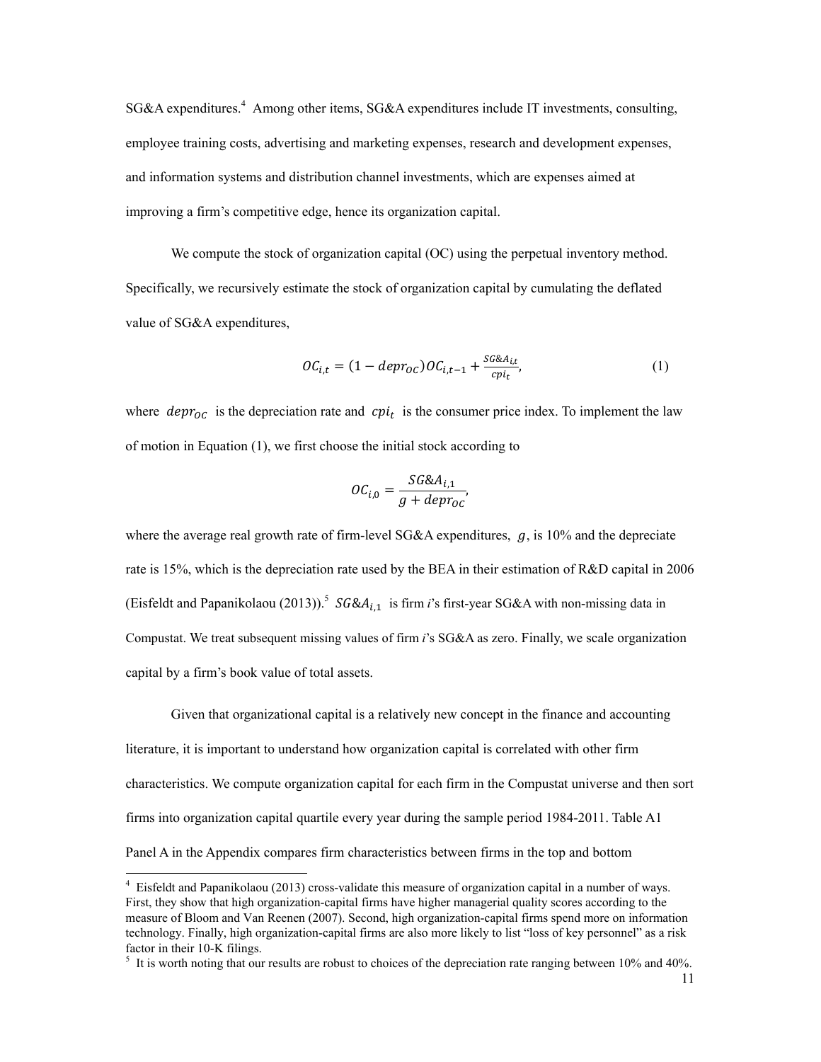SG&A expenditures.[4] Among other items, SG&A expenditures include IT investments, consulting, employee training costs, advertising and marketing expenses, research and development expenses, and information systems and distribution channel investments, which are expenses aimed at improving a firm's competitive edge, hence its organization capital.

We compute the stock of organization capital (OC) using the perpetual inventory method. Specifically, we recursively estimate the stock of organization capital by cumulating the deflated value of SG&A expenditures,

$$OC_{i,t} = (1 - depr_{OC})OC_{i,t-1} + \frac{SG\&A_{i,t}}{cpi_t}, \tag{1}$$

where $depr_{OC}$ is the depreciation rate and $cpi_t$ is the consumer price index. To implement the law of motion in Equation (1), we first choose the initial stock according to

$$OC_{i,0} = \frac{SG\&A_{i,1}}{g + depr_{OC}},$$

where the average real growth rate of firm-level SG&A expenditures, $g$, is 10% and the depreciate rate is 15%, which is the depreciation rate used by the BEA in their estimation of R&D capital in 2006 (Eisfeldt and Papanikolaou (2013)).[5] $SG\&A_{i,1}$ is firm *i*'s first-year SG&A with non-missing data in Compustat. We treat subsequent missing values of firm *i*'s SG&A as zero. Finally, we scale organization capital by a firm's book value of total assets.

Given that organizational capital is a relatively new concept in the finance and accounting literature, it is important to understand how organization capital is correlated with other firm characteristics. We compute organization capital for each firm in the Compustat universe and then sort firms into organization capital quartile every year during the sample period 1984-2011. Table A1 Panel A in the Appendix compares firm characteristics between firms in the top and bottom

---

[4] Eisfeldt and Papanikolaou (2013) cross-validate this measure of organization capital in a number of ways. First, they show that high organization-capital firms have higher managerial quality scores according to the measure of Bloom and Van Reenen (2007). Second, high organization-capital firms spend more on information technology. Finally, high organization-capital firms are also more likely to list "loss of key personnel" as a risk factor in their 10-K filings.

[5] It is worth noting that our results are robust to choices of the depreciation rate ranging between 10% and 40%.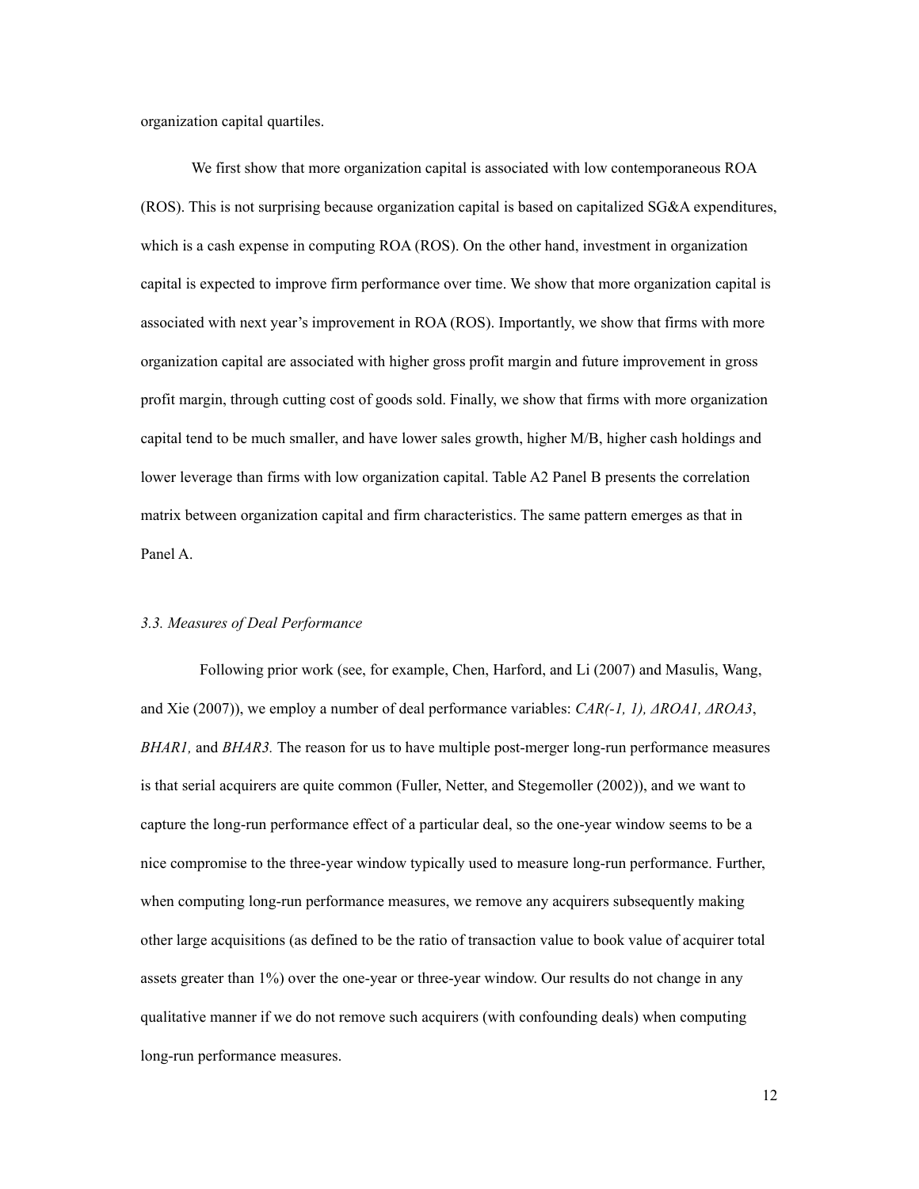organization capital quartiles.

We first show that more organization capital is associated with low contemporaneous ROA (ROS). This is not surprising because organization capital is based on capitalized SG&A expenditures, which is a cash expense in computing ROA (ROS). On the other hand, investment in organization capital is expected to improve firm performance over time. We show that more organization capital is associated with next year's improvement in ROA (ROS). Importantly, we show that firms with more organization capital are associated with higher gross profit margin and future improvement in gross profit margin, through cutting cost of goods sold. Finally, we show that firms with more organization capital tend to be much smaller, and have lower sales growth, higher M/B, higher cash holdings and lower leverage than firms with low organization capital. Table A2 Panel B presents the correlation matrix between organization capital and firm characteristics. The same pattern emerges as that in Panel A.

### *3.3. Measures of Deal Performance*

Following prior work (see, for example, Chen, Harford, and Li (2007) and Masulis, Wang, and Xie (2007)), we employ a number of deal performance variables: *CAR(-1, 1), ΔROA1, ΔROA3*, *BHAR1,* and *BHAR3.* The reason for us to have multiple post-merger long-run performance measures is that serial acquirers are quite common (Fuller, Netter, and Stegemoller (2002)), and we want to capture the long-run performance effect of a particular deal, so the one-year window seems to be a nice compromise to the three-year window typically used to measure long-run performance. Further, when computing long-run performance measures, we remove any acquirers subsequently making other large acquisitions (as defined to be the ratio of transaction value to book value of acquirer total assets greater than 1%) over the one-year or three-year window. Our results do not change in any qualitative manner if we do not remove such acquirers (with confounding deals) when computing long-run performance measures.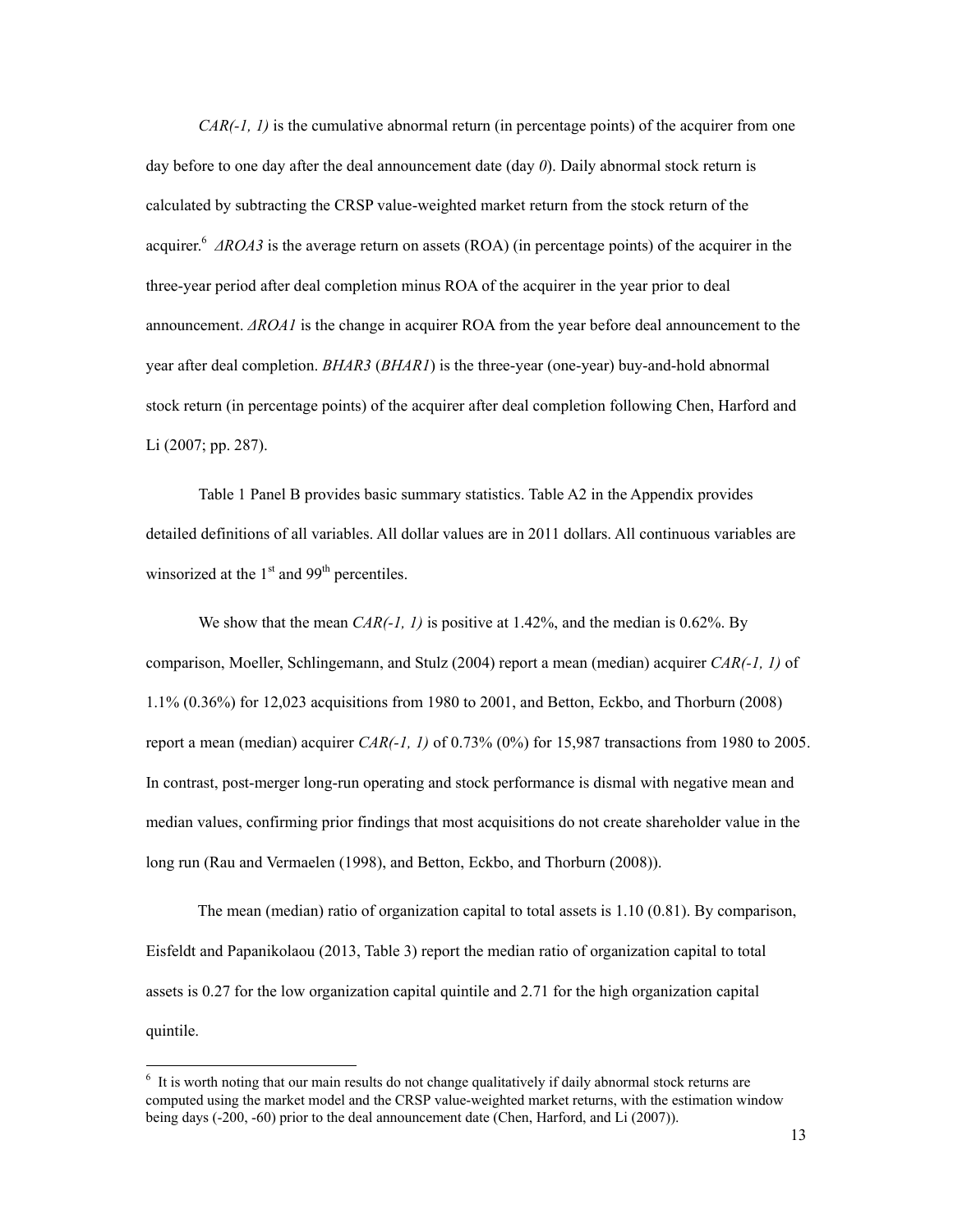*CAR(-1, 1)* is the cumulative abnormal return (in percentage points) of the acquirer from one day before to one day after the deal announcement date (day *0*). Daily abnormal stock return is calculated by subtracting the CRSP value-weighted market return from the stock return of the acquirer.[6] *ΔROA3* is the average return on assets (ROA) (in percentage points) of the acquirer in the three-year period after deal completion minus ROA of the acquirer in the year prior to deal announcement. *ΔROA1* is the change in acquirer ROA from the year before deal announcement to the year after deal completion. *BHAR3* (*BHAR1*) is the three-year (one-year) buy-and-hold abnormal stock return (in percentage points) of the acquirer after deal completion following Chen, Harford and Li (2007; pp. 287).

Table 1 Panel B provides basic summary statistics. Table A2 in the Appendix provides detailed definitions of all variables. All dollar values are in 2011 dollars. All continuous variables are winsorized at the 1st and 99th percentiles.

We show that the mean *CAR(-1, 1)* is positive at 1.42%, and the median is 0.62%. By comparison, Moeller, Schlingemann, and Stulz (2004) report a mean (median) acquirer *CAR(-1, 1)* of 1.1% (0.36%) for 12,023 acquisitions from 1980 to 2001, and Betton, Eckbo, and Thorburn (2008) report a mean (median) acquirer *CAR(-1, 1)* of 0.73% (0%) for 15,987 transactions from 1980 to 2005. In contrast, post-merger long-run operating and stock performance is dismal with negative mean and median values, confirming prior findings that most acquisitions do not create shareholder value in the long run (Rau and Vermaelen (1998), and Betton, Eckbo, and Thorburn (2008)).

The mean (median) ratio of organization capital to total assets is 1.10 (0.81). By comparison, Eisfeldt and Papanikolaou (2013, Table 3) report the median ratio of organization capital to total assets is 0.27 for the low organization capital quintile and 2.71 for the high organization capital quintile.

[6] It is worth noting that our main results do not change qualitatively if daily abnormal stock returns are computed using the market model and the CRSP value-weighted market returns, with the estimation window being days (-200, -60) prior to the deal announcement date (Chen, Harford, and Li (2007)).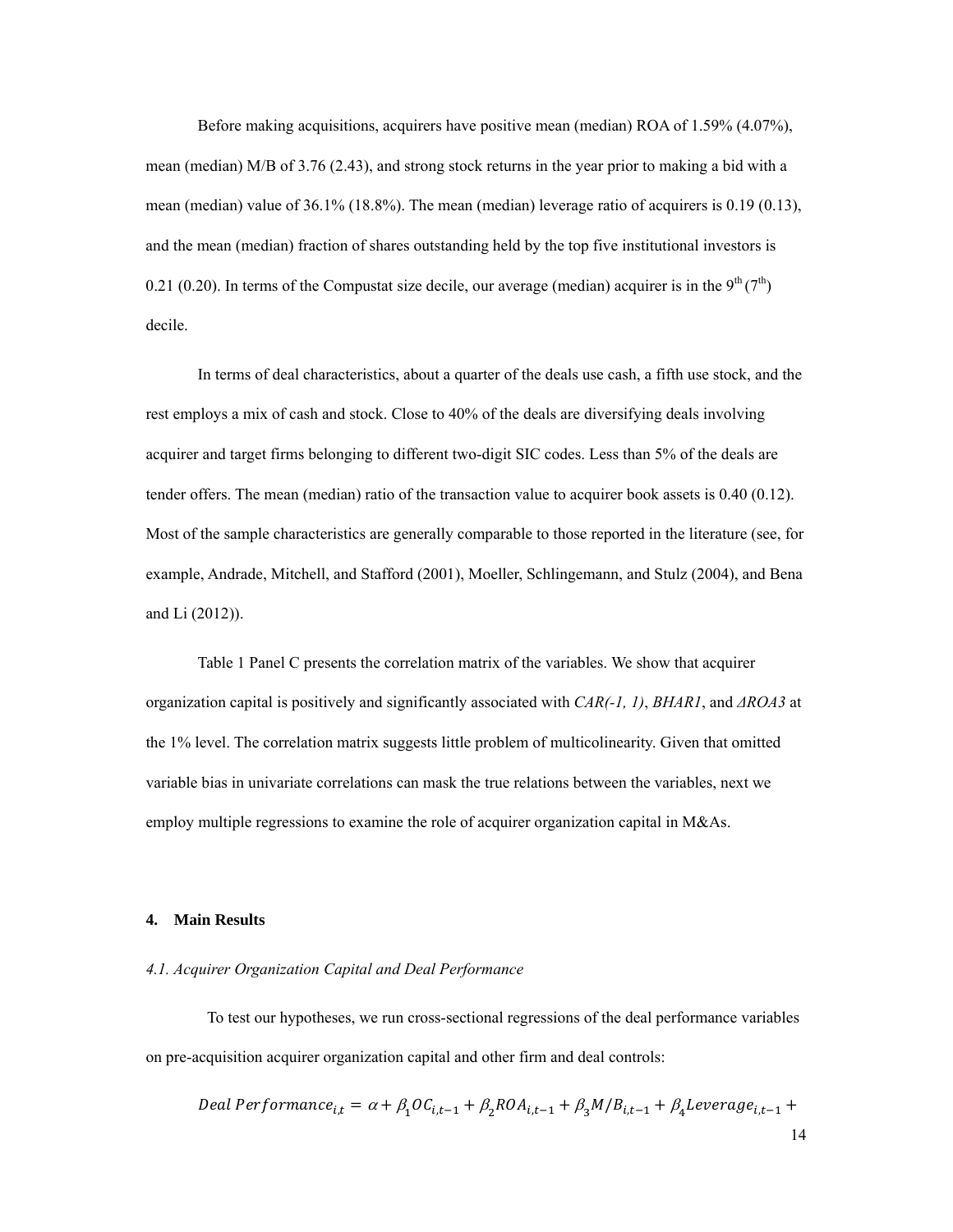Before making acquisitions, acquirers have positive mean (median) ROA of 1.59% (4.07%), mean (median) M/B of 3.76 (2.43), and strong stock returns in the year prior to making a bid with a mean (median) value of 36.1% (18.8%). The mean (median) leverage ratio of acquirers is 0.19 (0.13), and the mean (median) fraction of shares outstanding held by the top five institutional investors is 0.21 (0.20). In terms of the Compustat size decile, our average (median) acquirer is in the $9^{th}$ ($7^{th}$) decile.

In terms of deal characteristics, about a quarter of the deals use cash, a fifth use stock, and the rest employs a mix of cash and stock. Close to 40% of the deals are diversifying deals involving acquirer and target firms belonging to different two-digit SIC codes. Less than 5% of the deals are tender offers. The mean (median) ratio of the transaction value to acquirer book assets is 0.40 (0.12). Most of the sample characteristics are generally comparable to those reported in the literature (see, for example, Andrade, Mitchell, and Stafford (2001), Moeller, Schlingemann, and Stulz (2004), and Bena and Li (2012)).

Table 1 Panel C presents the correlation matrix of the variables. We show that acquirer organization capital is positively and significantly associated with *CAR(-1, 1)*, *BHAR1*, and *ΔROA3* at the 1% level. The correlation matrix suggests little problem of multicolinearity. Given that omitted variable bias in univariate correlations can mask the true relations between the variables, next we employ multiple regressions to examine the role of acquirer organization capital in M&As.

## 4. Main Results

### *4.1. Acquirer Organization Capital and Deal Performance*

To test our hypotheses, we run cross-sectional regressions of the deal performance variables on pre-acquisition acquirer organization capital and other firm and deal controls:

$$Deal\ Performance_{i,t} = \alpha + \beta_1 OC_{i,t-1} + \beta_2 ROA_{i,t-1} + \beta_3 M/B_{i,t-1} + \beta_4 Leverage_{i,t-1} +$$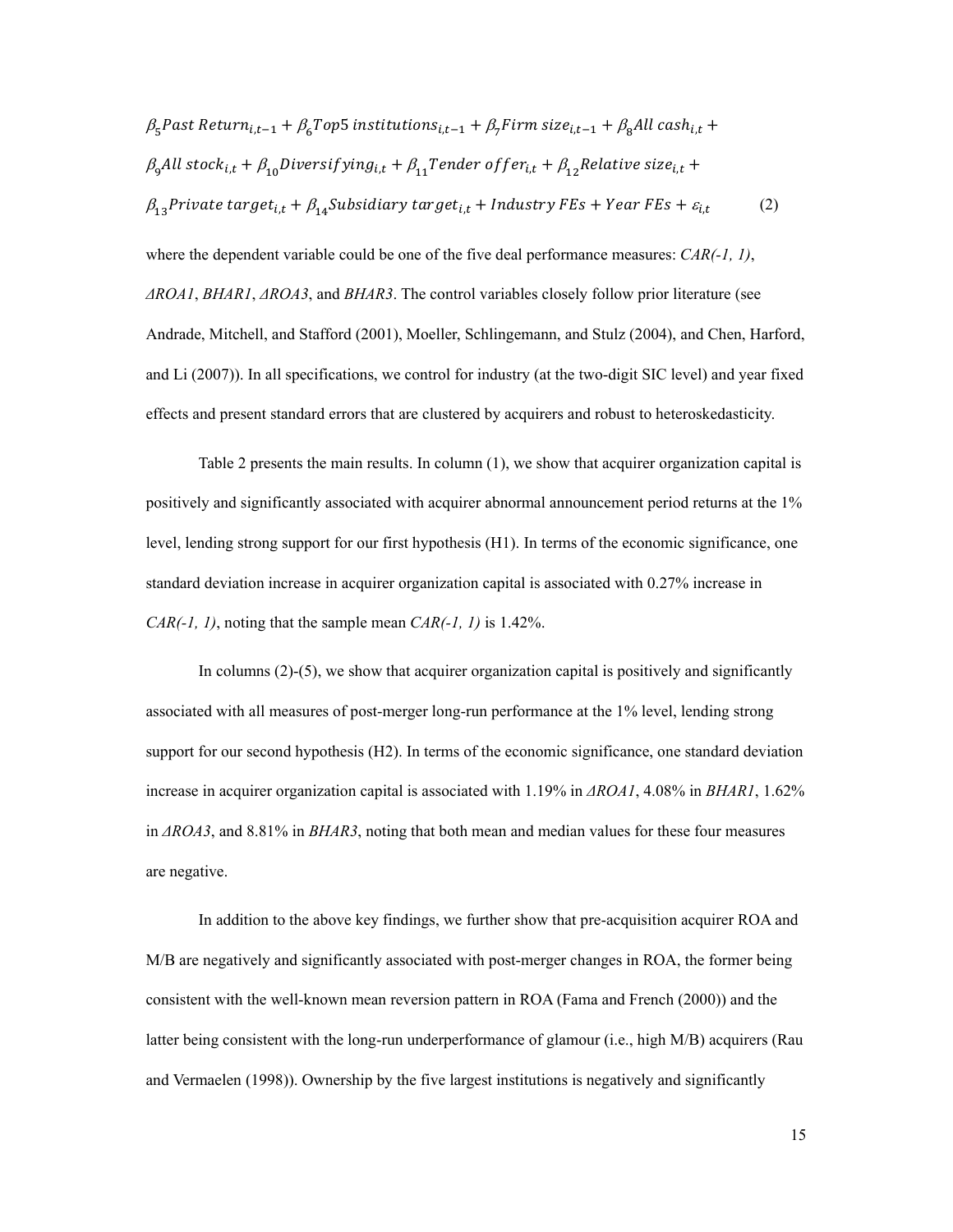$$\beta_5 Past\ Return_{i,t-1} + \beta_6 Top5\ institutions_{i,t-1} + \beta_7 Firm\ size_{i,t-1} + \beta_8 All\ cash_{i,t} + \beta_9 All\ stock_{i,t} + \beta_{10} Diversifying_{i,t} + \beta_{11} Tender\ offer_{i,t} + \beta_{12} Relative\ size_{i,t} + \beta_{13} Private\ target_{i,t} + \beta_{14} Subsidiary\ target_{i,t} + Industry\ FEs + Year\ FEs + \varepsilon_{i,t} \quad (2)$$

where the dependent variable could be one of the five deal performance measures: *CAR(-1, 1)*, *ΔROA1*, *BHAR1*, *ΔROA3*, and *BHAR3*. The control variables closely follow prior literature (see Andrade, Mitchell, and Stafford (2001), Moeller, Schlingemann, and Stulz (2004), and Chen, Harford, and Li (2007)). In all specifications, we control for industry (at the two-digit SIC level) and year fixed effects and present standard errors that are clustered by acquirers and robust to heteroskedasticity.

Table 2 presents the main results. In column (1), we show that acquirer organization capital is positively and significantly associated with acquirer abnormal announcement period returns at the 1% level, lending strong support for our first hypothesis (H1). In terms of the economic significance, one standard deviation increase in acquirer organization capital is associated with 0.27% increase in *CAR(-1, 1)*, noting that the sample mean *CAR(-1, 1)* is 1.42%.

In columns (2)-(5), we show that acquirer organization capital is positively and significantly associated with all measures of post-merger long-run performance at the 1% level, lending strong support for our second hypothesis (H2). In terms of the economic significance, one standard deviation increase in acquirer organization capital is associated with 1.19% in *ΔROA1*, 4.08% in *BHAR1*, 1.62% in *ΔROA3*, and 8.81% in *BHAR3*, noting that both mean and median values for these four measures are negative.

In addition to the above key findings, we further show that pre-acquisition acquirer ROA and M/B are negatively and significantly associated with post-merger changes in ROA, the former being consistent with the well-known mean reversion pattern in ROA (Fama and French (2000)) and the latter being consistent with the long-run underperformance of glamour (i.e., high M/B) acquirers (Rau and Vermaelen (1998)). Ownership by the five largest institutions is negatively and significantly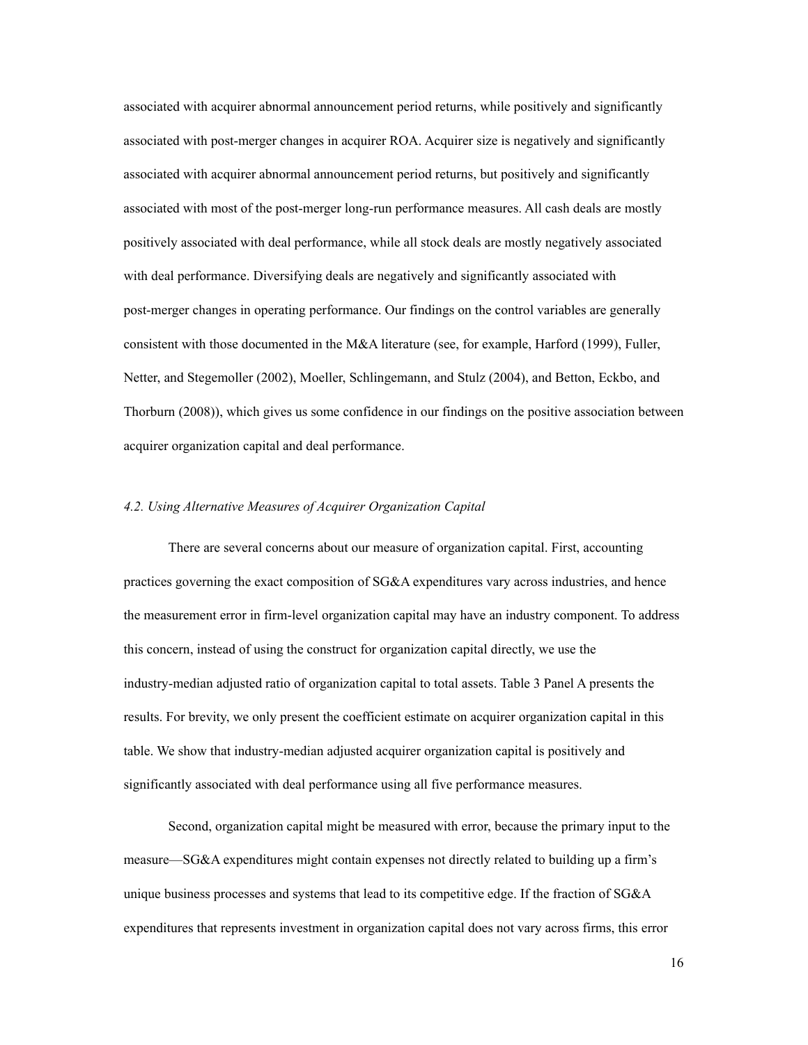associated with acquirer abnormal announcement period returns, while positively and significantly associated with post-merger changes in acquirer ROA. Acquirer size is negatively and significantly associated with acquirer abnormal announcement period returns, but positively and significantly associated with most of the post-merger long-run performance measures. All cash deals are mostly positively associated with deal performance, while all stock deals are mostly negatively associated with deal performance. Diversifying deals are negatively and significantly associated with post-merger changes in operating performance. Our findings on the control variables are generally consistent with those documented in the M&A literature (see, for example, Harford (1999), Fuller, Netter, and Stegemoller (2002), Moeller, Schlingemann, and Stulz (2004), and Betton, Eckbo, and Thorburn (2008)), which gives us some confidence in our findings on the positive association between acquirer organization capital and deal performance.

### *4.2. Using Alternative Measures of Acquirer Organization Capital*

There are several concerns about our measure of organization capital. First, accounting practices governing the exact composition of SG&A expenditures vary across industries, and hence the measurement error in firm-level organization capital may have an industry component. To address this concern, instead of using the construct for organization capital directly, we use the industry-median adjusted ratio of organization capital to total assets. Table 3 Panel A presents the results. For brevity, we only present the coefficient estimate on acquirer organization capital in this table. We show that industry-median adjusted acquirer organization capital is positively and significantly associated with deal performance using all five performance measures.

Second, organization capital might be measured with error, because the primary input to the measure—SG&A expenditures might contain expenses not directly related to building up a firm's unique business processes and systems that lead to its competitive edge. If the fraction of SG&A expenditures that represents investment in organization capital does not vary across firms, this error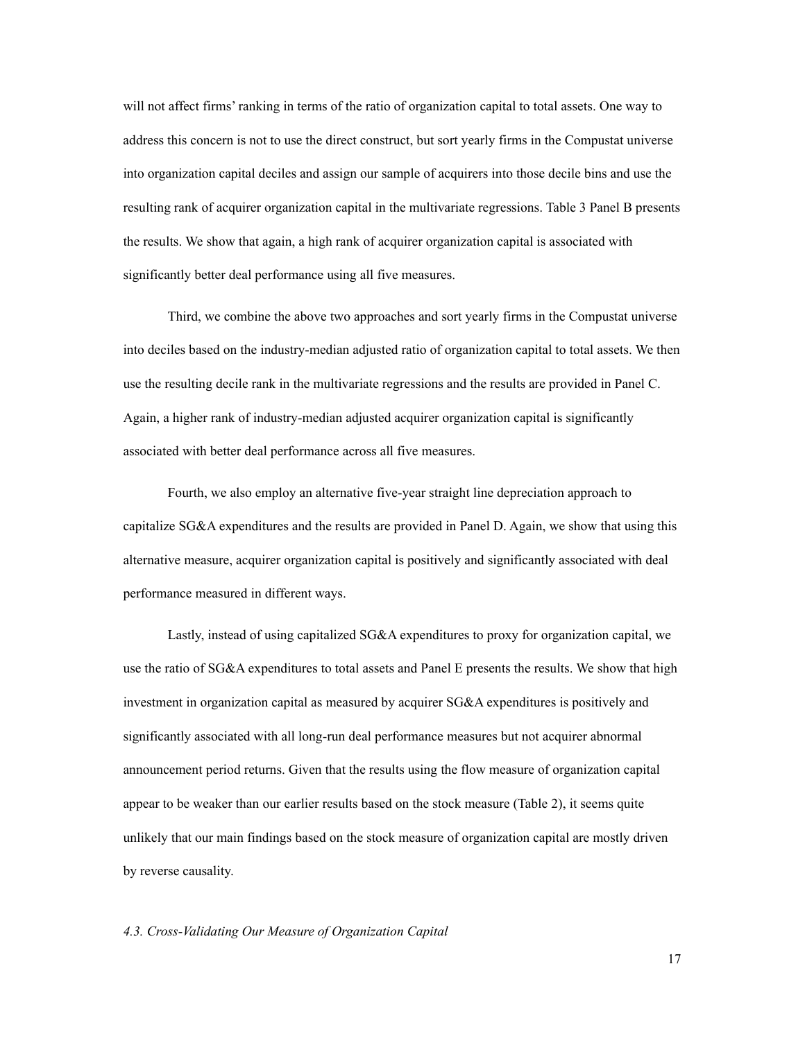will not affect firms' ranking in terms of the ratio of organization capital to total assets. One way to address this concern is not to use the direct construct, but sort yearly firms in the Compustat universe into organization capital deciles and assign our sample of acquirers into those decile bins and use the resulting rank of acquirer organization capital in the multivariate regressions. Table 3 Panel B presents the results. We show that again, a high rank of acquirer organization capital is associated with significantly better deal performance using all five measures.

Third, we combine the above two approaches and sort yearly firms in the Compustat universe into deciles based on the industry-median adjusted ratio of organization capital to total assets. We then use the resulting decile rank in the multivariate regressions and the results are provided in Panel C. Again, a higher rank of industry-median adjusted acquirer organization capital is significantly associated with better deal performance across all five measures.

Fourth, we also employ an alternative five-year straight line depreciation approach to capitalize SG&A expenditures and the results are provided in Panel D. Again, we show that using this alternative measure, acquirer organization capital is positively and significantly associated with deal performance measured in different ways.

Lastly, instead of using capitalized SG&A expenditures to proxy for organization capital, we use the ratio of SG&A expenditures to total assets and Panel E presents the results. We show that high investment in organization capital as measured by acquirer SG&A expenditures is positively and significantly associated with all long-run deal performance measures but not acquirer abnormal announcement period returns. Given that the results using the flow measure of organization capital appear to be weaker than our earlier results based on the stock measure (Table 2), it seems quite unlikely that our main findings based on the stock measure of organization capital are mostly driven by reverse causality.

### *4.3. Cross-Validating Our Measure of Organization Capital*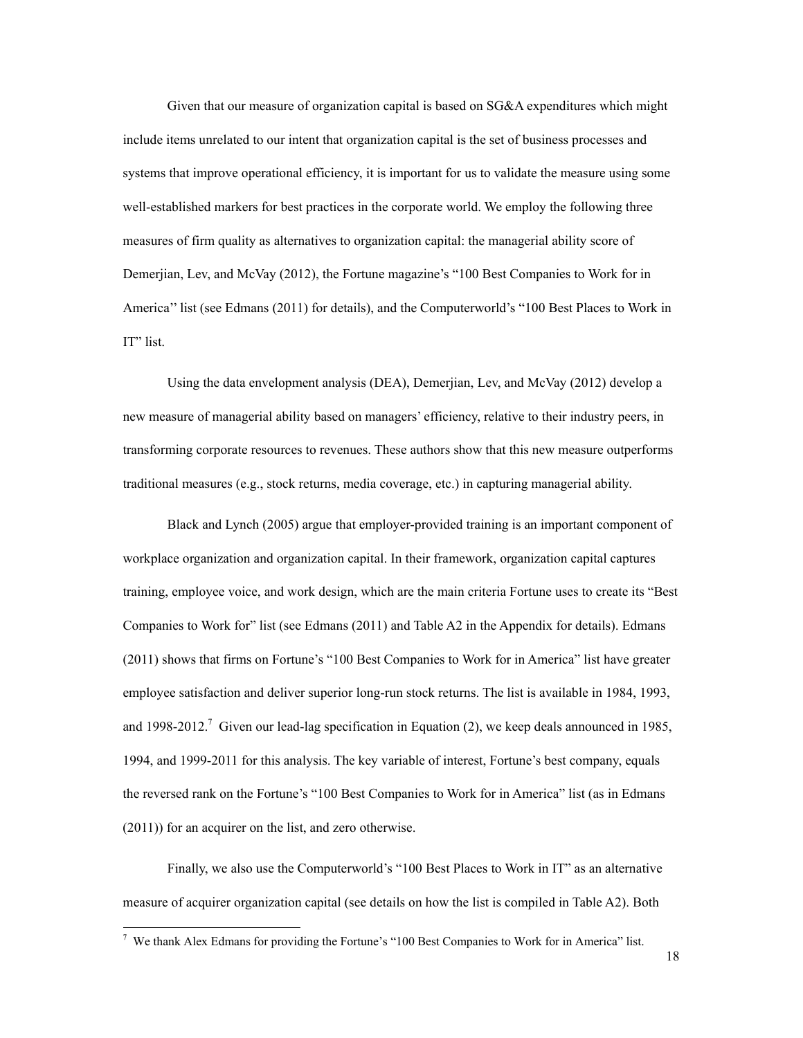Given that our measure of organization capital is based on SG&A expenditures which might include items unrelated to our intent that organization capital is the set of business processes and systems that improve operational efficiency, it is important for us to validate the measure using some well-established markers for best practices in the corporate world. We employ the following three measures of firm quality as alternatives to organization capital: the managerial ability score of Demerjian, Lev, and McVay (2012), the Fortune magazine's "100 Best Companies to Work for in America'' list (see Edmans (2011) for details), and the Computerworld's "100 Best Places to Work in IT" list.

Using the data envelopment analysis (DEA), Demerjian, Lev, and McVay (2012) develop a new measure of managerial ability based on managers' efficiency, relative to their industry peers, in transforming corporate resources to revenues. These authors show that this new measure outperforms traditional measures (e.g., stock returns, media coverage, etc.) in capturing managerial ability.

Black and Lynch (2005) argue that employer-provided training is an important component of workplace organization and organization capital. In their framework, organization capital captures training, employee voice, and work design, which are the main criteria Fortune uses to create its "Best Companies to Work for" list (see Edmans (2011) and Table A2 in the Appendix for details). Edmans (2011) shows that firms on Fortune's "100 Best Companies to Work for in America" list have greater employee satisfaction and deliver superior long-run stock returns. The list is available in 1984, 1993, and 1998-2012.[7] Given our lead-lag specification in Equation (2), we keep deals announced in 1985, 1994, and 1999-2011 for this analysis. The key variable of interest, Fortune's best company, equals the reversed rank on the Fortune's "100 Best Companies to Work for in America" list (as in Edmans (2011)) for an acquirer on the list, and zero otherwise.

Finally, we also use the Computerworld's "100 Best Places to Work in IT" as an alternative measure of acquirer organization capital (see details on how the list is compiled in Table A2). Both

[7] We thank Alex Edmans for providing the Fortune's "100 Best Companies to Work for in America" list.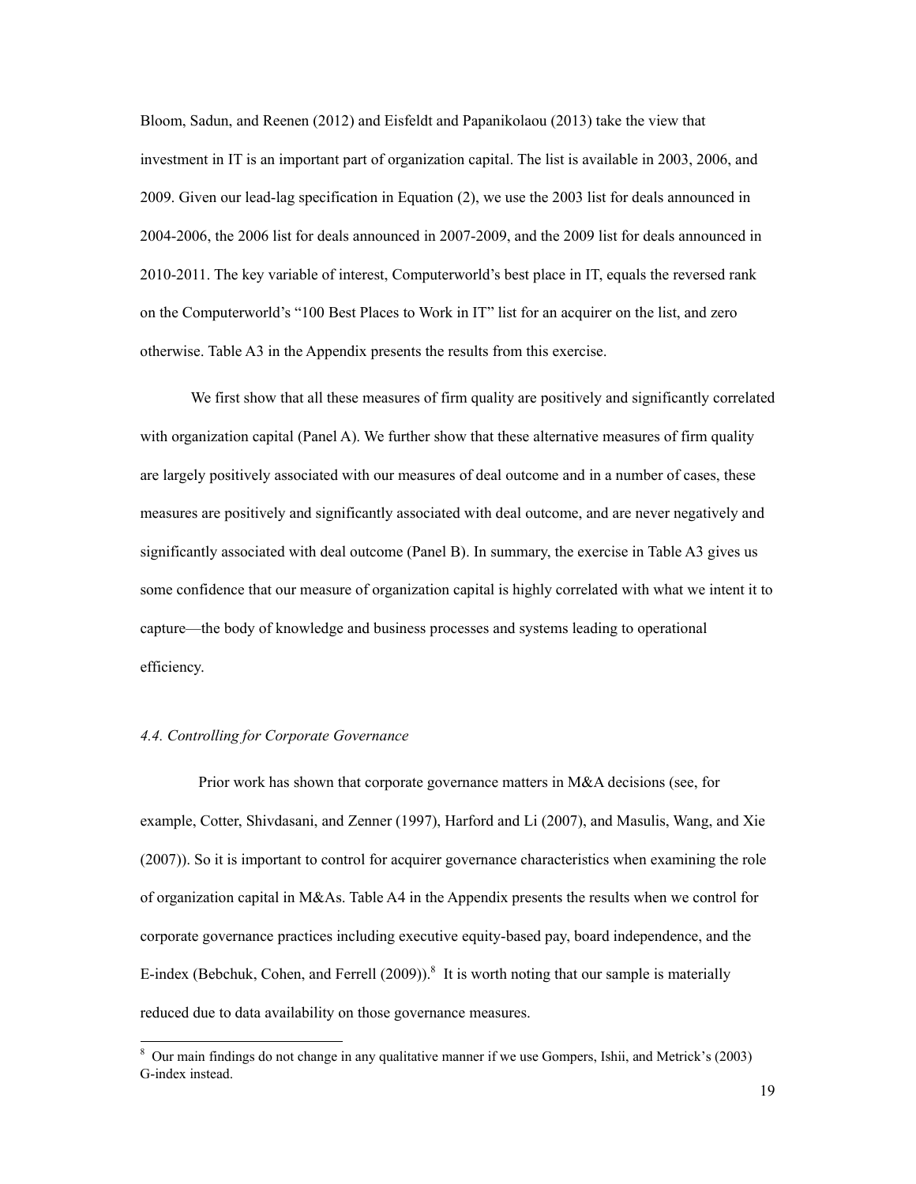Bloom, Sadun, and Reenen (2012) and Eisfeldt and Papanikolaou (2013) take the view that investment in IT is an important part of organization capital. The list is available in 2003, 2006, and 2009. Given our lead-lag specification in Equation (2), we use the 2003 list for deals announced in 2004-2006, the 2006 list for deals announced in 2007-2009, and the 2009 list for deals announced in 2010-2011. The key variable of interest, Computerworld's best place in IT, equals the reversed rank on the Computerworld's "100 Best Places to Work in IT" list for an acquirer on the list, and zero otherwise. Table A3 in the Appendix presents the results from this exercise.

We first show that all these measures of firm quality are positively and significantly correlated with organization capital (Panel A). We further show that these alternative measures of firm quality are largely positively associated with our measures of deal outcome and in a number of cases, these measures are positively and significantly associated with deal outcome, and are never negatively and significantly associated with deal outcome (Panel B). In summary, the exercise in Table A3 gives us some confidence that our measure of organization capital is highly correlated with what we intent it to capture—the body of knowledge and business processes and systems leading to operational efficiency.

### *4.4. Controlling for Corporate Governance*

Prior work has shown that corporate governance matters in M&A decisions (see, for example, Cotter, Shivdasani, and Zenner (1997), Harford and Li (2007), and Masulis, Wang, and Xie (2007)). So it is important to control for acquirer governance characteristics when examining the role of organization capital in M&As. Table A4 in the Appendix presents the results when we control for corporate governance practices including executive equity-based pay, board independence, and the E-index (Bebchuk, Cohen, and Ferrell (2009)).[8] It is worth noting that our sample is materially reduced due to data availability on those governance measures.

[8] Our main findings do not change in any qualitative manner if we use Gompers, Ishii, and Metrick's (2003) G-index instead.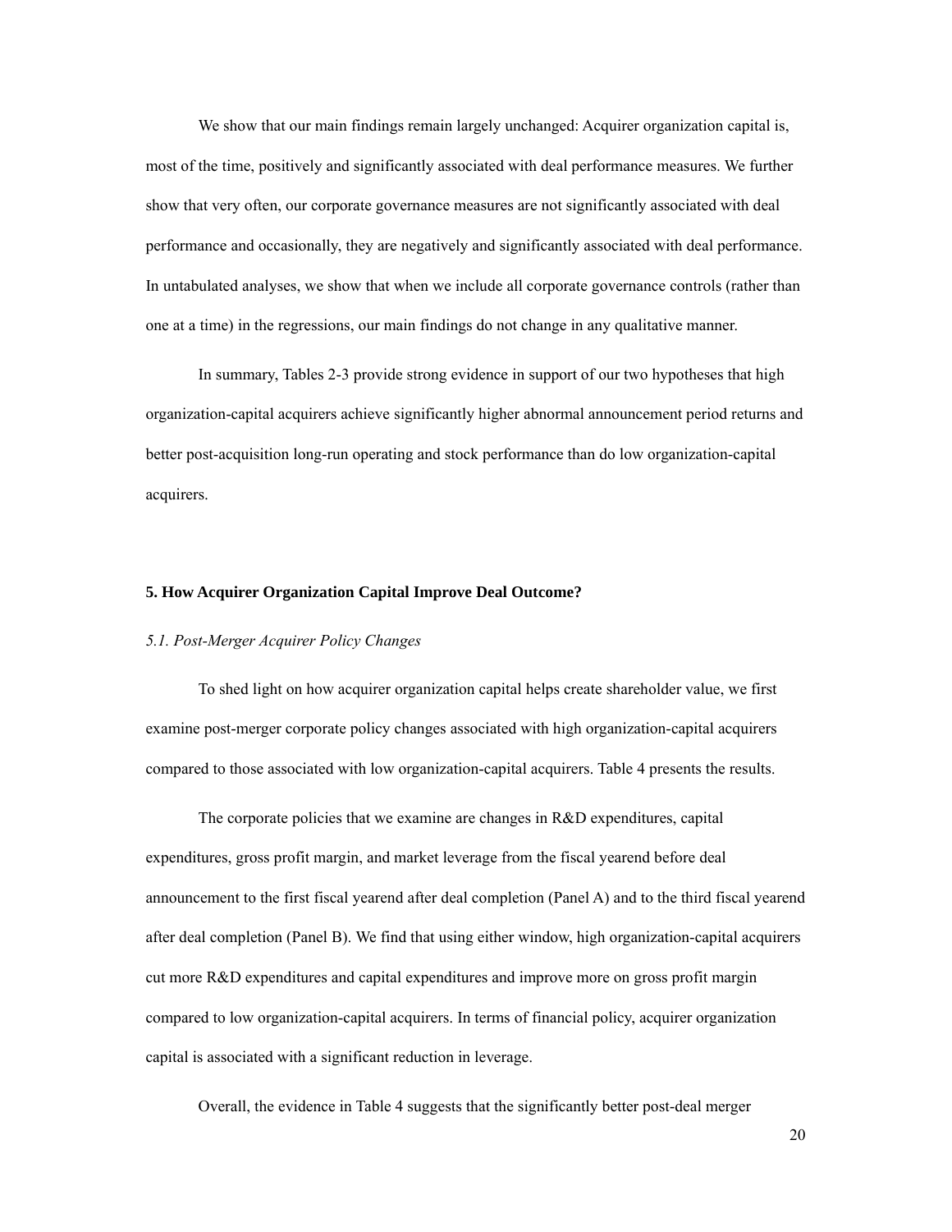We show that our main findings remain largely unchanged: Acquirer organization capital is, most of the time, positively and significantly associated with deal performance measures. We further show that very often, our corporate governance measures are not significantly associated with deal performance and occasionally, they are negatively and significantly associated with deal performance. In untabulated analyses, we show that when we include all corporate governance controls (rather than one at a time) in the regressions, our main findings do not change in any qualitative manner.

In summary, Tables 2-3 provide strong evidence in support of our two hypotheses that high organization-capital acquirers achieve significantly higher abnormal announcement period returns and better post-acquisition long-run operating and stock performance than do low organization-capital acquirers.

## 5. How Acquirer Organization Capital Improve Deal Outcome?

### *5.1. Post-Merger Acquirer Policy Changes*

To shed light on how acquirer organization capital helps create shareholder value, we first examine post-merger corporate policy changes associated with high organization-capital acquirers compared to those associated with low organization-capital acquirers. Table 4 presents the results.

The corporate policies that we examine are changes in R&D expenditures, capital expenditures, gross profit margin, and market leverage from the fiscal yearend before deal announcement to the first fiscal yearend after deal completion (Panel A) and to the third fiscal yearend after deal completion (Panel B). We find that using either window, high organization-capital acquirers cut more R&D expenditures and capital expenditures and improve more on gross profit margin compared to low organization-capital acquirers. In terms of financial policy, acquirer organization capital is associated with a significant reduction in leverage.

Overall, the evidence in Table 4 suggests that the significantly better post-deal merger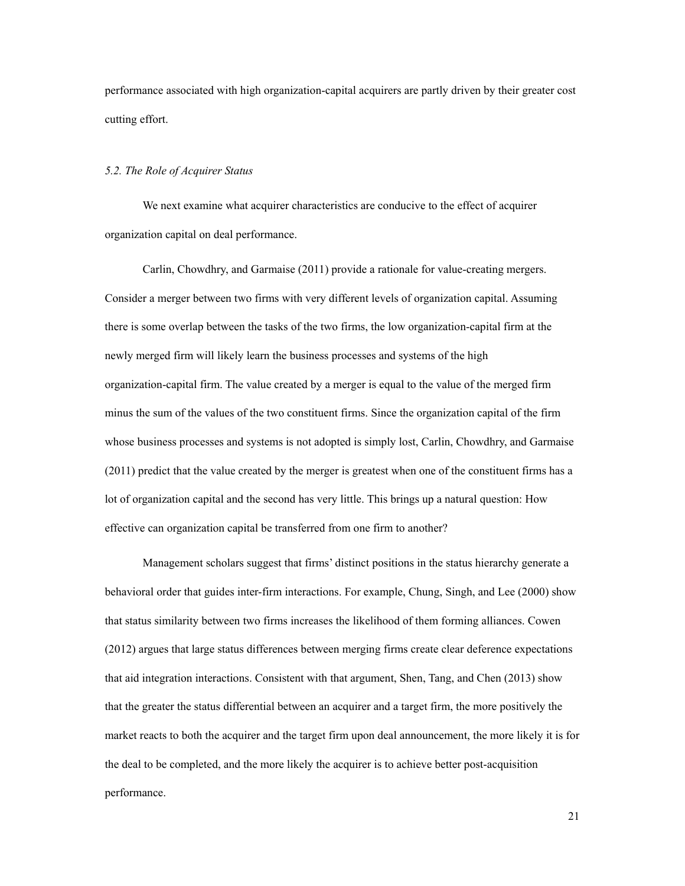performance associated with high organization-capital acquirers are partly driven by their greater cost cutting effort.

### *5.2. The Role of Acquirer Status*

We next examine what acquirer characteristics are conducive to the effect of acquirer organization capital on deal performance.

Carlin, Chowdhry, and Garmaise (2011) provide a rationale for value-creating mergers. Consider a merger between two firms with very different levels of organization capital. Assuming there is some overlap between the tasks of the two firms, the low organization-capital firm at the newly merged firm will likely learn the business processes and systems of the high organization-capital firm. The value created by a merger is equal to the value of the merged firm minus the sum of the values of the two constituent firms. Since the organization capital of the firm whose business processes and systems is not adopted is simply lost, Carlin, Chowdhry, and Garmaise (2011) predict that the value created by the merger is greatest when one of the constituent firms has a lot of organization capital and the second has very little. This brings up a natural question: How effective can organization capital be transferred from one firm to another?

Management scholars suggest that firms' distinct positions in the status hierarchy generate a behavioral order that guides inter-firm interactions. For example, Chung, Singh, and Lee (2000) show that status similarity between two firms increases the likelihood of them forming alliances. Cowen (2012) argues that large status differences between merging firms create clear deference expectations that aid integration interactions. Consistent with that argument, Shen, Tang, and Chen (2013) show that the greater the status differential between an acquirer and a target firm, the more positively the market reacts to both the acquirer and the target firm upon deal announcement, the more likely it is for the deal to be completed, and the more likely the acquirer is to achieve better post-acquisition performance.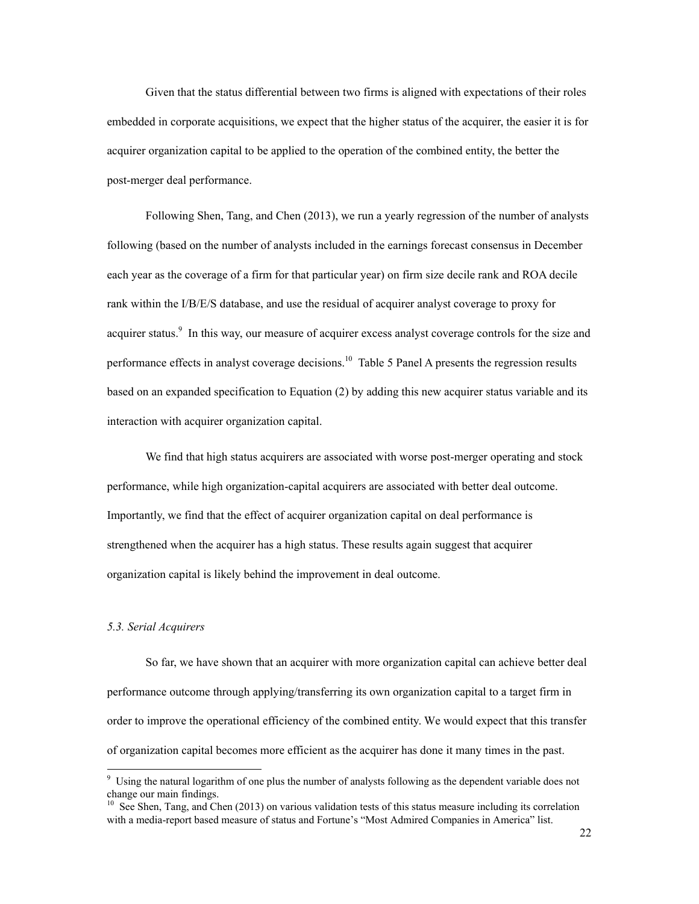Given that the status differential between two firms is aligned with expectations of their roles embedded in corporate acquisitions, we expect that the higher status of the acquirer, the easier it is for acquirer organization capital to be applied to the operation of the combined entity, the better the post-merger deal performance.

Following Shen, Tang, and Chen (2013), we run a yearly regression of the number of analysts following (based on the number of analysts included in the earnings forecast consensus in December each year as the coverage of a firm for that particular year) on firm size decile rank and ROA decile rank within the I/B/E/S database, and use the residual of acquirer analyst coverage to proxy for acquirer status.[9] In this way, our measure of acquirer excess analyst coverage controls for the size and performance effects in analyst coverage decisions.[10] Table 5 Panel A presents the regression results based on an expanded specification to Equation (2) by adding this new acquirer status variable and its interaction with acquirer organization capital.

We find that high status acquirers are associated with worse post-merger operating and stock performance, while high organization-capital acquirers are associated with better deal outcome. Importantly, we find that the effect of acquirer organization capital on deal performance is strengthened when the acquirer has a high status. These results again suggest that acquirer organization capital is likely behind the improvement in deal outcome.

### *5.3. Serial Acquirers*

So far, we have shown that an acquirer with more organization capital can achieve better deal performance outcome through applying/transferring its own organization capital to a target firm in order to improve the operational efficiency of the combined entity. We would expect that this transfer of organization capital becomes more efficient as the acquirer has done it many times in the past.

---

[9] Using the natural logarithm of one plus the number of analysts following as the dependent variable does not change our main findings.

[10] See Shen, Tang, and Chen (2013) on various validation tests of this status measure including its correlation with a media-report based measure of status and Fortune's "Most Admired Companies in America" list.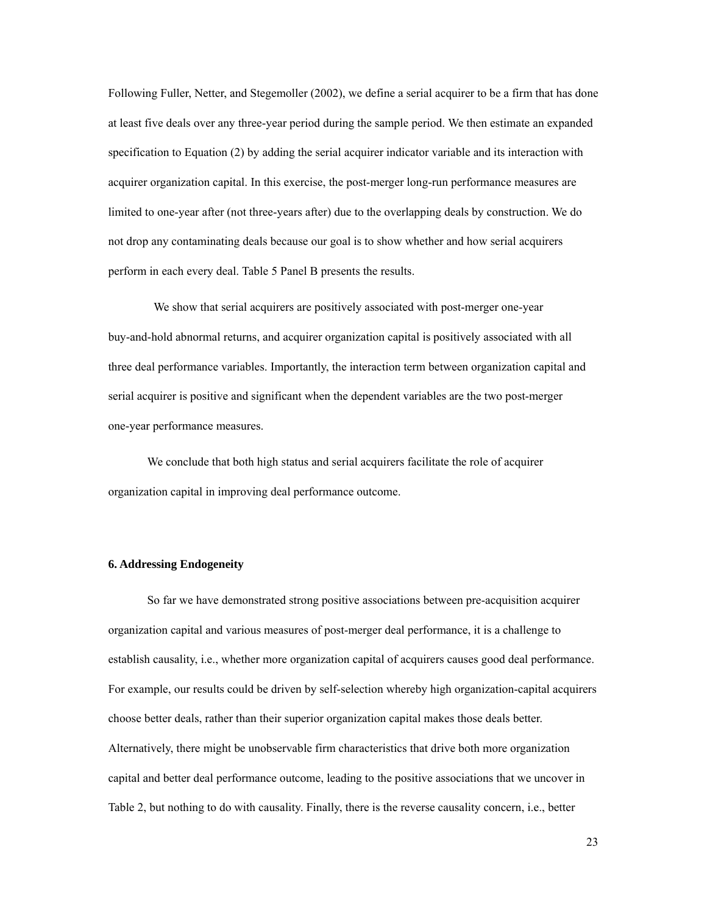Following Fuller, Netter, and Stegemoller (2002), we define a serial acquirer to be a firm that has done at least five deals over any three-year period during the sample period. We then estimate an expanded specification to Equation (2) by adding the serial acquirer indicator variable and its interaction with acquirer organization capital. In this exercise, the post-merger long-run performance measures are limited to one-year after (not three-years after) due to the overlapping deals by construction. We do not drop any contaminating deals because our goal is to show whether and how serial acquirers perform in each every deal. Table 5 Panel B presents the results.

We show that serial acquirers are positively associated with post-merger one-year buy-and-hold abnormal returns, and acquirer organization capital is positively associated with all three deal performance variables. Importantly, the interaction term between organization capital and serial acquirer is positive and significant when the dependent variables are the two post-merger one-year performance measures.

We conclude that both high status and serial acquirers facilitate the role of acquirer organization capital in improving deal performance outcome.

## 6. Addressing Endogeneity

So far we have demonstrated strong positive associations between pre-acquisition acquirer organization capital and various measures of post-merger deal performance, it is a challenge to establish causality, i.e., whether more organization capital of acquirers causes good deal performance. For example, our results could be driven by self-selection whereby high organization-capital acquirers choose better deals, rather than their superior organization capital makes those deals better. Alternatively, there might be unobservable firm characteristics that drive both more organization capital and better deal performance outcome, leading to the positive associations that we uncover in Table 2, but nothing to do with causality. Finally, there is the reverse causality concern, i.e., better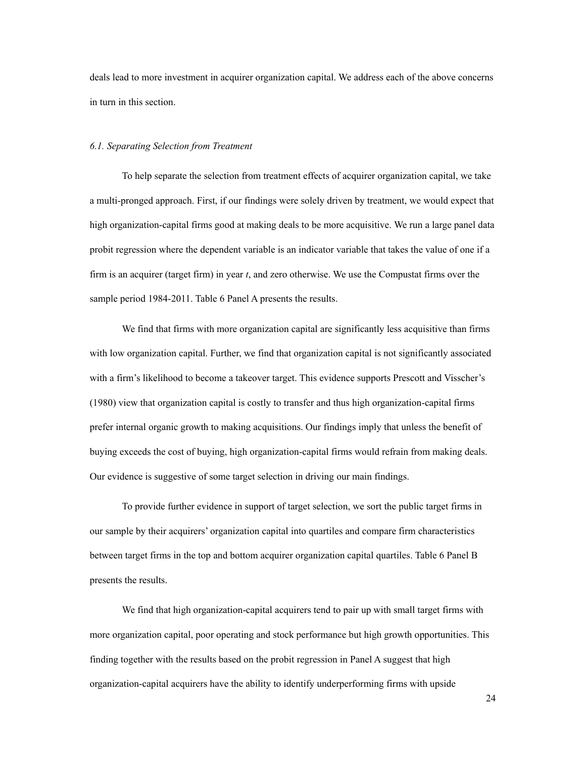deals lead to more investment in acquirer organization capital. We address each of the above concerns in turn in this section.

### *6.1. Separating Selection from Treatment*

To help separate the selection from treatment effects of acquirer organization capital, we take a multi-pronged approach. First, if our findings were solely driven by treatment, we would expect that high organization-capital firms good at making deals to be more acquisitive. We run a large panel data probit regression where the dependent variable is an indicator variable that takes the value of one if a firm is an acquirer (target firm) in year *t*, and zero otherwise. We use the Compustat firms over the sample period 1984-2011. Table 6 Panel A presents the results.

We find that firms with more organization capital are significantly less acquisitive than firms with low organization capital. Further, we find that organization capital is not significantly associated with a firm's likelihood to become a takeover target. This evidence supports Prescott and Visscher's (1980) view that organization capital is costly to transfer and thus high organization-capital firms prefer internal organic growth to making acquisitions. Our findings imply that unless the benefit of buying exceeds the cost of buying, high organization-capital firms would refrain from making deals. Our evidence is suggestive of some target selection in driving our main findings.

To provide further evidence in support of target selection, we sort the public target firms in our sample by their acquirers' organization capital into quartiles and compare firm characteristics between target firms in the top and bottom acquirer organization capital quartiles. Table 6 Panel B presents the results.

We find that high organization-capital acquirers tend to pair up with small target firms with more organization capital, poor operating and stock performance but high growth opportunities. This finding together with the results based on the probit regression in Panel A suggest that high organization-capital acquirers have the ability to identify underperforming firms with upside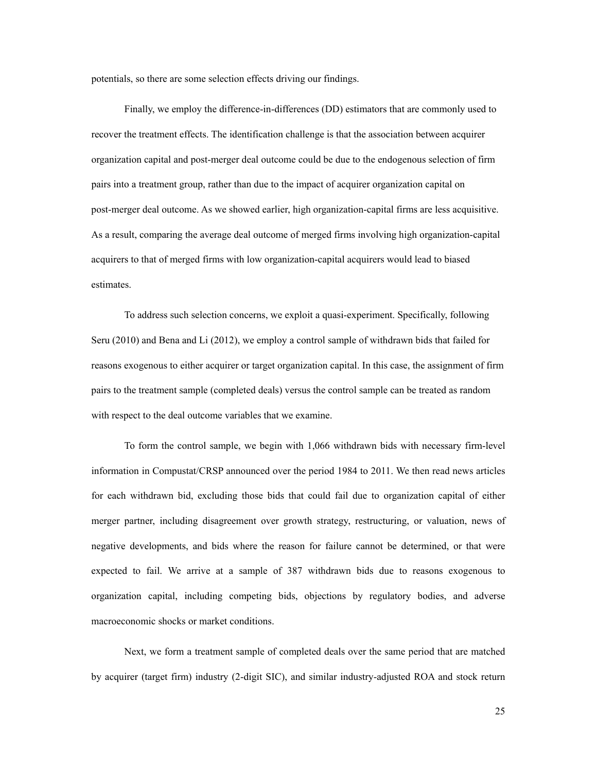potentials, so there are some selection effects driving our findings.

Finally, we employ the difference-in-differences (DD) estimators that are commonly used to recover the treatment effects. The identification challenge is that the association between acquirer organization capital and post-merger deal outcome could be due to the endogenous selection of firm pairs into a treatment group, rather than due to the impact of acquirer organization capital on post-merger deal outcome. As we showed earlier, high organization-capital firms are less acquisitive. As a result, comparing the average deal outcome of merged firms involving high organization-capital acquirers to that of merged firms with low organization-capital acquirers would lead to biased estimates.

To address such selection concerns, we exploit a quasi-experiment. Specifically, following Seru (2010) and Bena and Li (2012), we employ a control sample of withdrawn bids that failed for reasons exogenous to either acquirer or target organization capital. In this case, the assignment of firm pairs to the treatment sample (completed deals) versus the control sample can be treated as random with respect to the deal outcome variables that we examine.

To form the control sample, we begin with 1,066 withdrawn bids with necessary firm-level information in Compustat/CRSP announced over the period 1984 to 2011. We then read news articles for each withdrawn bid, excluding those bids that could fail due to organization capital of either merger partner, including disagreement over growth strategy, restructuring, or valuation, news of negative developments, and bids where the reason for failure cannot be determined, or that were expected to fail. We arrive at a sample of 387 withdrawn bids due to reasons exogenous to organization capital, including competing bids, objections by regulatory bodies, and adverse macroeconomic shocks or market conditions.

Next, we form a treatment sample of completed deals over the same period that are matched by acquirer (target firm) industry (2-digit SIC), and similar industry-adjusted ROA and stock return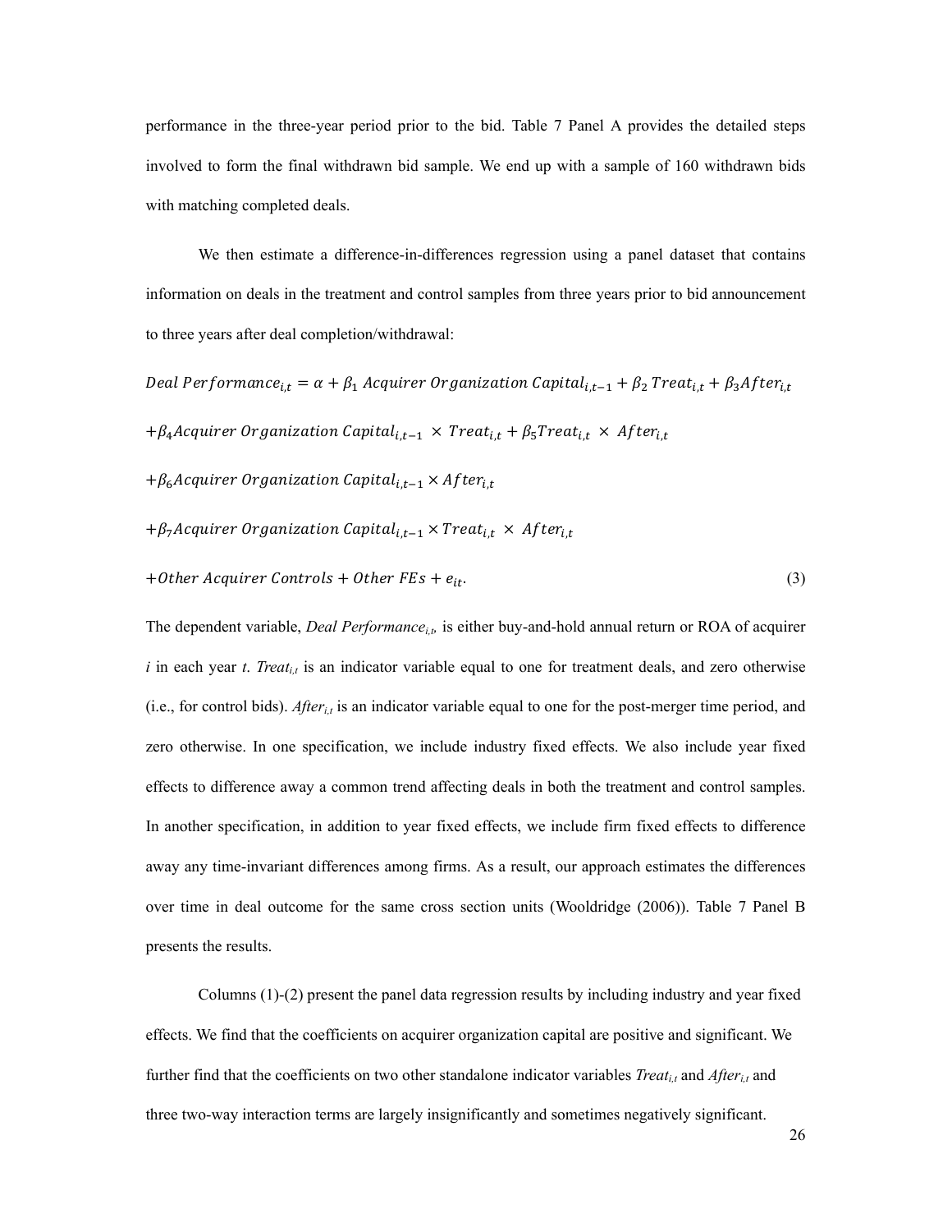performance in the three-year period prior to the bid. Table 7 Panel A provides the detailed steps involved to form the final withdrawn bid sample. We end up with a sample of 160 withdrawn bids with matching completed deals.

We then estimate a difference-in-differences regression using a panel dataset that contains information on deals in the treatment and control samples from three years prior to bid announcement to three years after deal completion/withdrawal:

$$
\begin{aligned}
Deal\ Performance_{i,t} = {} & \alpha + \beta_1\ Acquirer\ Organization\ Capital_{i,t-1} + \beta_2\ Treat_{i,t} + \beta_3 After_{i,t} \\
& + \beta_4 Acquirer\ Organization\ Capital_{i,t-1}\ \times\ Treat_{i,t} + \beta_5 Treat_{i,t}\ \times\ After_{i,t} \\
& + \beta_6 Acquirer\ Organization\ Capital_{i,t-1} \times After_{i,t} \\
& + \beta_7 Acquirer\ Organization\ Capital_{i,t-1} \times Treat_{i,t}\ \times\ After_{i,t} \\
& + Other\ Acquirer\ Controls + Other\ FEs + e_{it}.
\end{aligned} \tag{3}
$$

The dependent variable, *Deal Performance*$_{i,t}$, is either buy-and-hold annual return or ROA of acquirer *i* in each year *t*. *Treat*$_{i,t}$ is an indicator variable equal to one for treatment deals, and zero otherwise (i.e., for control bids). *After*$_{i,t}$ is an indicator variable equal to one for the post-merger time period, and zero otherwise. In one specification, we include industry fixed effects. We also include year fixed effects to difference away a common trend affecting deals in both the treatment and control samples. In another specification, in addition to year fixed effects, we include firm fixed effects to difference away any time-invariant differences among firms. As a result, our approach estimates the differences over time in deal outcome for the same cross section units (Wooldridge (2006)). Table 7 Panel B presents the results.

Columns (1)-(2) present the panel data regression results by including industry and year fixed effects. We find that the coefficients on acquirer organization capital are positive and significant. We further find that the coefficients on two other standalone indicator variables *Treat*$_{i,t}$ and *After*$_{i,t}$ and three two-way interaction terms are largely insignificantly and sometimes negatively significant.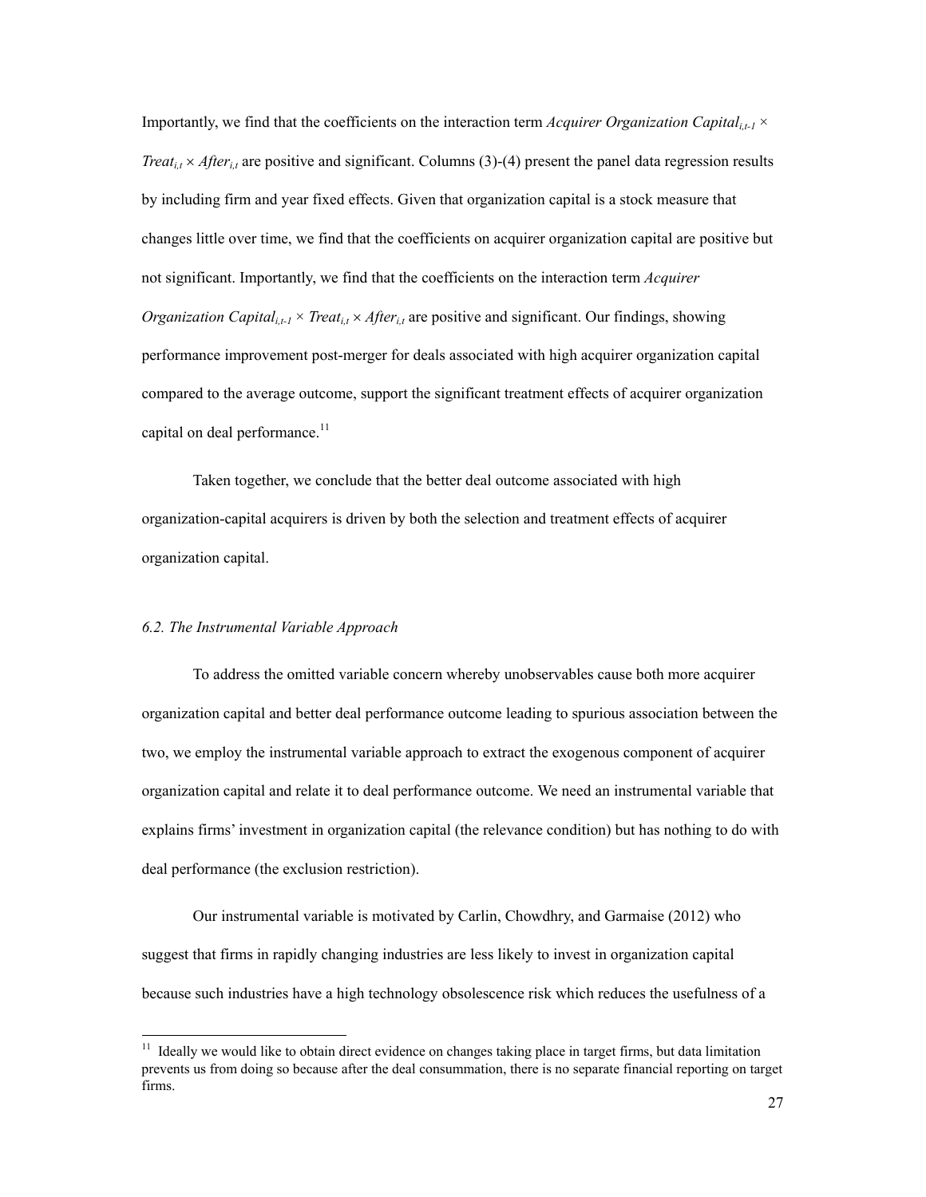Importantly, we find that the coefficients on the interaction term *Acquirer Organization Capital*$_{i,t-1}$ × *Treat*$_{i,t}$ × *After*$_{i,t}$ are positive and significant. Columns (3)-(4) present the panel data regression results by including firm and year fixed effects. Given that organization capital is a stock measure that changes little over time, we find that the coefficients on acquirer organization capital are positive but not significant. Importantly, we find that the coefficients on the interaction term *Acquirer Organization Capital*$_{i,t-1}$ × *Treat*$_{i,t}$ × *After*$_{i,t}$ are positive and significant. Our findings, showing performance improvement post-merger for deals associated with high acquirer organization capital compared to the average outcome, support the significant treatment effects of acquirer organization capital on deal performance.[11]

Taken together, we conclude that the better deal outcome associated with high organization-capital acquirers is driven by both the selection and treatment effects of acquirer organization capital.

### *6.2. The Instrumental Variable Approach*

To address the omitted variable concern whereby unobservables cause both more acquirer organization capital and better deal performance outcome leading to spurious association between the two, we employ the instrumental variable approach to extract the exogenous component of acquirer organization capital and relate it to deal performance outcome. We need an instrumental variable that explains firms' investment in organization capital (the relevance condition) but has nothing to do with deal performance (the exclusion restriction).

Our instrumental variable is motivated by Carlin, Chowdhry, and Garmaise (2012) who suggest that firms in rapidly changing industries are less likely to invest in organization capital because such industries have a high technology obsolescence risk which reduces the usefulness of a

[11] Ideally we would like to obtain direct evidence on changes taking place in target firms, but data limitation prevents us from doing so because after the deal consummation, there is no separate financial reporting on target firms.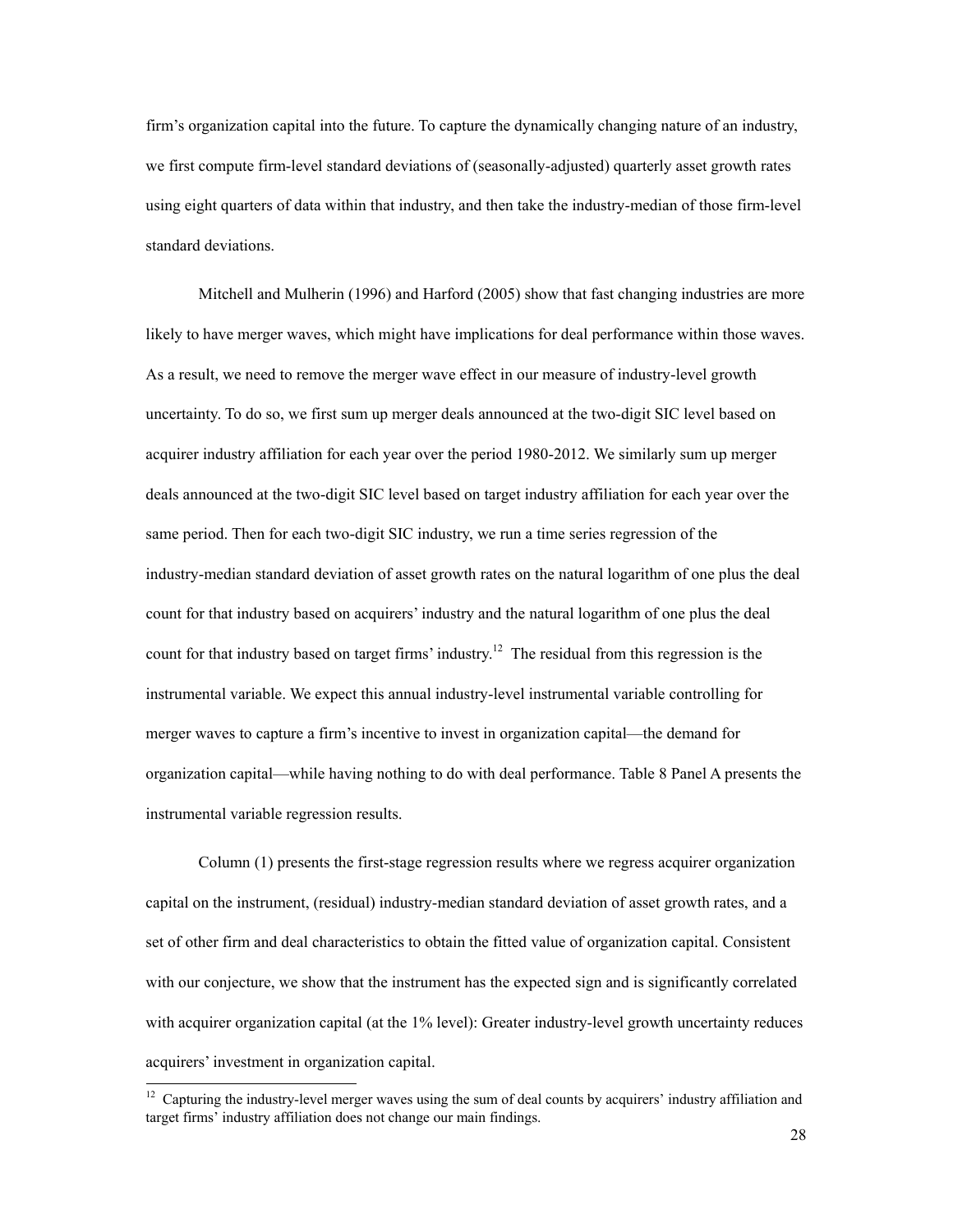firm's organization capital into the future. To capture the dynamically changing nature of an industry, we first compute firm-level standard deviations of (seasonally-adjusted) quarterly asset growth rates using eight quarters of data within that industry, and then take the industry-median of those firm-level standard deviations.

Mitchell and Mulherin (1996) and Harford (2005) show that fast changing industries are more likely to have merger waves, which might have implications for deal performance within those waves. As a result, we need to remove the merger wave effect in our measure of industry-level growth uncertainty. To do so, we first sum up merger deals announced at the two-digit SIC level based on acquirer industry affiliation for each year over the period 1980-2012. We similarly sum up merger deals announced at the two-digit SIC level based on target industry affiliation for each year over the same period. Then for each two-digit SIC industry, we run a time series regression of the industry-median standard deviation of asset growth rates on the natural logarithm of one plus the deal count for that industry based on acquirers' industry and the natural logarithm of one plus the deal count for that industry based on target firms' industry.[12] The residual from this regression is the instrumental variable. We expect this annual industry-level instrumental variable controlling for merger waves to capture a firm's incentive to invest in organization capital—the demand for organization capital—while having nothing to do with deal performance. Table 8 Panel A presents the instrumental variable regression results.

Column (1) presents the first-stage regression results where we regress acquirer organization capital on the instrument, (residual) industry-median standard deviation of asset growth rates, and a set of other firm and deal characteristics to obtain the fitted value of organization capital. Consistent with our conjecture, we show that the instrument has the expected sign and is significantly correlated with acquirer organization capital (at the 1% level): Greater industry-level growth uncertainty reduces acquirers' investment in organization capital.

[12] Capturing the industry-level merger waves using the sum of deal counts by acquirers' industry affiliation and target firms' industry affiliation does not change our main findings.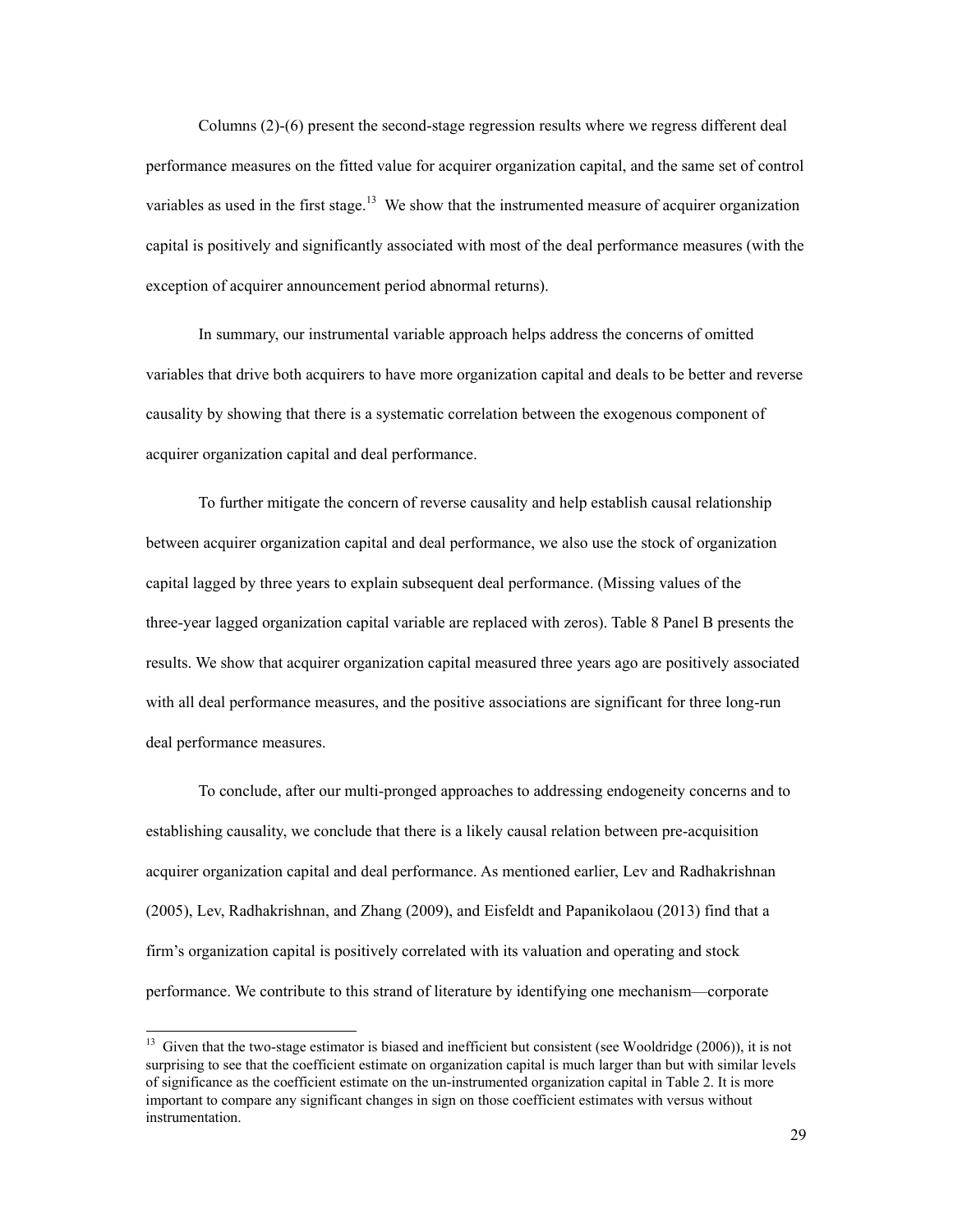Columns (2)-(6) present the second-stage regression results where we regress different deal performance measures on the fitted value for acquirer organization capital, and the same set of control variables as used in the first stage.[13] We show that the instrumented measure of acquirer organization capital is positively and significantly associated with most of the deal performance measures (with the exception of acquirer announcement period abnormal returns).

In summary, our instrumental variable approach helps address the concerns of omitted variables that drive both acquirers to have more organization capital and deals to be better and reverse causality by showing that there is a systematic correlation between the exogenous component of acquirer organization capital and deal performance.

To further mitigate the concern of reverse causality and help establish causal relationship between acquirer organization capital and deal performance, we also use the stock of organization capital lagged by three years to explain subsequent deal performance. (Missing values of the three-year lagged organization capital variable are replaced with zeros). Table 8 Panel B presents the results. We show that acquirer organization capital measured three years ago are positively associated with all deal performance measures, and the positive associations are significant for three long-run deal performance measures.

To conclude, after our multi-pronged approaches to addressing endogeneity concerns and to establishing causality, we conclude that there is a likely causal relation between pre-acquisition acquirer organization capital and deal performance. As mentioned earlier, Lev and Radhakrishnan (2005), Lev, Radhakrishnan, and Zhang (2009), and Eisfeldt and Papanikolaou (2013) find that a firm's organization capital is positively correlated with its valuation and operating and stock performance. We contribute to this strand of literature by identifying one mechanism—corporate

---

[13] Given that the two-stage estimator is biased and inefficient but consistent (see Wooldridge (2006)), it is not surprising to see that the coefficient estimate on organization capital is much larger than but with similar levels of significance as the coefficient estimate on the un-instrumented organization capital in Table 2. It is more important to compare any significant changes in sign on those coefficient estimates with versus without instrumentation.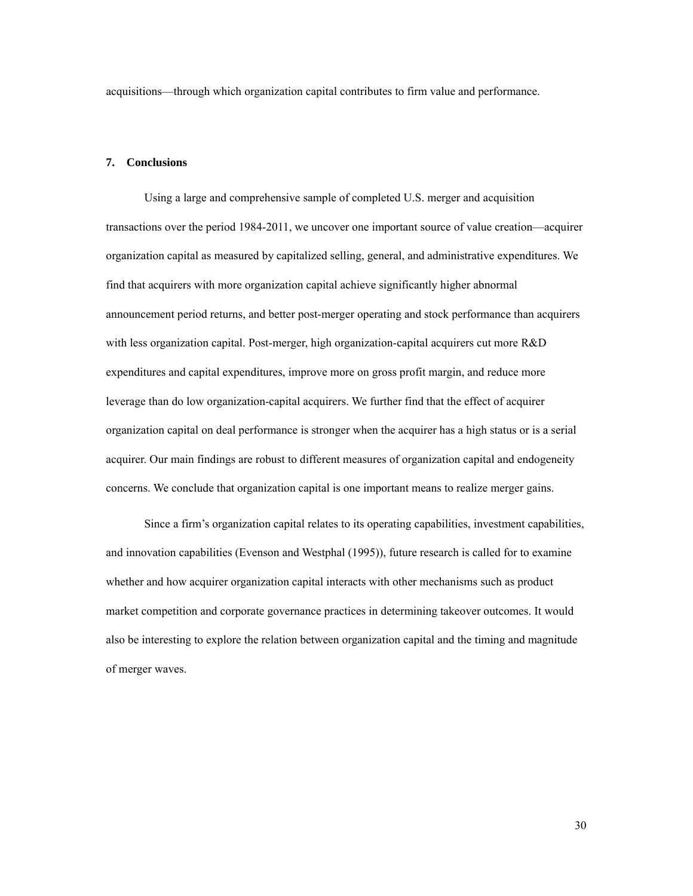acquisitions—through which organization capital contributes to firm value and performance.

## 7. Conclusions

Using a large and comprehensive sample of completed U.S. merger and acquisition transactions over the period 1984-2011, we uncover one important source of value creation—acquirer organization capital as measured by capitalized selling, general, and administrative expenditures. We find that acquirers with more organization capital achieve significantly higher abnormal announcement period returns, and better post-merger operating and stock performance than acquirers with less organization capital. Post-merger, high organization-capital acquirers cut more R&D expenditures and capital expenditures, improve more on gross profit margin, and reduce more leverage than do low organization-capital acquirers. We further find that the effect of acquirer organization capital on deal performance is stronger when the acquirer has a high status or is a serial acquirer. Our main findings are robust to different measures of organization capital and endogeneity concerns. We conclude that organization capital is one important means to realize merger gains.

Since a firm's organization capital relates to its operating capabilities, investment capabilities, and innovation capabilities (Evenson and Westphal (1995)), future research is called for to examine whether and how acquirer organization capital interacts with other mechanisms such as product market competition and corporate governance practices in determining takeover outcomes. It would also be interesting to explore the relation between organization capital and the timing and magnitude of merger waves.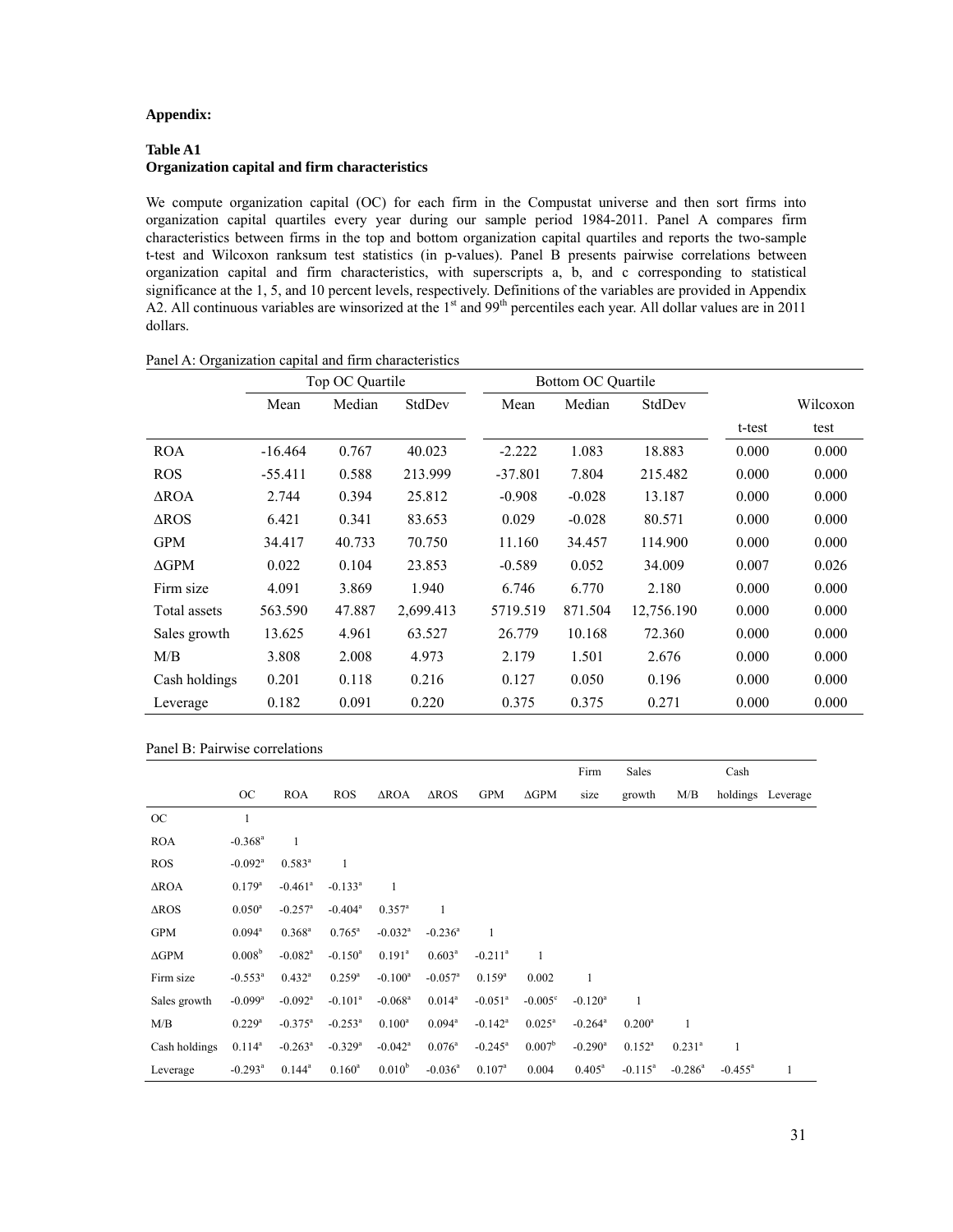**Appendix:**

**Table A1**
**Organization capital and firm characteristics**

We compute organization capital (OC) for each firm in the Compustat universe and then sort firms into organization capital quartiles every year during our sample period 1984-2011. Panel A compares firm characteristics between firms in the top and bottom organization capital quartiles and reports the two-sample t-test and Wilcoxon ranksum test statistics (in p-values). Panel B presents pairwise correlations between organization capital and firm characteristics, with superscripts a, b, and c corresponding to statistical significance at the 1, 5, and 10 percent levels, respectively. Definitions of the variables are provided in Appendix A2. All continuous variables are winsorized at the 1[st] and 99[th] percentiles each year. All dollar values are in 2011 dollars.

Panel A: Organization capital and firm characteristics

| | Top OC Quartile | | | Bottom OC Quartile | | | | |
|---|---|---|---|---|---|---|---|---|
| | Mean | Median | StdDev | Mean | Median | StdDev | t-test | Wilcoxon test |
| ROA | -16.464 | 0.767 | 40.023 | -2.222 | 1.083 | 18.883 | 0.000 | 0.000 |
| ROS | -55.411 | 0.588 | 213.999 | -37.801 | 7.804 | 215.482 | 0.000 | 0.000 |
| ΔROA | 2.744 | 0.394 | 25.812 | -0.908 | -0.028 | 13.187 | 0.000 | 0.000 |
| ΔROS | 6.421 | 0.341 | 83.653 | 0.029 | -0.028 | 80.571 | 0.000 | 0.000 |
| GPM | 34.417 | 40.733 | 70.750 | 11.160 | 34.457 | 114.900 | 0.000 | 0.000 |
| ΔGPM | 0.022 | 0.104 | 23.853 | -0.589 | 0.052 | 34.009 | 0.007 | 0.026 |
| Firm size | 4.091 | 3.869 | 1.940 | 6.746 | 6.770 | 2.180 | 0.000 | 0.000 |
| Total assets | 563.590 | 47.887 | 2,699.413 | 5719.519 | 871.504 | 12,756.190 | 0.000 | 0.000 |
| Sales growth | 13.625 | 4.961 | 63.527 | 26.779 | 10.168 | 72.360 | 0.000 | 0.000 |
| M/B | 3.808 | 2.008 | 4.973 | 2.179 | 1.501 | 2.676 | 0.000 | 0.000 |
| Cash holdings | 0.201 | 0.118 | 0.216 | 0.127 | 0.050 | 0.196 | 0.000 | 0.000 |
| Leverage | 0.182 | 0.091 | 0.220 | 0.375 | 0.375 | 0.271 | 0.000 | 0.000 |

Panel B: Pairwise correlations

| | OC | ROA | ROS | ΔROA | ΔROS | GPM | ΔGPM | Firm size | Sales growth | M/B | Cash holdings | Leverage |
|---|---|---|---|---|---|---|---|---|---|---|---|---|
| OC | 1 | | | | | | | | | | | |
| ROA | -0.368[a] | 1 | | | | | | | | | | |
| ROS | -0.092[a] | 0.583[a] | 1 | | | | | | | | | |
| ΔROA | 0.179[a] | -0.461[a] | -0.133[a] | 1 | | | | | | | | |
| ΔROS | 0.050[a] | -0.257[a] | -0.404[a] | 0.357[a] | 1 | | | | | | | |
| GPM | 0.094[a] | 0.368[a] | 0.765[a] | -0.032[a] | -0.236[a] | 1 | | | | | | |
| ΔGPM | 0.008[b] | -0.082[a] | -0.150[a] | 0.191[a] | 0.603[a] | -0.211[a] | 1 | | | | | |
| Firm size | -0.553[a] | 0.432[a] | 0.259[a] | -0.100[a] | -0.057[a] | 0.159[a] | 0.002 | 1 | | | | |
| Sales growth | -0.099[a] | -0.092[a] | -0.101[a] | -0.068[a] | 0.014[a] | -0.051[a] | -0.005[c] | -0.120[a] | 1 | | | |
| M/B | 0.229[a] | -0.375[a] | -0.253[a] | 0.100[a] | 0.094[a] | -0.142[a] | 0.025[a] | -0.264[a] | 0.200[a] | 1 | | |
| Cash holdings | 0.114[a] | -0.263[a] | -0.329[a] | -0.042[a] | 0.076[a] | -0.245[a] | 0.007[b] | -0.290[a] | 0.152[a] | 0.231[a] | 1 | |
| Leverage | -0.293[a] | 0.144[a] | 0.160[a] | 0.010[b] | -0.036[a] | 0.107[a] | 0.004 | 0.405[a] | -0.115[a] | -0.286[a] | -0.455[a] | 1 |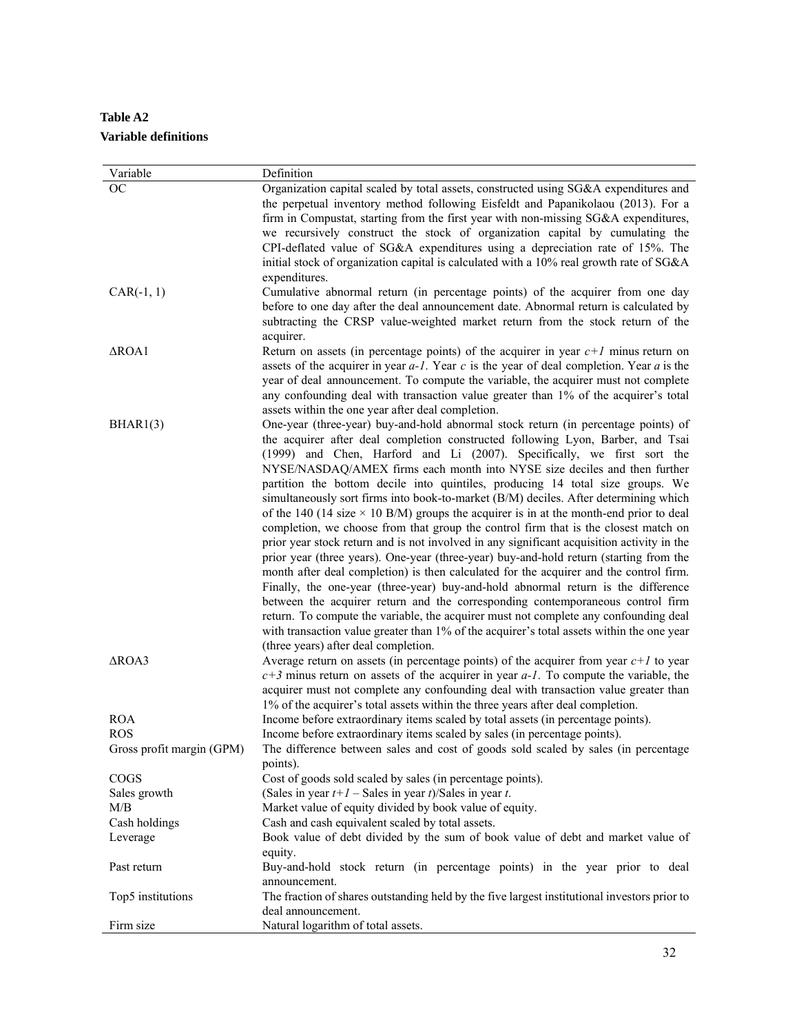**Table A2**
**Variable definitions**

| Variable | Definition |
|---|---|
| OC | Organization capital scaled by total assets, constructed using SG&A expenditures and the perpetual inventory method following Eisfeldt and Papanikolaou (2013). For a firm in Compustat, starting from the first year with non-missing SG&A expenditures, we recursively construct the stock of organization capital by cumulating the CPI-deflated value of SG&A expenditures using a depreciation rate of 15%. The initial stock of organization capital is calculated with a 10% real growth rate of SG&A expenditures. |
| CAR(-1, 1) | Cumulative abnormal return (in percentage points) of the acquirer from one day before to one day after the deal announcement date. Abnormal return is calculated by subtracting the CRSP value-weighted market return from the stock return of the acquirer. |
| ΔROA1 | Return on assets (in percentage points) of the acquirer in year *c+1* minus return on assets of the acquirer in year *a-1*. Year *c* is the year of deal completion. Year *a* is the year of deal announcement. To compute the variable, the acquirer must not complete any confounding deal with transaction value greater than 1% of the acquirer's total assets within the one year after deal completion. |
| BHAR1(3) | One-year (three-year) buy-and-hold abnormal stock return (in percentage points) of the acquirer after deal completion constructed following Lyon, Barber, and Tsai (1999) and Chen, Harford and Li (2007). Specifically, we first sort the NYSE/NASDAQ/AMEX firms each month into NYSE size deciles and then further partition the bottom decile into quintiles, producing 14 total size groups. We simultaneously sort firms into book-to-market (B/M) deciles. After determining which of the 140 (14 size × 10 B/M) groups the acquirer is in at the month-end prior to deal completion, we choose from that group the control firm that is the closest match on prior year stock return and is not involved in any significant acquisition activity in the prior year (three years). One-year (three-year) buy-and-hold return (starting from the month after deal completion) is then calculated for the acquirer and the control firm. Finally, the one-year (three-year) buy-and-hold abnormal return is the difference between the acquirer return and the corresponding contemporaneous control firm return. To compute the variable, the acquirer must not complete any confounding deal with transaction value greater than 1% of the acquirer's total assets within the one year (three years) after deal completion. |
| ΔROA3 | Average return on assets (in percentage points) of the acquirer from year *c+1* to year *c+3* minus return on assets of the acquirer in year *a-1*. To compute the variable, the acquirer must not complete any confounding deal with transaction value greater than 1% of the acquirer's total assets within the three years after deal completion. |
| ROA | Income before extraordinary items scaled by total assets (in percentage points). |
| ROS | Income before extraordinary items scaled by sales (in percentage points). |
| Gross profit margin (GPM) | The difference between sales and cost of goods sold scaled by sales (in percentage points). |
| COGS | Cost of goods sold scaled by sales (in percentage points). |
| Sales growth | (Sales in year *t+1* – Sales in year *t*)/Sales in year *t*. |
| M/B | Market value of equity divided by book value of equity. |
| Cash holdings | Cash and cash equivalent scaled by total assets. |
| Leverage | Book value of debt divided by the sum of book value of debt and market value of equity. |
| Past return | Buy-and-hold stock return (in percentage points) in the year prior to deal announcement. |
| Top5 institutions | The fraction of shares outstanding held by the five largest institutional investors prior to deal announcement. |
| Firm size | Natural logarithm of total assets. |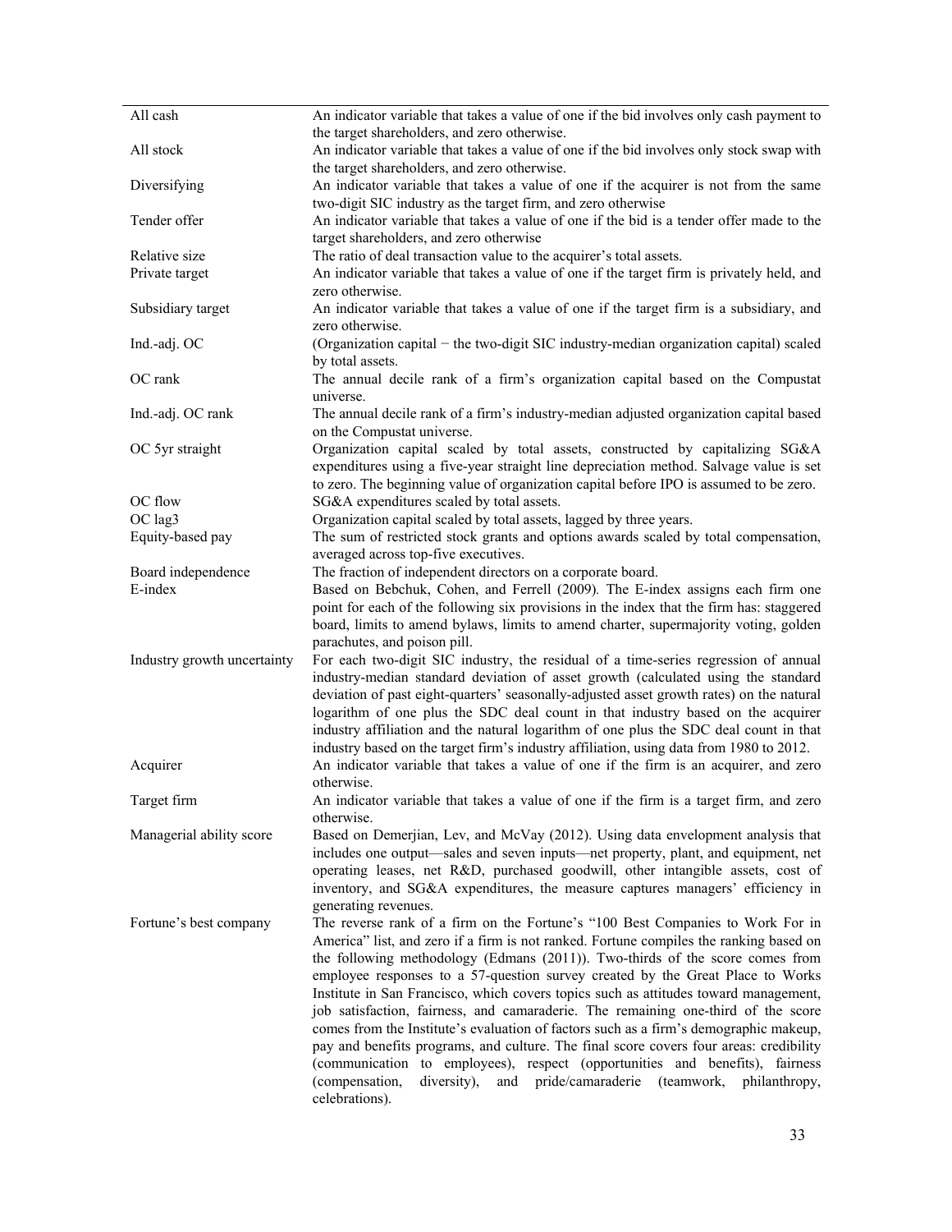| | |
|---|---|
| All cash | An indicator variable that takes a value of one if the bid involves only cash payment to the target shareholders, and zero otherwise. |
| All stock | An indicator variable that takes a value of one if the bid involves only stock swap with the target shareholders, and zero otherwise. |
| Diversifying | An indicator variable that takes a value of one if the acquirer is not from the same two-digit SIC industry as the target firm, and zero otherwise |
| Tender offer | An indicator variable that takes a value of one if the bid is a tender offer made to the target shareholders, and zero otherwise |
| Relative size | The ratio of deal transaction value to the acquirer's total assets. |
| Private target | An indicator variable that takes a value of one if the target firm is privately held, and zero otherwise. |
| Subsidiary target | An indicator variable that takes a value of one if the target firm is a subsidiary, and zero otherwise. |
| Ind.-adj. OC | (Organization capital − the two-digit SIC industry-median organization capital) scaled by total assets. |
| OC rank | The annual decile rank of a firm's organization capital based on the Compustat universe. |
| Ind.-adj. OC rank | The annual decile rank of a firm's industry-median adjusted organization capital based on the Compustat universe. |
| OC 5yr straight | Organization capital scaled by total assets, constructed by capitalizing SG&A expenditures using a five-year straight line depreciation method. Salvage value is set to zero. The beginning value of organization capital before IPO is assumed to be zero. |
| OC flow | SG&A expenditures scaled by total assets. |
| OC lag3 | Organization capital scaled by total assets, lagged by three years. |
| Equity-based pay | The sum of restricted stock grants and options awards scaled by total compensation, averaged across top-five executives. |
| Board independence | The fraction of independent directors on a corporate board. |
| E-index | Based on Bebchuk, Cohen, and Ferrell (2009). The E-index assigns each firm one point for each of the following six provisions in the index that the firm has: staggered board, limits to amend bylaws, limits to amend charter, supermajority voting, golden parachutes, and poison pill. |
| Industry growth uncertainty | For each two-digit SIC industry, the residual of a time-series regression of annual industry-median standard deviation of asset growth (calculated using the standard deviation of past eight-quarters' seasonally-adjusted asset growth rates) on the natural logarithm of one plus the SDC deal count in that industry based on the acquirer industry affiliation and the natural logarithm of one plus the SDC deal count in that industry based on the target firm's industry affiliation, using data from 1980 to 2012. |
| Acquirer | An indicator variable that takes a value of one if the firm is an acquirer, and zero otherwise. |
| Target firm | An indicator variable that takes a value of one if the firm is a target firm, and zero otherwise. |
| Managerial ability score | Based on Demerjian, Lev, and McVay (2012). Using data envelopment analysis that includes one output—sales and seven inputs—net property, plant, and equipment, net operating leases, net R&D, purchased goodwill, other intangible assets, cost of inventory, and SG&A expenditures, the measure captures managers' efficiency in generating revenues. |
| Fortune's best company | The reverse rank of a firm on the Fortune's "100 Best Companies to Work For in America" list, and zero if a firm is not ranked. Fortune compiles the ranking based on the following methodology (Edmans (2011)). Two-thirds of the score comes from employee responses to a 57-question survey created by the Great Place to Works Institute in San Francisco, which covers topics such as attitudes toward management, job satisfaction, fairness, and camaraderie. The remaining one-third of the score comes from the Institute's evaluation of factors such as a firm's demographic makeup, pay and benefits programs, and culture. The final score covers four areas: credibility (communication to employees), respect (opportunities and benefits), fairness (compensation, diversity), and pride/camaraderie (teamwork, philanthropy, celebrations). |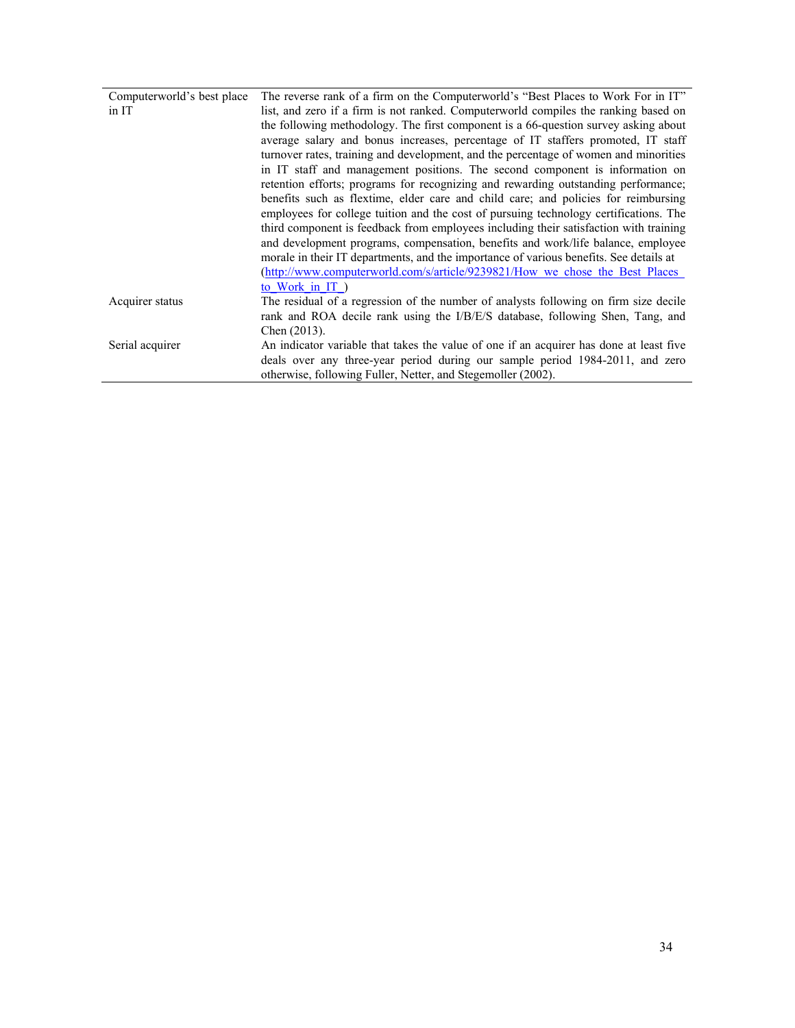| | |
|---|---|
| Computerworld's best place in IT | The reverse rank of a firm on the Computerworld's "Best Places to Work For in IT" list, and zero if a firm is not ranked. Computerworld compiles the ranking based on the following methodology. The first component is a 66-question survey asking about average salary and bonus increases, percentage of IT staffers promoted, IT staff turnover rates, training and development, and the percentage of women and minorities in IT staff and management positions. The second component is information on retention efforts; programs for recognizing and rewarding outstanding performance; benefits such as flextime, elder care and child care; and policies for reimbursing employees for college tuition and the cost of pursuing technology certifications. The third component is feedback from employees including their satisfaction with training and development programs, compensation, benefits and work/life balance, employee morale in their IT departments, and the importance of various benefits. See details at (http://www.computerworld.com/s/article/9239821/How_we_chose_the_Best_Places_to_Work_in_IT_) |
| Acquirer status | The residual of a regression of the number of analysts following on firm size decile rank and ROA decile rank using the I/B/E/S database, following Shen, Tang, and Chen (2013). |
| Serial acquirer | An indicator variable that takes the value of one if an acquirer has done at least five deals over any three-year period during our sample period 1984-2011, and zero otherwise, following Fuller, Netter, and Stegemoller (2002). |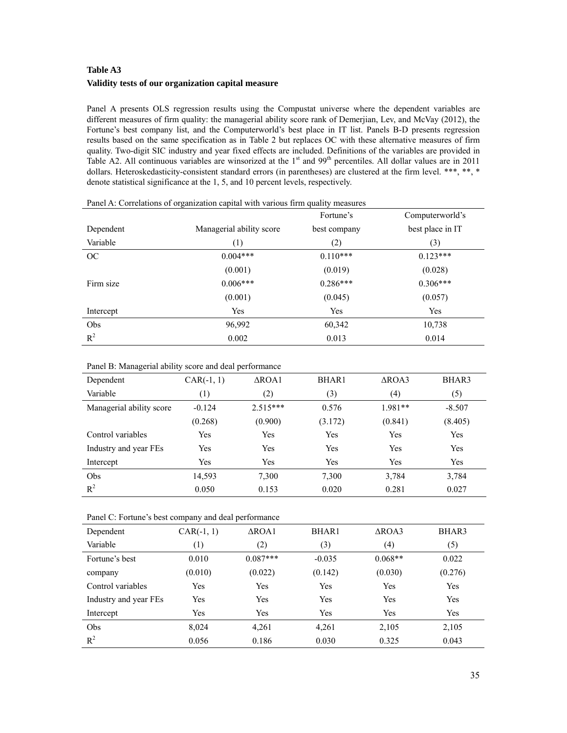**Table A3**

**Validity tests of our organization capital measure**

Panel A presents OLS regression results using the Compustat universe where the dependent variables are different measures of firm quality: the managerial ability score rank of Demerjian, Lev, and McVay (2012), the Fortune's best company list, and the Computerworld's best place in IT list. Panels B-D presents regression results based on the same specification as in Table 2 but replaces OC with these alternative measures of firm quality. Two-digit SIC industry and year fixed effects are included. Definitions of the variables are provided in Table A2. All continuous variables are winsorized at the 1st and 99th percentiles. All dollar values are in 2011 dollars. Heteroskedasticity-consistent standard errors (in parentheses) are clustered at the firm level. \*\*\*, \*\*, \* denote statistical significance at the 1, 5, and 10 percent levels, respectively.

Panel A: Correlations of organization capital with various firm quality measures

| Dependent Variable | Managerial ability score (1) | Fortune's best company (2) | Computerworld's best place in IT (3) |
|---|---|---|---|
| OC | 0.004*** | 0.110*** | 0.123*** |
| | (0.001) | (0.019) | (0.028) |
| Firm size | 0.006*** | 0.286*** | 0.306*** |
| | (0.001) | (0.045) | (0.057) |
| Intercept | Yes | Yes | Yes |
| Obs | 96,992 | 60,342 | 10,738 |
| $R^2$ | 0.002 | 0.013 | 0.014 |

Panel B: Managerial ability score and deal performance

| Dependent Variable | CAR(-1, 1) (1) | ΔROA1 (2) | BHAR1 (3) | ΔROA3 (4) | BHAR3 (5) |
|---|---|---|---|---|---|
| Managerial ability score | -0.124 | 2.515*** | 0.576 | 1.981** | -8.507 |
| | (0.268) | (0.900) | (3.172) | (0.841) | (8.405) |
| Control variables | Yes | Yes | Yes | Yes | Yes |
| Industry and year FEs | Yes | Yes | Yes | Yes | Yes |
| Intercept | Yes | Yes | Yes | Yes | Yes |
| Obs | 14,593 | 7,300 | 7,300 | 3,784 | 3,784 |
| $R^2$ | 0.050 | 0.153 | 0.020 | 0.281 | 0.027 |

Panel C: Fortune's best company and deal performance

| Dependent Variable | CAR(-1, 1) (1) | ΔROA1 (2) | BHAR1 (3) | ΔROA3 (4) | BHAR3 (5) |
|---|---|---|---|---|---|
| Fortune's best company | 0.010 | 0.087*** | -0.035 | 0.068** | 0.022 |
| | (0.010) | (0.022) | (0.142) | (0.030) | (0.276) |
| Control variables | Yes | Yes | Yes | Yes | Yes |
| Industry and year FEs | Yes | Yes | Yes | Yes | Yes |
| Intercept | Yes | Yes | Yes | Yes | Yes |
| Obs | 8,024 | 4,261 | 4,261 | 2,105 | 2,105 |
| $R^2$ | 0.056 | 0.186 | 0.030 | 0.325 | 0.043 |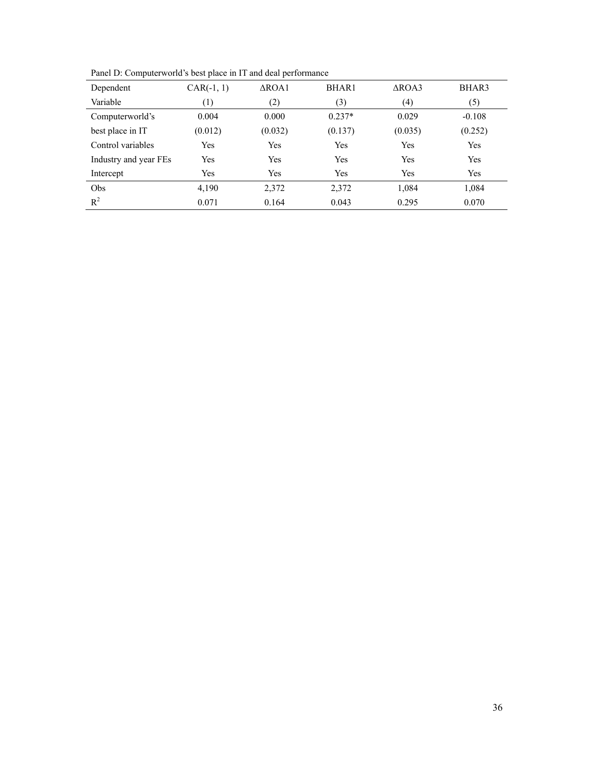Panel D: Computerworld's best place in IT and deal performance

| Dependent Variable | CAR(-1, 1) (1) | ΔROA1 (2) | BHAR1 (3) | ΔROA3 (4) | BHAR3 (5) |
|---|---|---|---|---|---|
| Computerworld's best place in IT | 0.004 | 0.000 | 0.237* | 0.029 | -0.108 |
| | (0.012) | (0.032) | (0.137) | (0.035) | (0.252) |
| Control variables | Yes | Yes | Yes | Yes | Yes |
| Industry and year FEs | Yes | Yes | Yes | Yes | Yes |
| Intercept | Yes | Yes | Yes | Yes | Yes |
| Obs | 4,190 | 2,372 | 2,372 | 1,084 | 1,084 |
| $R^2$ | 0.071 | 0.164 | 0.043 | 0.295 | 0.070 |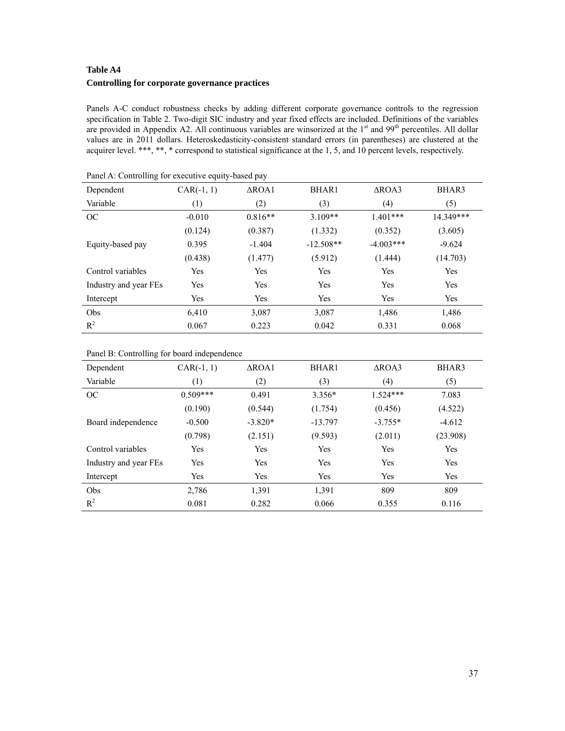**Table A4**

**Controlling for corporate governance practices**

Panels A-C conduct robustness checks by adding different corporate governance controls to the regression specification in Table 2. Two-digit SIC industry and year fixed effects are included. Definitions of the variables are provided in Appendix A2. All continuous variables are winsorized at the 1st and 99th percentiles. All dollar values are in 2011 dollars. Heteroskedasticity-consistent standard errors (in parentheses) are clustered at the acquirer level. ***, **, * correspond to statistical significance at the 1, 5, and 10 percent levels, respectively.

Panel A: Controlling for executive equity-based pay

| Dependent Variable | CAR(-1, 1) (1) | ΔROA1 (2) | BHAR1 (3) | ΔROA3 (4) | BHAR3 (5) |
|---|---|---|---|---|---|
| OC | -0.010 | 0.816** | 3.109** | 1.401*** | 14.349*** |
| | (0.124) | (0.387) | (1.332) | (0.352) | (3.605) |
| Equity-based pay | 0.395 | -1.404 | -12.508** | -4.003*** | -9.624 |
| | (0.438) | (1.477) | (5.912) | (1.444) | (14.703) |
| Control variables | Yes | Yes | Yes | Yes | Yes |
| Industry and year FEs | Yes | Yes | Yes | Yes | Yes |
| Intercept | Yes | Yes | Yes | Yes | Yes |
| Obs | 6,410 | 3,087 | 3,087 | 1,486 | 1,486 |
| $R^2$ | 0.067 | 0.223 | 0.042 | 0.331 | 0.068 |

Panel B: Controlling for board independence

| Dependent Variable | CAR(-1, 1) (1) | ΔROA1 (2) | BHAR1 (3) | ΔROA3 (4) | BHAR3 (5) |
|---|---|---|---|---|---|
| OC | 0.509*** | 0.491 | 3.356* | 1.524*** | 7.083 |
| | (0.190) | (0.544) | (1.754) | (0.456) | (4.522) |
| Board independence | -0.500 | -3.820* | -13.797 | -3.755* | -4.612 |
| | (0.798) | (2.151) | (9.593) | (2.011) | (23.908) |
| Control variables | Yes | Yes | Yes | Yes | Yes |
| Industry and year FEs | Yes | Yes | Yes | Yes | Yes |
| Intercept | Yes | Yes | Yes | Yes | Yes |
| Obs | 2,786 | 1,391 | 1,391 | 809 | 809 |
| $R^2$ | 0.081 | 0.282 | 0.066 | 0.355 | 0.116 |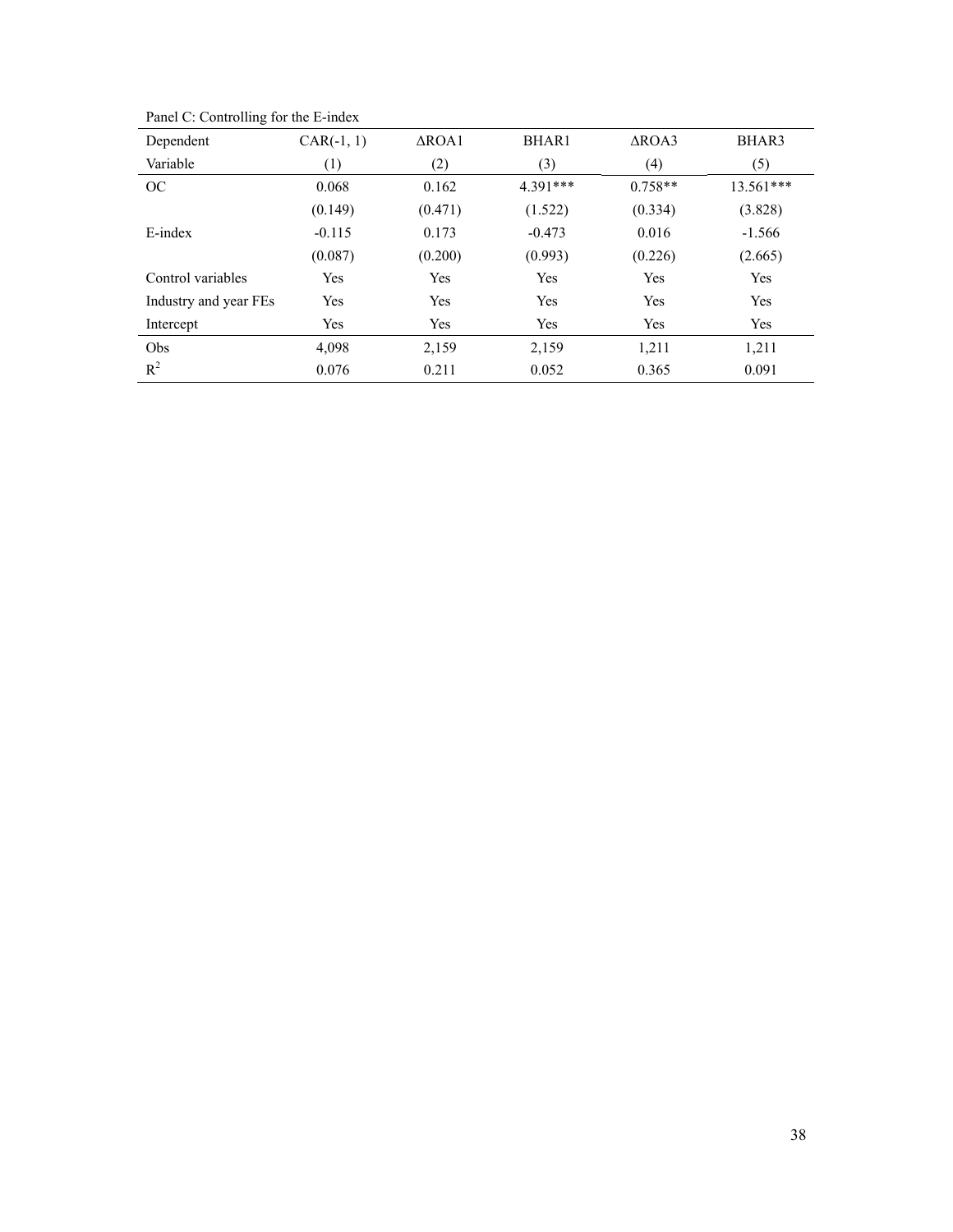Panel C: Controlling for the E-index

| Dependent Variable | CAR(-1, 1) (1) | ΔROA1 (2) | BHAR1 (3) | ΔROA3 (4) | BHAR3 (5) |
|---|---|---|---|---|---|
| OC | 0.068 | 0.162 | 4.391*** | 0.758** | 13.561*** |
| | (0.149) | (0.471) | (1.522) | (0.334) | (3.828) |
| E-index | -0.115 | 0.173 | -0.473 | 0.016 | -1.566 |
| | (0.087) | (0.200) | (0.993) | (0.226) | (2.665) |
| Control variables | Yes | Yes | Yes | Yes | Yes |
| Industry and year FEs | Yes | Yes | Yes | Yes | Yes |
| Intercept | Yes | Yes | Yes | Yes | Yes |
| Obs | 4,098 | 2,159 | 2,159 | 1,211 | 1,211 |
| $R^2$ | 0.076 | 0.211 | 0.052 | 0.365 | 0.091 |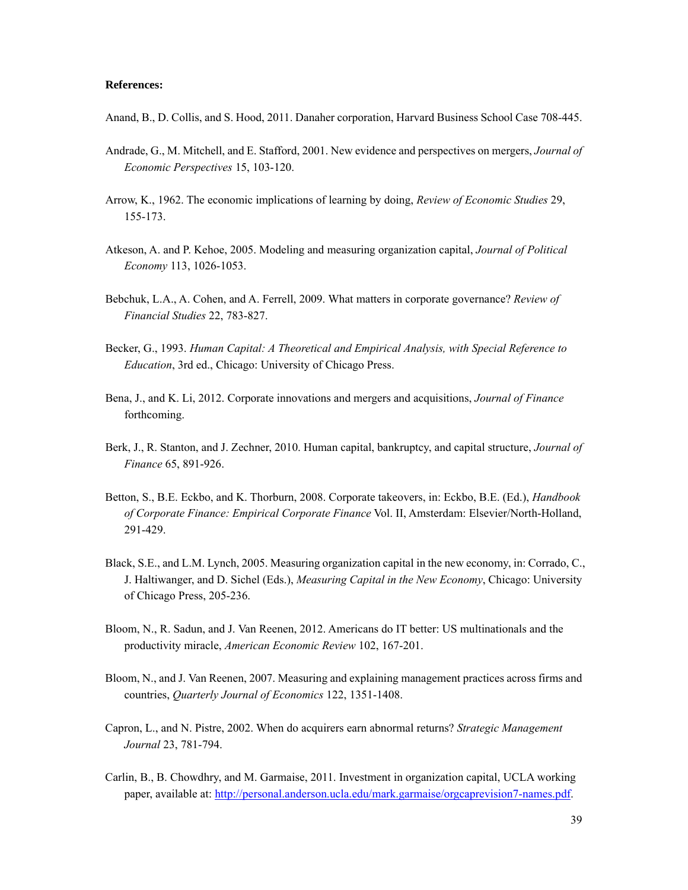**References:**

Anand, B., D. Collis, and S. Hood, 2011. Danaher corporation, Harvard Business School Case 708-445.

Andrade, G., M. Mitchell, and E. Stafford, 2001. New evidence and perspectives on mergers, *Journal of Economic Perspectives* 15, 103-120.

Arrow, K., 1962. The economic implications of learning by doing, *Review of Economic Studies* 29, 155-173.

Atkeson, A. and P. Kehoe, 2005. Modeling and measuring organization capital, *Journal of Political Economy* 113, 1026-1053.

Bebchuk, L.A., A. Cohen, and A. Ferrell, 2009. What matters in corporate governance? *Review of Financial Studies* 22, 783-827.

Becker, G., 1993. *Human Capital: A Theoretical and Empirical Analysis, with Special Reference to Education*, 3rd ed., Chicago: University of Chicago Press.

Bena, J., and K. Li, 2012. Corporate innovations and mergers and acquisitions, *Journal of Finance* forthcoming.

Berk, J., R. Stanton, and J. Zechner, 2010. Human capital, bankruptcy, and capital structure, *Journal of Finance* 65, 891-926.

Betton, S., B.E. Eckbo, and K. Thorburn, 2008. Corporate takeovers, in: Eckbo, B.E. (Ed.), *Handbook of Corporate Finance: Empirical Corporate Finance* Vol. II, Amsterdam: Elsevier/North-Holland, 291-429.

Black, S.E., and L.M. Lynch, 2005. Measuring organization capital in the new economy, in: Corrado, C., J. Haltiwanger, and D. Sichel (Eds.), *Measuring Capital in the New Economy*, Chicago: University of Chicago Press, 205-236.

Bloom, N., R. Sadun, and J. Van Reenen, 2012. Americans do IT better: US multinationals and the productivity miracle, *American Economic Review* 102, 167-201.

Bloom, N., and J. Van Reenen, 2007. Measuring and explaining management practices across firms and countries, *Quarterly Journal of Economics* 122, 1351-1408.

Capron, L., and N. Pistre, 2002. When do acquirers earn abnormal returns? *Strategic Management Journal* 23, 781-794.

Carlin, B., B. Chowdhry, and M. Garmaise, 2011. Investment in organization capital, UCLA working paper, available at: http://personal.anderson.ucla.edu/mark.garmaise/orgcaprevision7-names.pdf.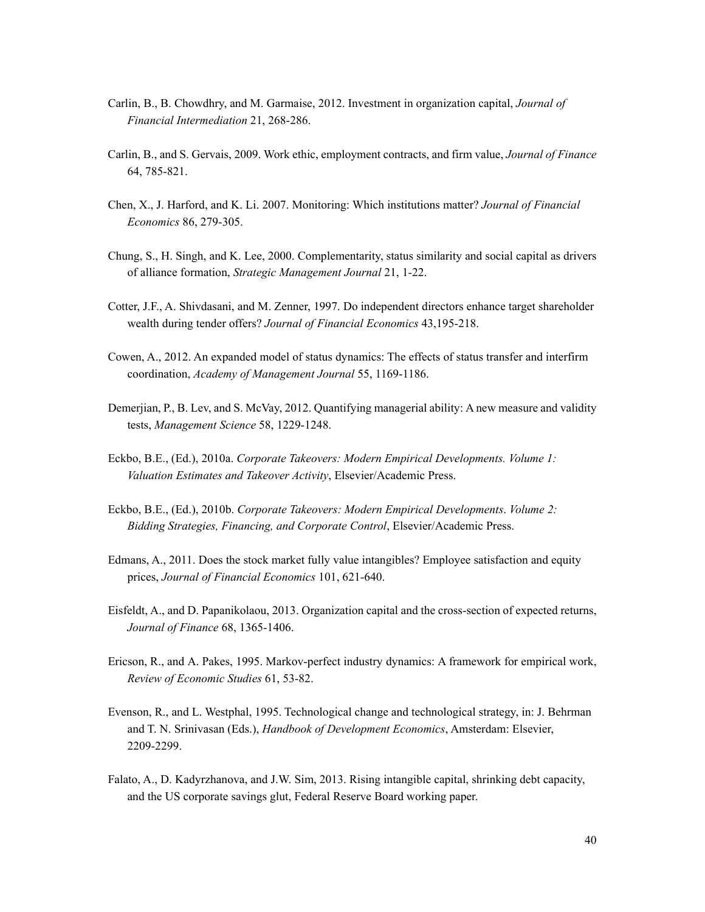Carlin, B., B. Chowdhry, and M. Garmaise, 2012. Investment in organization capital, *Journal of Financial Intermediation* 21, 268-286.

Carlin, B., and S. Gervais, 2009. Work ethic, employment contracts, and firm value, *Journal of Finance* 64, 785-821.

Chen, X., J. Harford, and K. Li. 2007. Monitoring: Which institutions matter? *Journal of Financial Economics* 86, 279-305.

Chung, S., H. Singh, and K. Lee, 2000. Complementarity, status similarity and social capital as drivers of alliance formation, *Strategic Management Journal* 21, 1-22.

Cotter, J.F., A. Shivdasani, and M. Zenner, 1997. Do independent directors enhance target shareholder wealth during tender offers? *Journal of Financial Economics* 43,195-218.

Cowen, A., 2012. An expanded model of status dynamics: The effects of status transfer and interfirm coordination, *Academy of Management Journal* 55, 1169-1186.

Demerjian, P., B. Lev, and S. McVay, 2012. Quantifying managerial ability: A new measure and validity tests, *Management Science* 58, 1229-1248.

Eckbo, B.E., (Ed.), 2010a. *Corporate Takeovers: Modern Empirical Developments. Volume 1: Valuation Estimates and Takeover Activity*, Elsevier/Academic Press.

Eckbo, B.E., (Ed.), 2010b. *Corporate Takeovers: Modern Empirical Developments. Volume 2: Bidding Strategies, Financing, and Corporate Control*, Elsevier/Academic Press.

Edmans, A., 2011. Does the stock market fully value intangibles? Employee satisfaction and equity prices, *Journal of Financial Economics* 101, 621-640.

Eisfeldt, A., and D. Papanikolaou, 2013. Organization capital and the cross-section of expected returns, *Journal of Finance* 68, 1365-1406.

Ericson, R., and A. Pakes, 1995. Markov-perfect industry dynamics: A framework for empirical work, *Review of Economic Studies* 61, 53-82.

Evenson, R., and L. Westphal, 1995. Technological change and technological strategy, in: J. Behrman and T. N. Srinivasan (Eds.), *Handbook of Development Economics*, Amsterdam: Elsevier, 2209-2299.

Falato, A., D. Kadyrzhanova, and J.W. Sim, 2013. Rising intangible capital, shrinking debt capacity, and the US corporate savings glut, Federal Reserve Board working paper.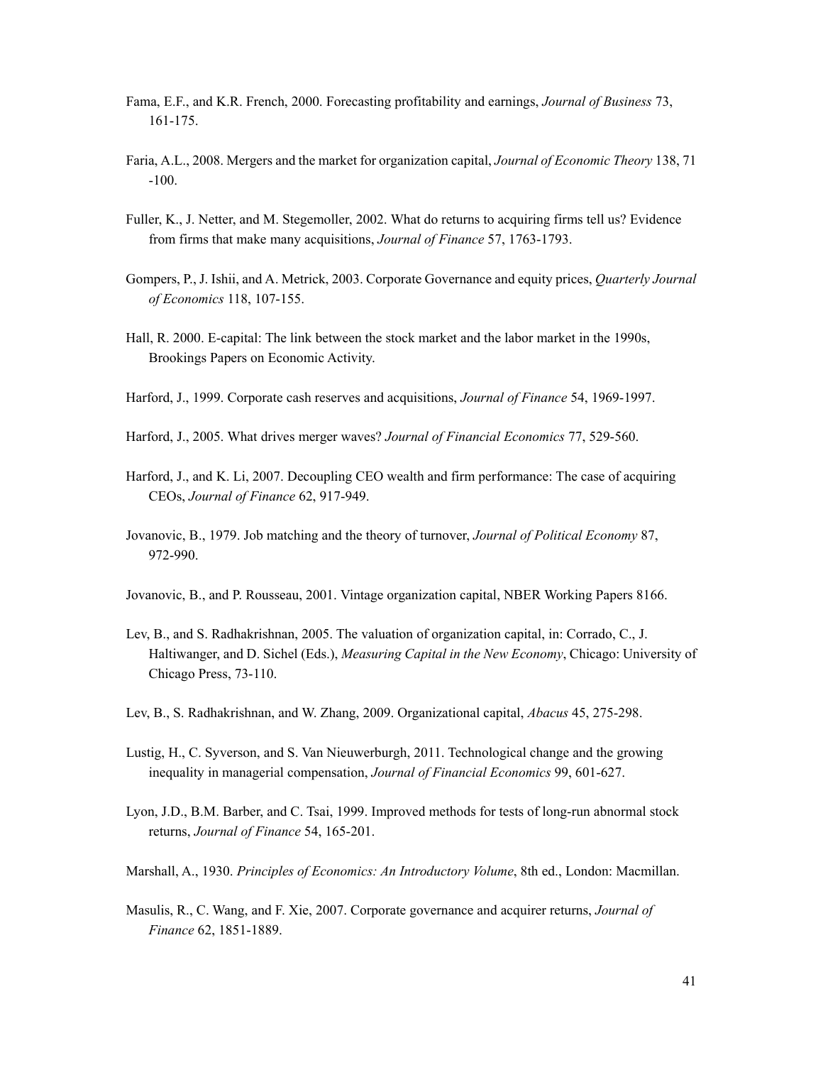Fama, E.F., and K.R. French, 2000. Forecasting profitability and earnings, *Journal of Business* 73, 161-175.

Faria, A.L., 2008. Mergers and the market for organization capital, *Journal of Economic Theory* 138, 71 -100.

Fuller, K., J. Netter, and M. Stegemoller, 2002. What do returns to acquiring firms tell us? Evidence from firms that make many acquisitions, *Journal of Finance* 57, 1763-1793.

Gompers, P., J. Ishii, and A. Metrick, 2003. Corporate Governance and equity prices, *Quarterly Journal of Economics* 118, 107-155.

Hall, R. 2000. E-capital: The link between the stock market and the labor market in the 1990s, Brookings Papers on Economic Activity.

Harford, J., 1999. Corporate cash reserves and acquisitions, *Journal of Finance* 54, 1969-1997.

Harford, J., 2005. What drives merger waves? *Journal of Financial Economics* 77, 529-560.

Harford, J., and K. Li, 2007. Decoupling CEO wealth and firm performance: The case of acquiring CEOs, *Journal of Finance* 62, 917-949.

Jovanovic, B., 1979. Job matching and the theory of turnover, *Journal of Political Economy* 87, 972-990.

Jovanovic, B., and P. Rousseau, 2001. Vintage organization capital, NBER Working Papers 8166.

Lev, B., and S. Radhakrishnan, 2005. The valuation of organization capital, in: Corrado, C., J. Haltiwanger, and D. Sichel (Eds.), *Measuring Capital in the New Economy*, Chicago: University of Chicago Press, 73-110.

Lev, B., S. Radhakrishnan, and W. Zhang, 2009. Organizational capital, *Abacus* 45, 275-298.

Lustig, H., C. Syverson, and S. Van Nieuwerburgh, 2011. Technological change and the growing inequality in managerial compensation, *Journal of Financial Economics* 99, 601-627.

Lyon, J.D., B.M. Barber, and C. Tsai, 1999. Improved methods for tests of long-run abnormal stock returns, *Journal of Finance* 54, 165-201.

Marshall, A., 1930. *Principles of Economics: An Introductory Volume*, 8th ed., London: Macmillan.

Masulis, R., C. Wang, and F. Xie, 2007. Corporate governance and acquirer returns, *Journal of Finance* 62, 1851-1889.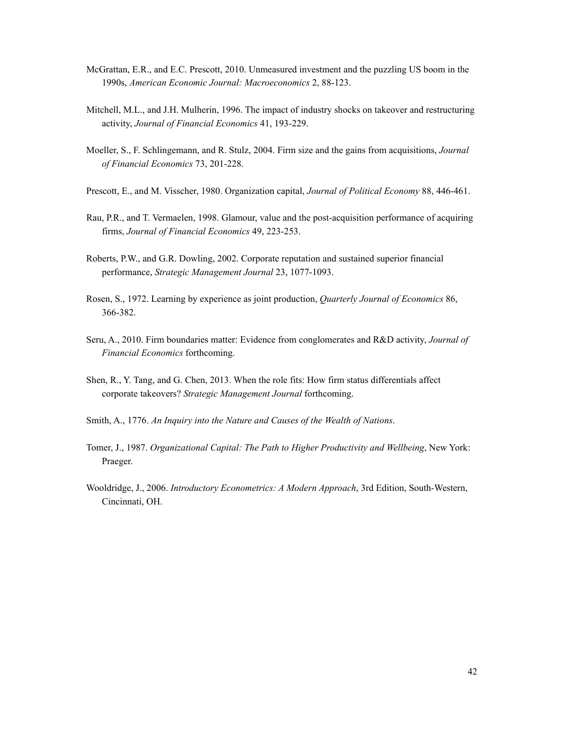McGrattan, E.R., and E.C. Prescott, 2010. Unmeasured investment and the puzzling US boom in the 1990s, *American Economic Journal: Macroeconomics* 2, 88-123.

Mitchell, M.L., and J.H. Mulherin, 1996. The impact of industry shocks on takeover and restructuring activity, *Journal of Financial Economics* 41, 193-229.

Moeller, S., F. Schlingemann, and R. Stulz, 2004. Firm size and the gains from acquisitions, *Journal of Financial Economics* 73, 201-228.

Prescott, E., and M. Visscher, 1980. Organization capital, *Journal of Political Economy* 88, 446-461.

Rau, P.R., and T. Vermaelen, 1998. Glamour, value and the post-acquisition performance of acquiring firms, *Journal of Financial Economics* 49, 223-253.

Roberts, P.W., and G.R. Dowling, 2002. Corporate reputation and sustained superior financial performance, *Strategic Management Journal* 23, 1077-1093.

Rosen, S., 1972. Learning by experience as joint production, *Quarterly Journal of Economics* 86, 366-382.

Seru, A., 2010. Firm boundaries matter: Evidence from conglomerates and R&D activity, *Journal of Financial Economics* forthcoming.

Shen, R., Y. Tang, and G. Chen, 2013. When the role fits: How firm status differentials affect corporate takeovers? *Strategic Management Journal* forthcoming.

Smith, A., 1776. *An Inquiry into the Nature and Causes of the Wealth of Nations*.

Tomer, J., 1987. *Organizational Capital: The Path to Higher Productivity and Wellbeing*, New York: Praeger.

Wooldridge, J., 2006. *Introductory Econometrics: A Modern Approach*, 3rd Edition, South-Western, Cincinnati, OH.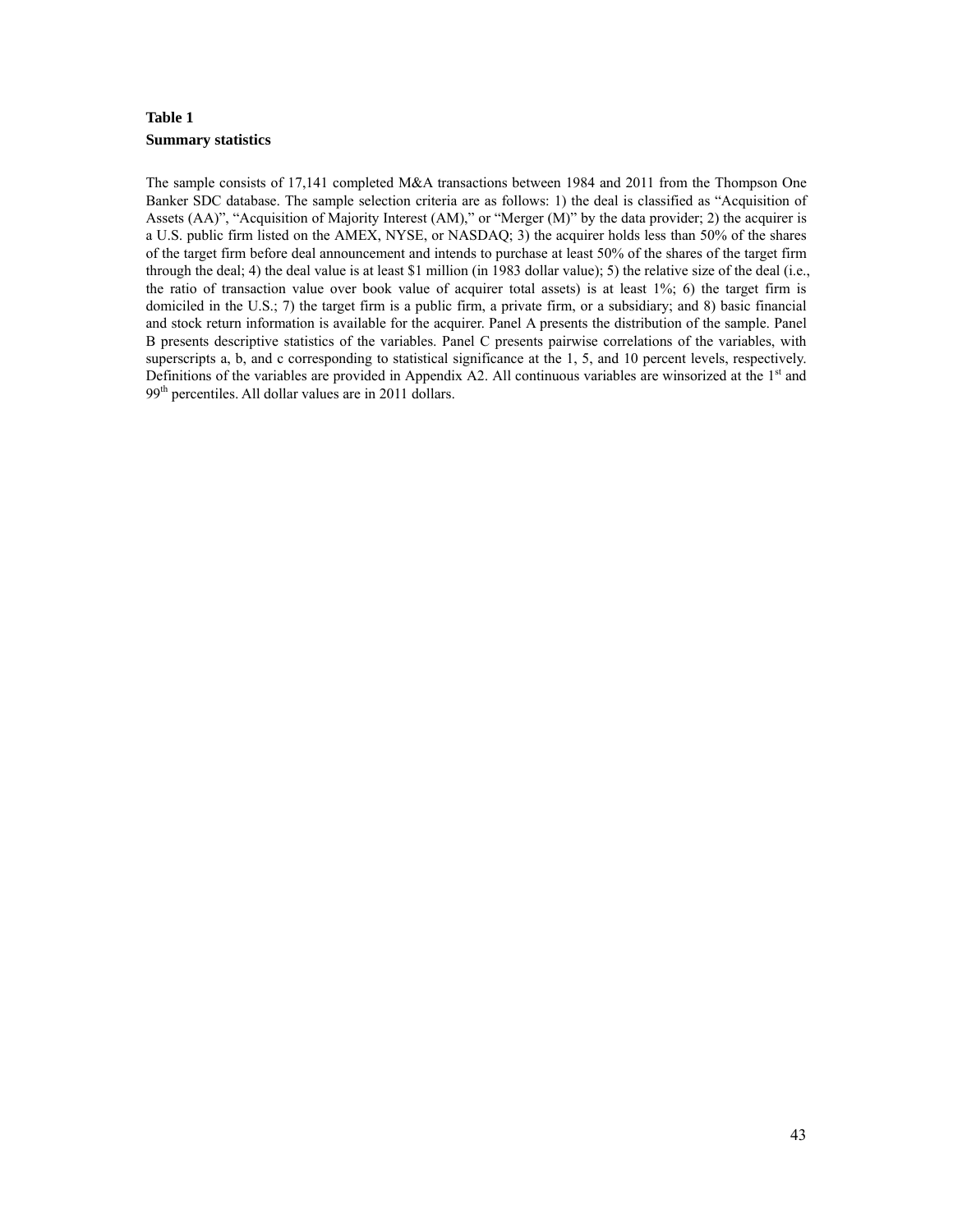**Table 1**
**Summary statistics**

The sample consists of 17,141 completed M&A transactions between 1984 and 2011 from the Thompson One Banker SDC database. The sample selection criteria are as follows: 1) the deal is classified as "Acquisition of Assets (AA)", "Acquisition of Majority Interest (AM)," or "Merger (M)" by the data provider; 2) the acquirer is a U.S. public firm listed on the AMEX, NYSE, or NASDAQ; 3) the acquirer holds less than 50% of the shares of the target firm before deal announcement and intends to purchase at least 50% of the shares of the target firm through the deal; 4) the deal value is at least $1 million (in 1983 dollar value); 5) the relative size of the deal (i.e., the ratio of transaction value over book value of acquirer total assets) is at least 1%; 6) the target firm is domiciled in the U.S.; 7) the target firm is a public firm, a private firm, or a subsidiary; and 8) basic financial and stock return information is available for the acquirer. Panel A presents the distribution of the sample. Panel B presents descriptive statistics of the variables. Panel C presents pairwise correlations of the variables, with superscripts a, b, and c corresponding to statistical significance at the 1, 5, and 10 percent levels, respectively. Definitions of the variables are provided in Appendix A2. All continuous variables are winsorized at the 1st and 99th percentiles. All dollar values are in 2011 dollars.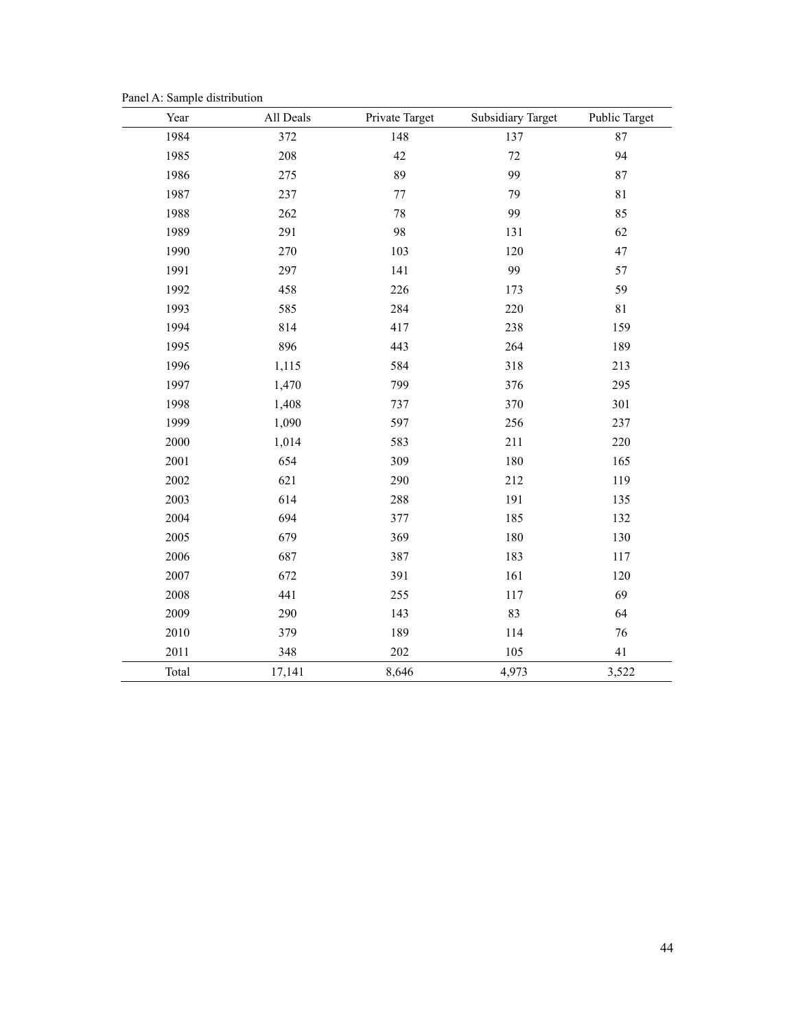Panel A: Sample distribution

| Year | All Deals | Private Target | Subsidiary Target | Public Target |
|---|---|---|---|---|
| 1984 | 372 | 148 | 137 | 87 |
| 1985 | 208 | 42 | 72 | 94 |
| 1986 | 275 | 89 | 99 | 87 |
| 1987 | 237 | 77 | 79 | 81 |
| 1988 | 262 | 78 | 99 | 85 |
| 1989 | 291 | 98 | 131 | 62 |
| 1990 | 270 | 103 | 120 | 47 |
| 1991 | 297 | 141 | 99 | 57 |
| 1992 | 458 | 226 | 173 | 59 |
| 1993 | 585 | 284 | 220 | 81 |
| 1994 | 814 | 417 | 238 | 159 |
| 1995 | 896 | 443 | 264 | 189 |
| 1996 | 1,115 | 584 | 318 | 213 |
| 1997 | 1,470 | 799 | 376 | 295 |
| 1998 | 1,408 | 737 | 370 | 301 |
| 1999 | 1,090 | 597 | 256 | 237 |
| 2000 | 1,014 | 583 | 211 | 220 |
| 2001 | 654 | 309 | 180 | 165 |
| 2002 | 621 | 290 | 212 | 119 |
| 2003 | 614 | 288 | 191 | 135 |
| 2004 | 694 | 377 | 185 | 132 |
| 2005 | 679 | 369 | 180 | 130 |
| 2006 | 687 | 387 | 183 | 117 |
| 2007 | 672 | 391 | 161 | 120 |
| 2008 | 441 | 255 | 117 | 69 |
| 2009 | 290 | 143 | 83 | 64 |
| 2010 | 379 | 189 | 114 | 76 |
| 2011 | 348 | 202 | 105 | 41 |
| Total | 17,141 | 8,646 | 4,973 | 3,522 |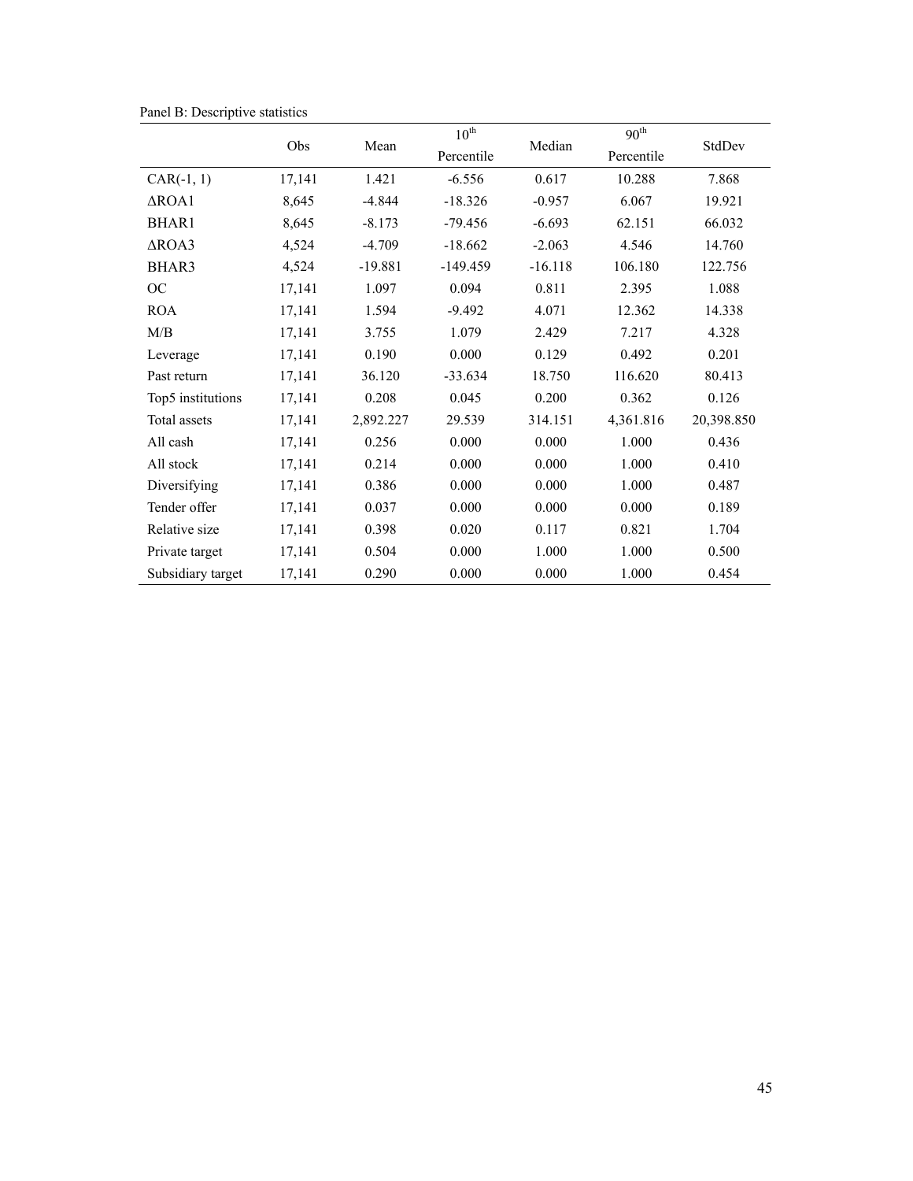Panel B: Descriptive statistics

| | Obs | Mean | $10^{th}$ Percentile | Median | $90^{th}$ Percentile | StdDev |
|---|---|---|---|---|---|---|
| CAR(-1, 1) | 17,141 | 1.421 | -6.556 | 0.617 | 10.288 | 7.868 |
| ΔROA1 | 8,645 | -4.844 | -18.326 | -0.957 | 6.067 | 19.921 |
| BHAR1 | 8,645 | -8.173 | -79.456 | -6.693 | 62.151 | 66.032 |
| ΔROA3 | 4,524 | -4.709 | -18.662 | -2.063 | 4.546 | 14.760 |
| BHAR3 | 4,524 | -19.881 | -149.459 | -16.118 | 106.180 | 122.756 |
| OC | 17,141 | 1.097 | 0.094 | 0.811 | 2.395 | 1.088 |
| ROA | 17,141 | 1.594 | -9.492 | 4.071 | 12.362 | 14.338 |
| M/B | 17,141 | 3.755 | 1.079 | 2.429 | 7.217 | 4.328 |
| Leverage | 17,141 | 0.190 | 0.000 | 0.129 | 0.492 | 0.201 |
| Past return | 17,141 | 36.120 | -33.634 | 18.750 | 116.620 | 80.413 |
| Top5 institutions | 17,141 | 0.208 | 0.045 | 0.200 | 0.362 | 0.126 |
| Total assets | 17,141 | 2,892.227 | 29.539 | 314.151 | 4,361.816 | 20,398.850 |
| All cash | 17,141 | 0.256 | 0.000 | 0.000 | 1.000 | 0.436 |
| All stock | 17,141 | 0.214 | 0.000 | 0.000 | 1.000 | 0.410 |
| Diversifying | 17,141 | 0.386 | 0.000 | 0.000 | 1.000 | 0.487 |
| Tender offer | 17,141 | 0.037 | 0.000 | 0.000 | 0.000 | 0.189 |
| Relative size | 17,141 | 0.398 | 0.020 | 0.117 | 0.821 | 1.704 |
| Private target | 17,141 | 0.504 | 0.000 | 1.000 | 1.000 | 0.500 |
| Subsidiary target | 17,141 | 0.290 | 0.000 | 0.000 | 1.000 | 0.454 |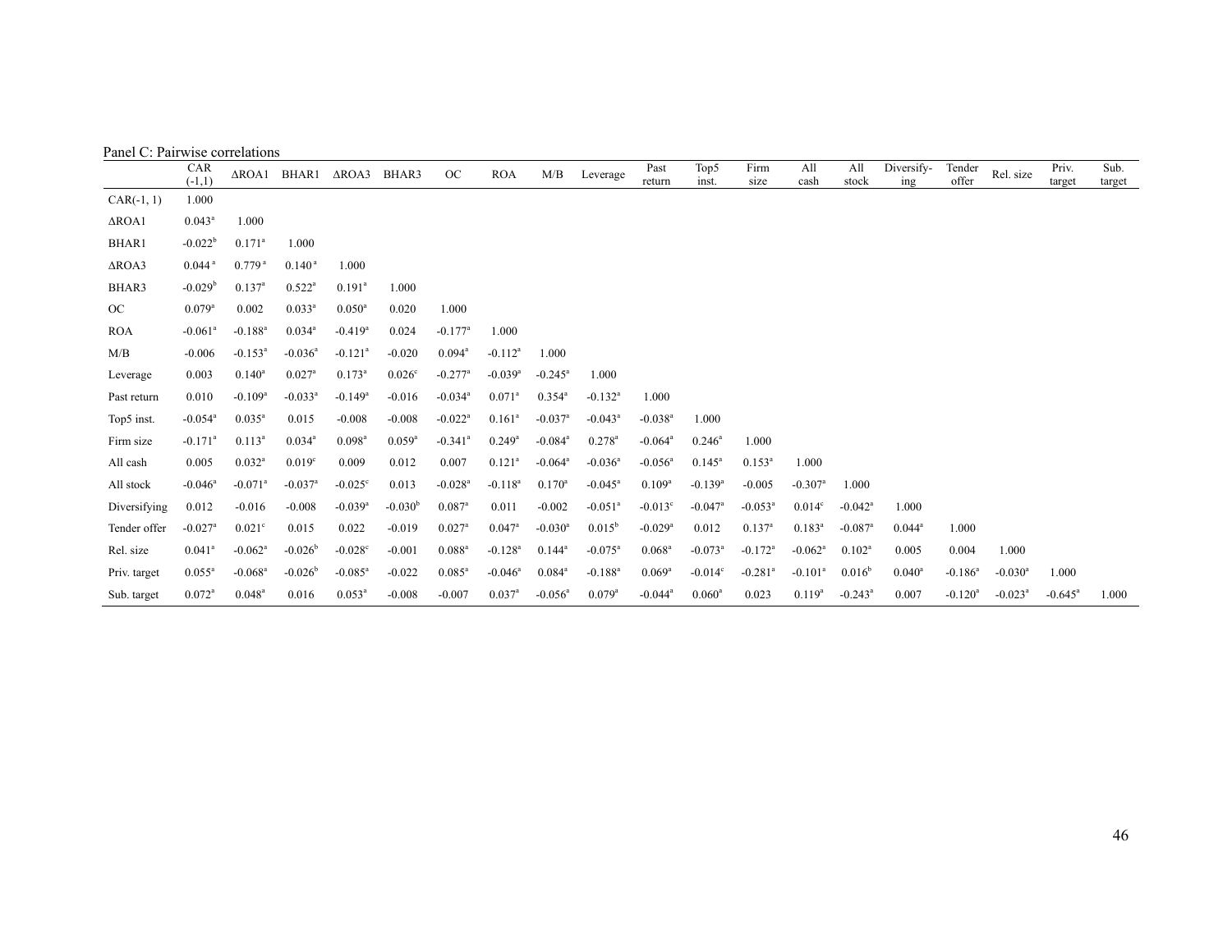Panel C: Pairwise correlations

| | CAR (-1,1) | ΔROA1 | BHAR1 | ΔROA3 | BHAR3 | OC | ROA | M/B | Leverage | Past return | Top5 inst. | Firm size | All cash | All stock | Diversify-ing | Tender offer | Rel. size | Priv. target | Sub. target |
|---|---|---|---|---|---|---|---|---|---|---|---|---|---|---|---|---|---|---|---|
| CAR(-1, 1) | 1.000 | | | | | | | | | | | | | | | | | | |
| ΔROA1 | 0.043[a] | 1.000 | | | | | | | | | | | | | | | | | |
| BHAR1 | -0.022[b] | 0.171[a] | 1.000 | | | | | | | | | | | | | | | | |
| ΔROA3 | 0.044[a] | 0.779[a] | 0.140[a] | 1.000 | | | | | | | | | | | | | | | |
| BHAR3 | -0.029[b] | 0.137[a] | 0.522[a] | 0.191[a] | 1.000 | | | | | | | | | | | | | | |
| OC | 0.079[a] | 0.002 | 0.033[a] | 0.050[a] | 0.020 | 1.000 | | | | | | | | | | | | | |
| ROA | -0.061[a] | -0.188[a] | 0.034[a] | -0.419[a] | 0.024 | -0.177[a] | 1.000 | | | | | | | | | | | | |
| M/B | -0.006 | -0.153[a] | -0.036[a] | -0.121[a] | -0.020 | 0.094[a] | -0.112[a] | 1.000 | | | | | | | | | | | |
| Leverage | 0.003 | 0.140[a] | 0.027[a] | 0.173[a] | 0.026[c] | -0.277[a] | -0.039[a] | -0.245[a] | 1.000 | | | | | | | | | | |
| Past return | 0.010 | -0.109[a] | -0.033[a] | -0.149[a] | -0.016 | -0.034[a] | 0.071[a] | 0.354[a] | -0.132[a] | 1.000 | | | | | | | | | |
| Top5 inst. | -0.054[a] | 0.035[a] | 0.015 | -0.008 | -0.008 | -0.022[a] | 0.161[a] | -0.037[a] | -0.043[a] | -0.038[a] | 1.000 | | | | | | | | |
| Firm size | -0.171[a] | 0.113[a] | 0.034[a] | 0.098[a] | 0.059[a] | -0.341[a] | 0.249[a] | -0.084[a] | 0.278[a] | -0.064[a] | 0.246[a] | 1.000 | | | | | | | |
| All cash | 0.005 | 0.032[a] | 0.019[c] | 0.009 | 0.012 | 0.007 | 0.121[a] | -0.064[a] | -0.036[a] | -0.056[a] | 0.145[a] | 0.153[a] | 1.000 | | | | | | |
| All stock | -0.046[a] | -0.071[a] | -0.037[a] | -0.025[c] | 0.013 | -0.028[a] | -0.118[a] | 0.170[a] | -0.045[a] | 0.109[a] | -0.139[a] | -0.005 | -0.307[a] | 1.000 | | | | | |
| Diversifying | 0.012 | -0.016 | -0.008 | -0.039[a] | -0.030[b] | 0.087[a] | 0.011 | -0.002 | -0.051[a] | -0.013[c] | -0.047[a] | -0.053[a] | 0.014[c] | -0.042[a] | 1.000 | | | | |
| Tender offer | -0.027[a] | 0.021[c] | 0.015 | 0.022 | -0.019 | 0.027[a] | 0.047[a] | -0.030[a] | 0.015[b] | -0.029[a] | 0.012 | 0.137[a] | 0.183[a] | -0.087[a] | 0.044[a] | 1.000 | | | |
| Rel. size | 0.041[a] | -0.062[a] | -0.026[b] | -0.028[c] | -0.001 | 0.088[a] | -0.128[a] | 0.144[a] | -0.075[a] | 0.068[a] | -0.073[a] | -0.172[a] | -0.062[a] | 0.102[a] | 0.005 | 0.004 | 1.000 | | |
| Priv. target | 0.055[a] | -0.068[a] | -0.026[b] | -0.085[a] | -0.022 | 0.085[a] | -0.046[a] | 0.084[a] | -0.188[a] | 0.069[a] | -0.014[c] | -0.281[a] | -0.101[a] | 0.016[b] | 0.040[a] | -0.186[a] | -0.030[a] | 1.000 | |
| Sub. target | 0.072[a] | 0.048[a] | 0.016 | 0.053[a] | -0.008 | -0.007 | 0.037[a] | -0.056[a] | 0.079[a] | -0.044[a] | 0.060[a] | 0.023 | 0.119[a] | -0.243[a] | 0.007 | -0.120[a] | -0.023[a] | -0.645[a] | 1.000 |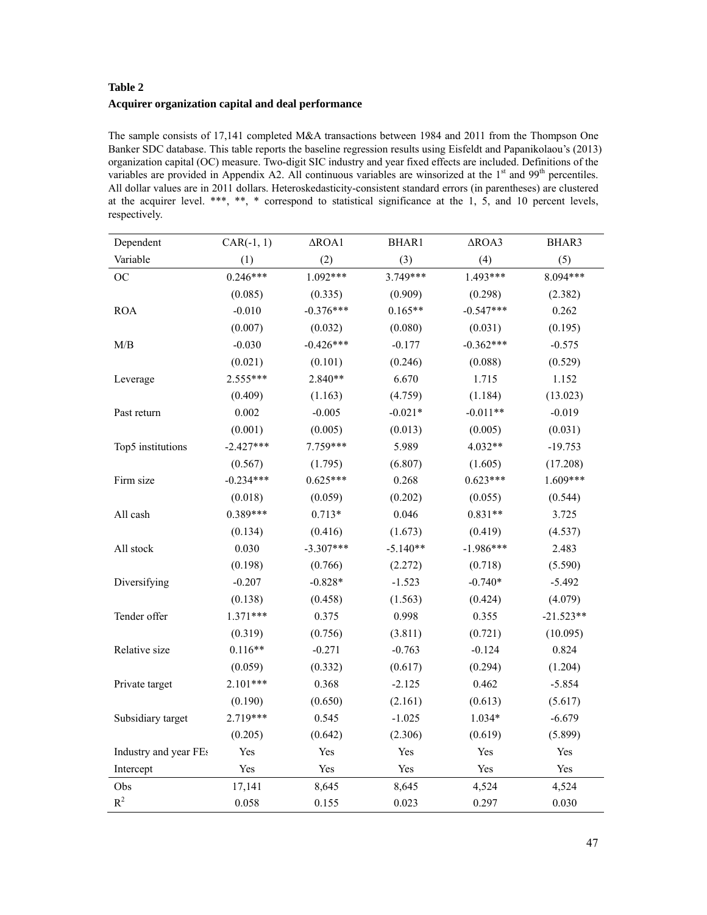**Table 2**
**Acquirer organization capital and deal performance**

The sample consists of 17,141 completed M&A transactions between 1984 and 2011 from the Thompson One Banker SDC database. This table reports the baseline regression results using Eisfeldt and Papanikolaou's (2013) organization capital (OC) measure. Two-digit SIC industry and year fixed effects are included. Definitions of the variables are provided in Appendix A2. All continuous variables are winsorized at the 1st and 99th percentiles. All dollar values are in 2011 dollars. Heteroskedasticity-consistent standard errors (in parentheses) are clustered at the acquirer level. ***, **, * correspond to statistical significance at the 1, 5, and 10 percent levels, respectively.

| Dependent | CAR(-1, 1) | ΔROA1 | BHAR1 | ΔROA3 | BHAR3 |
|---|---|---|---|---|---|
| Variable | (1) | (2) | (3) | (4) | (5) |
| OC | 0.246*** | 1.092*** | 3.749*** | 1.493*** | 8.094*** |
| | (0.085) | (0.335) | (0.909) | (0.298) | (2.382) |
| ROA | -0.010 | -0.376*** | 0.165** | -0.547*** | 0.262 |
| | (0.007) | (0.032) | (0.080) | (0.031) | (0.195) |
| M/B | -0.030 | -0.426*** | -0.177 | -0.362*** | -0.575 |
| | (0.021) | (0.101) | (0.246) | (0.088) | (0.529) |
| Leverage | 2.555*** | 2.840** | 6.670 | 1.715 | 1.152 |
| | (0.409) | (1.163) | (4.759) | (1.184) | (13.023) |
| Past return | 0.002 | -0.005 | -0.021* | -0.011** | -0.019 |
| | (0.001) | (0.005) | (0.013) | (0.005) | (0.031) |
| Top5 institutions | -2.427*** | 7.759*** | 5.989 | 4.032** | -19.753 |
| | (0.567) | (1.795) | (6.807) | (1.605) | (17.208) |
| Firm size | -0.234*** | 0.625*** | 0.268 | 0.623*** | 1.609*** |
| | (0.018) | (0.059) | (0.202) | (0.055) | (0.544) |
| All cash | 0.389*** | 0.713* | 0.046 | 0.831** | 3.725 |
| | (0.134) | (0.416) | (1.673) | (0.419) | (4.537) |
| All stock | 0.030 | -3.307*** | -5.140** | -1.986*** | 2.483 |
| | (0.198) | (0.766) | (2.272) | (0.718) | (5.590) |
| Diversifying | -0.207 | -0.828* | -1.523 | -0.740* | -5.492 |
| | (0.138) | (0.458) | (1.563) | (0.424) | (4.079) |
| Tender offer | 1.371*** | 0.375 | 0.998 | 0.355 | -21.523** |
| | (0.319) | (0.756) | (3.811) | (0.721) | (10.095) |
| Relative size | 0.116** | -0.271 | -0.763 | -0.124 | 0.824 |
| | (0.059) | (0.332) | (0.617) | (0.294) | (1.204) |
| Private target | 2.101*** | 0.368 | -2.125 | 0.462 | -5.854 |
| | (0.190) | (0.650) | (2.161) | (0.613) | (5.617) |
| Subsidiary target | 2.719*** | 0.545 | -1.025 | 1.034* | -6.679 |
| | (0.205) | (0.642) | (2.306) | (0.619) | (5.899) |
| Industry and year FEs | Yes | Yes | Yes | Yes | Yes |
| Intercept | Yes | Yes | Yes | Yes | Yes |
| Obs | 17,141 | 8,645 | 8,645 | 4,524 | 4,524 |
| $R^2$ | 0.058 | 0.155 | 0.023 | 0.297 | 0.030 |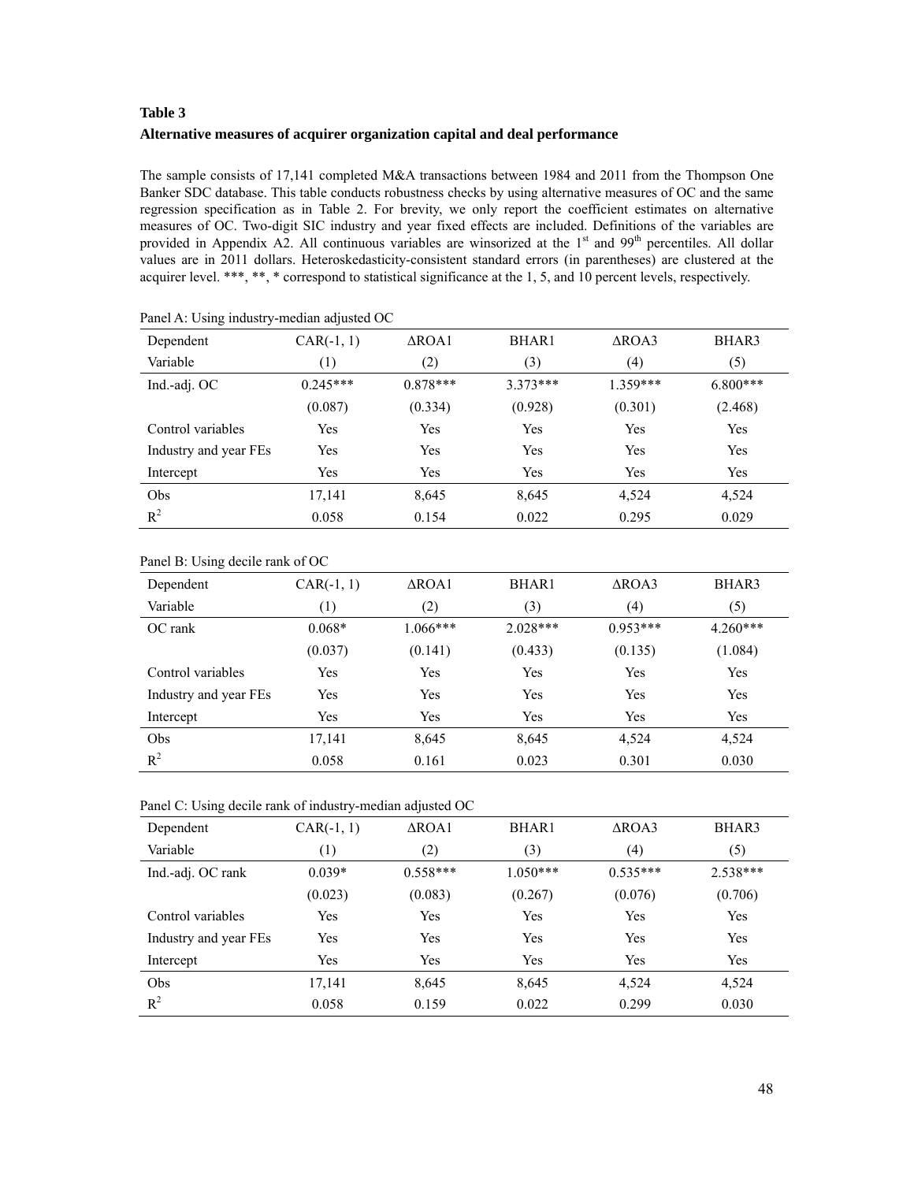**Table 3**

**Alternative measures of acquirer organization capital and deal performance**

The sample consists of 17,141 completed M&A transactions between 1984 and 2011 from the Thompson One Banker SDC database. This table conducts robustness checks by using alternative measures of OC and the same regression specification as in Table 2. For brevity, we only report the coefficient estimates on alternative measures of OC. Two-digit SIC industry and year fixed effects are included. Definitions of the variables are provided in Appendix A2. All continuous variables are winsorized at the 1st and 99th percentiles. All dollar values are in 2011 dollars. Heteroskedasticity-consistent standard errors (in parentheses) are clustered at the acquirer level. ***, **, * correspond to statistical significance at the 1, 5, and 10 percent levels, respectively.

Panel A: Using industry-median adjusted OC

| Dependent Variable | CAR(-1, 1) (1) | ΔROA1 (2) | BHAR1 (3) | ΔROA3 (4) | BHAR3 (5) |
|---|---|---|---|---|---|
| Ind.-adj. OC | 0.245*** | 0.878*** | 3.373*** | 1.359*** | 6.800*** |
| | (0.087) | (0.334) | (0.928) | (0.301) | (2.468) |
| Control variables | Yes | Yes | Yes | Yes | Yes |
| Industry and year FEs | Yes | Yes | Yes | Yes | Yes |
| Intercept | Yes | Yes | Yes | Yes | Yes |
| Obs | 17,141 | 8,645 | 8,645 | 4,524 | 4,524 |
| $R^2$ | 0.058 | 0.154 | 0.022 | 0.295 | 0.029 |

Panel B: Using decile rank of OC

| Dependent Variable | CAR(-1, 1) (1) | ΔROA1 (2) | BHAR1 (3) | ΔROA3 (4) | BHAR3 (5) |
|---|---|---|---|---|---|
| OC rank | 0.068* | 1.066*** | 2.028*** | 0.953*** | 4.260*** |
| | (0.037) | (0.141) | (0.433) | (0.135) | (1.084) |
| Control variables | Yes | Yes | Yes | Yes | Yes |
| Industry and year FEs | Yes | Yes | Yes | Yes | Yes |
| Intercept | Yes | Yes | Yes | Yes | Yes |
| Obs | 17,141 | 8,645 | 8,645 | 4,524 | 4,524 |
| $R^2$ | 0.058 | 0.161 | 0.023 | 0.301 | 0.030 |

Panel C: Using decile rank of industry-median adjusted OC

| Dependent Variable | CAR(-1, 1) (1) | ΔROA1 (2) | BHAR1 (3) | ΔROA3 (4) | BHAR3 (5) |
|---|---|---|---|---|---|
| Ind.-adj. OC rank | 0.039* | 0.558*** | 1.050*** | 0.535*** | 2.538*** |
| | (0.023) | (0.083) | (0.267) | (0.076) | (0.706) |
| Control variables | Yes | Yes | Yes | Yes | Yes |
| Industry and year FEs | Yes | Yes | Yes | Yes | Yes |
| Intercept | Yes | Yes | Yes | Yes | Yes |
| Obs | 17,141 | 8,645 | 8,645 | 4,524 | 4,524 |
| $R^2$ | 0.058 | 0.159 | 0.022 | 0.299 | 0.030 |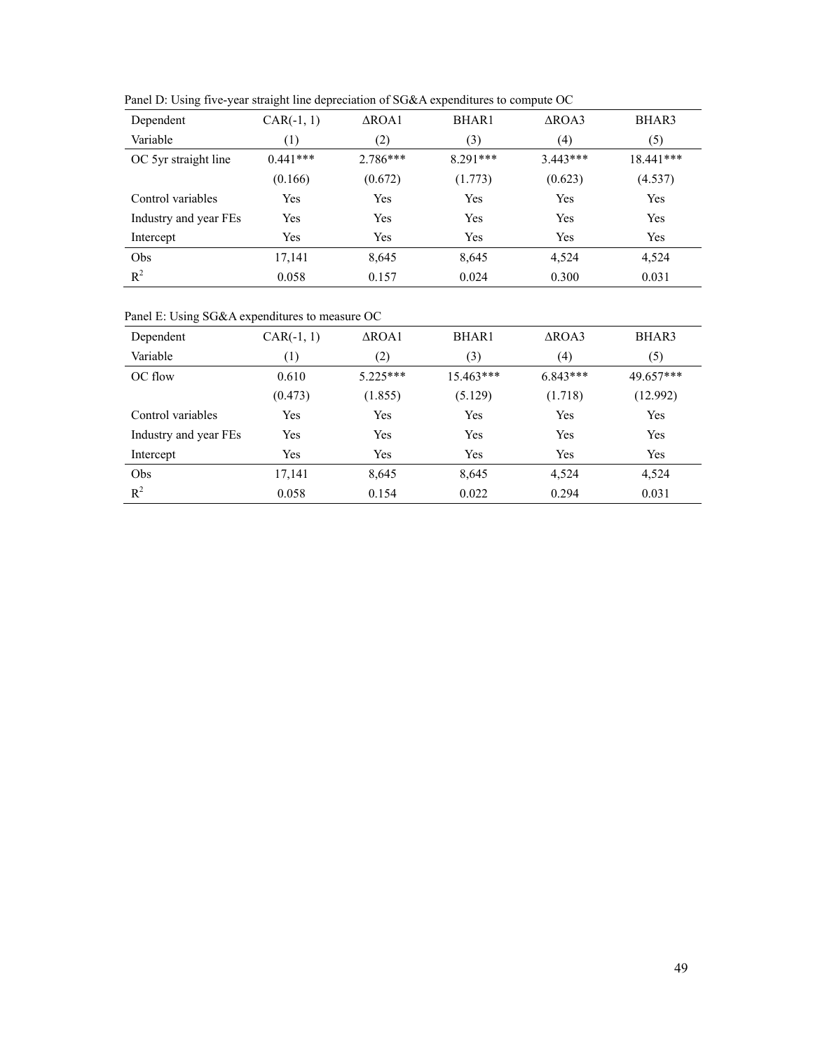Panel D: Using five-year straight line depreciation of SG&A expenditures to compute OC

| Dependent Variable | CAR(-1, 1) (1) | ΔROA1 (2) | BHAR1 (3) | ΔROA3 (4) | BHAR3 (5) |
|---|---|---|---|---|---|
| OC 5yr straight line | 0.441*** | 2.786*** | 8.291*** | 3.443*** | 18.441*** |
| | (0.166) | (0.672) | (1.773) | (0.623) | (4.537) |
| Control variables | Yes | Yes | Yes | Yes | Yes |
| Industry and year FEs | Yes | Yes | Yes | Yes | Yes |
| Intercept | Yes | Yes | Yes | Yes | Yes |
| Obs | 17,141 | 8,645 | 8,645 | 4,524 | 4,524 |
| $R^2$ | 0.058 | 0.157 | 0.024 | 0.300 | 0.031 |

Panel E: Using SG&A expenditures to measure OC

| Dependent Variable | CAR(-1, 1) (1) | ΔROA1 (2) | BHAR1 (3) | ΔROA3 (4) | BHAR3 (5) |
|---|---|---|---|---|---|
| OC flow | 0.610 | 5.225*** | 15.463*** | 6.843*** | 49.657*** |
| | (0.473) | (1.855) | (5.129) | (1.718) | (12.992) |
| Control variables | Yes | Yes | Yes | Yes | Yes |
| Industry and year FEs | Yes | Yes | Yes | Yes | Yes |
| Intercept | Yes | Yes | Yes | Yes | Yes |
| Obs | 17,141 | 8,645 | 8,645 | 4,524 | 4,524 |
| $R^2$ | 0.058 | 0.154 | 0.022 | 0.294 | 0.031 |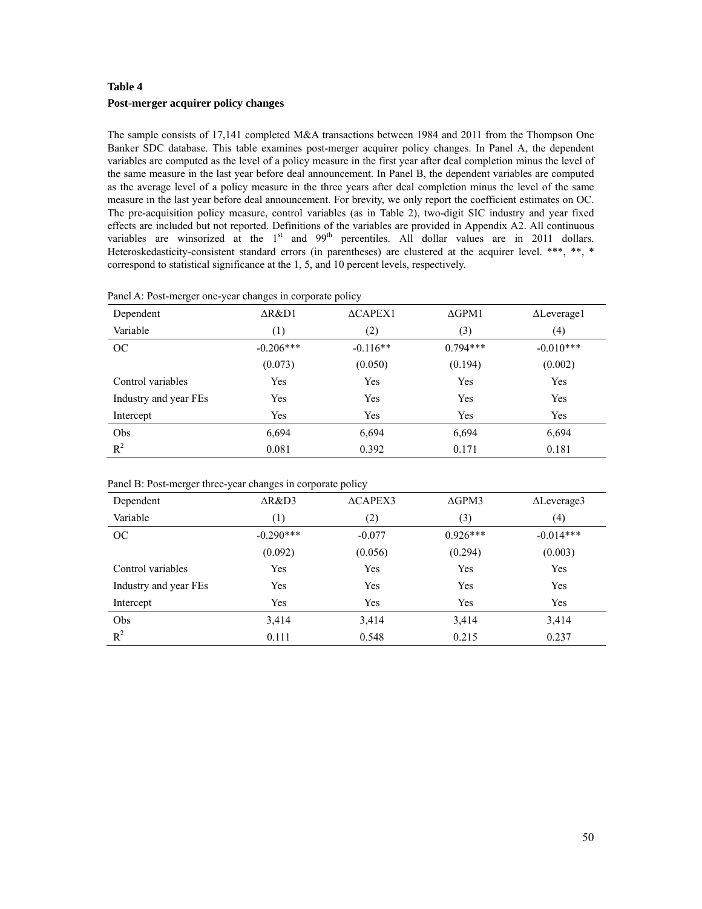### Table 4

### Post-merger acquirer policy changes

The sample consists of 17,141 completed M&A transactions between 1984 and 2011 from the Thompson One Banker SDC database. This table examines post-merger acquirer policy changes. In Panel A, the dependent variables are computed as the level of a policy measure in the first year after deal completion minus the level of the same measure in the last year before deal announcement. In Panel B, the dependent variables are computed as the average level of a policy measure in the three years after deal completion minus the level of the same measure in the last year before deal announcement. For brevity, we only report the coefficient estimates on OC. The pre-acquisition policy measure, control variables (as in Table 2), two-digit SIC industry and year fixed effects are included but not reported. Definitions of the variables are provided in Appendix A2. All continuous variables are winsorized at the 1[st] and 99[th] percentiles. All dollar values are in 2011 dollars. Heteroskedasticity-consistent standard errors (in parentheses) are clustered at the acquirer level. ***, **, * correspond to statistical significance at the 1, 5, and 10 percent levels, respectively.

Panel A: Post-merger one-year changes in corporate policy

| Dependent Variable | ΔR&D1 (1) | ΔCAPEX1 (2) | ΔGPM1 (3) | ΔLeverage1 (4) |
|---|---|---|---|---|
| OC | -0.206*** | -0.116** | 0.794*** | -0.010*** |
| | (0.073) | (0.050) | (0.194) | (0.002) |
| Control variables | Yes | Yes | Yes | Yes |
| Industry and year FEs | Yes | Yes | Yes | Yes |
| Intercept | Yes | Yes | Yes | Yes |
| Obs | 6,694 | 6,694 | 6,694 | 6,694 |
| $R^2$ | 0.081 | 0.392 | 0.171 | 0.181 |

Panel B: Post-merger three-year changes in corporate policy

| Dependent Variable | ΔR&D3 (1) | ΔCAPEX3 (2) | ΔGPM3 (3) | ΔLeverage3 (4) |
|---|---|---|---|---|
| OC | -0.290*** | -0.077 | 0.926*** | -0.014*** |
| | (0.092) | (0.056) | (0.294) | (0.003) |
| Control variables | Yes | Yes | Yes | Yes |
| Industry and year FEs | Yes | Yes | Yes | Yes |
| Intercept | Yes | Yes | Yes | Yes |
| Obs | 3,414 | 3,414 | 3,414 | 3,414 |
| $R^2$ | 0.111 | 0.548 | 0.215 | 0.237 |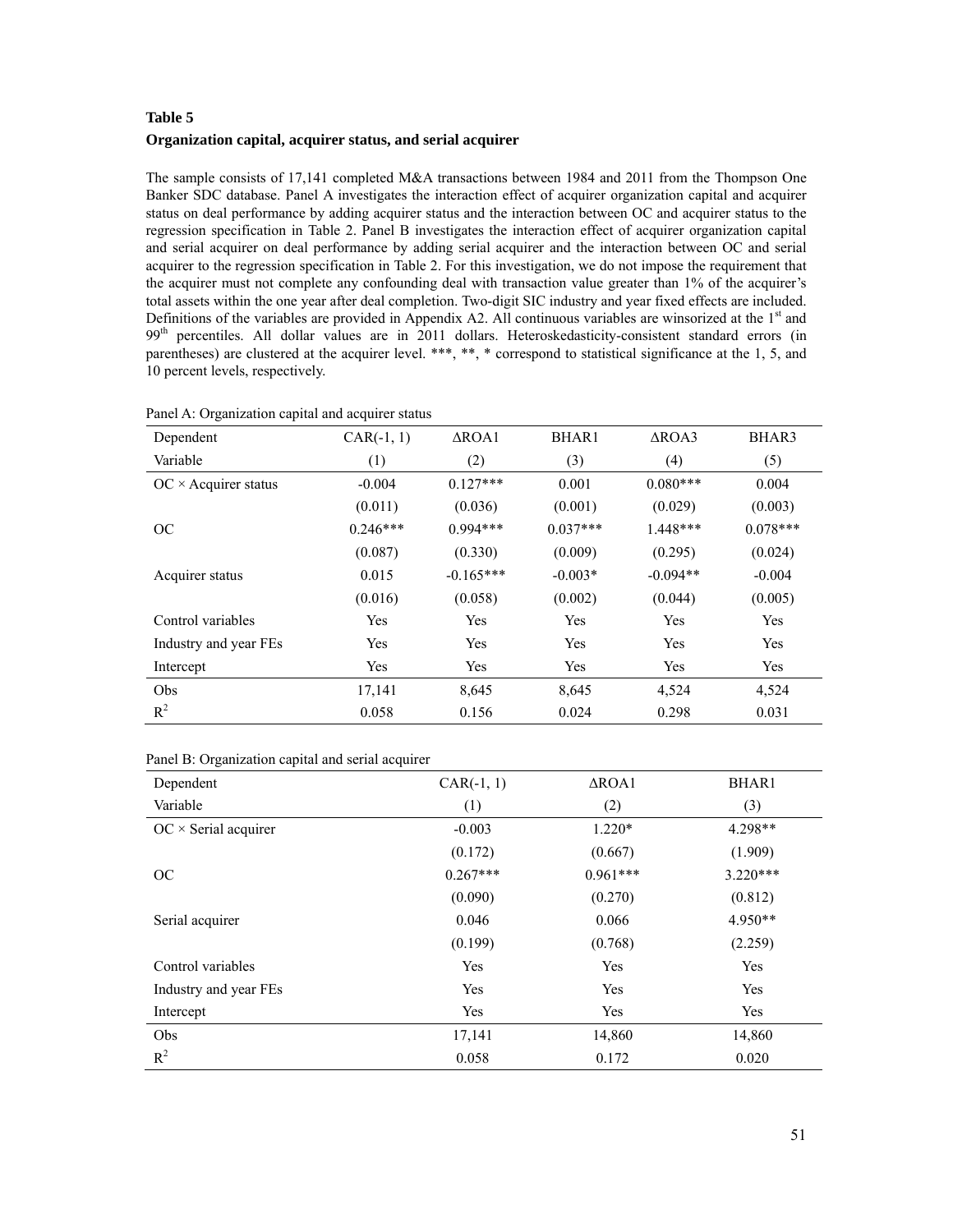## Table 5

**Organization capital, acquirer status, and serial acquirer**

The sample consists of 17,141 completed M&A transactions between 1984 and 2011 from the Thompson One Banker SDC database. Panel A investigates the interaction effect of acquirer organization capital and acquirer status on deal performance by adding acquirer status and the interaction between OC and acquirer status to the regression specification in Table 2. Panel B investigates the interaction effect of acquirer organization capital and serial acquirer on deal performance by adding serial acquirer and the interaction between OC and serial acquirer to the regression specification in Table 2. For this investigation, we do not impose the requirement that the acquirer must not complete any confounding deal with transaction value greater than 1% of the acquirer's total assets within the one year after deal completion. Two-digit SIC industry and year fixed effects are included. Definitions of the variables are provided in Appendix A2. All continuous variables are winsorized at the 1st and 99th percentiles. All dollar values are in 2011 dollars. Heteroskedasticity-consistent standard errors (in parentheses) are clustered at the acquirer level. ***, **, * correspond to statistical significance at the 1, 5, and 10 percent levels, respectively.

Panel A: Organization capital and acquirer status

| Dependent Variable | CAR(-1, 1) (1) | ΔROA1 (2) | BHAR1 (3) | ΔROA3 (4) | BHAR3 (5) |
|---|---|---|---|---|---|
| OC × Acquirer status | -0.004 | 0.127*** | 0.001 | 0.080*** | 0.004 |
| | (0.011) | (0.036) | (0.001) | (0.029) | (0.003) |
| OC | 0.246*** | 0.994*** | 0.037*** | 1.448*** | 0.078*** |
| | (0.087) | (0.330) | (0.009) | (0.295) | (0.024) |
| Acquirer status | 0.015 | -0.165*** | -0.003* | -0.094** | -0.004 |
| | (0.016) | (0.058) | (0.002) | (0.044) | (0.005) |
| Control variables | Yes | Yes | Yes | Yes | Yes |
| Industry and year FEs | Yes | Yes | Yes | Yes | Yes |
| Intercept | Yes | Yes | Yes | Yes | Yes |
| Obs | 17,141 | 8,645 | 8,645 | 4,524 | 4,524 |
| $R^2$ | 0.058 | 0.156 | 0.024 | 0.298 | 0.031 |

Panel B: Organization capital and serial acquirer

| Dependent Variable | CAR(-1, 1) (1) | ΔROA1 (2) | BHAR1 (3) |
|---|---|---|---|
| OC × Serial acquirer | -0.003 | 1.220* | 4.298** |
| | (0.172) | (0.667) | (1.909) |
| OC | 0.267*** | 0.961*** | 3.220*** |
| | (0.090) | (0.270) | (0.812) |
| Serial acquirer | 0.046 | 0.066 | 4.950** |
| | (0.199) | (0.768) | (2.259) |
| Control variables | Yes | Yes | Yes |
| Industry and year FEs | Yes | Yes | Yes |
| Intercept | Yes | Yes | Yes |
| Obs | 17,141 | 14,860 | 14,860 |
| $R^2$ | 0.058 | 0.172 | 0.020 |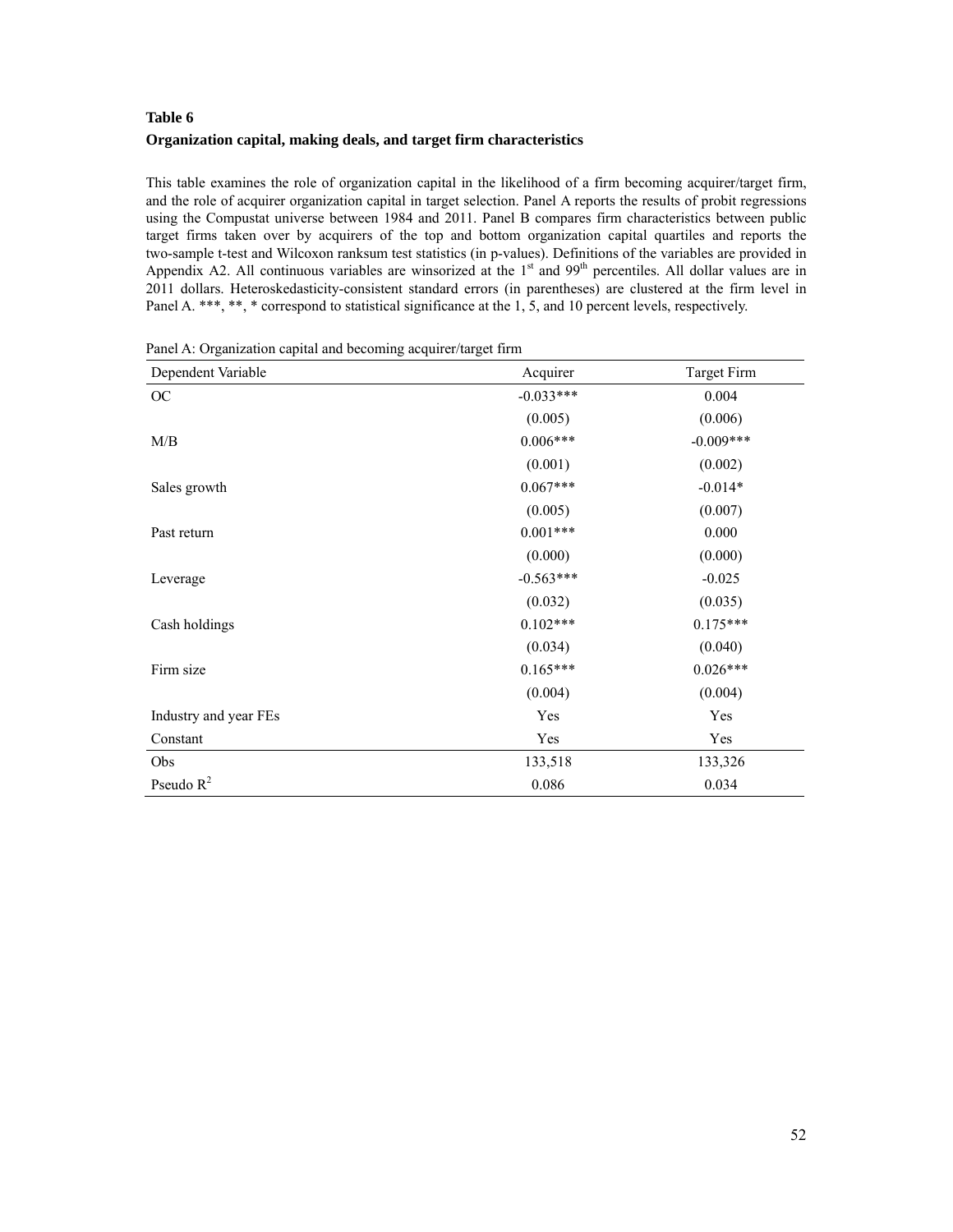### Table 6

**Organization capital, making deals, and target firm characteristics**

This table examines the role of organization capital in the likelihood of a firm becoming acquirer/target firm, and the role of acquirer organization capital in target selection. Panel A reports the results of probit regressions using the Compustat universe between 1984 and 2011. Panel B compares firm characteristics between public target firms taken over by acquirers of the top and bottom organization capital quartiles and reports the two-sample t-test and Wilcoxon ranksum test statistics (in p-values). Definitions of the variables are provided in Appendix A2. All continuous variables are winsorized at the 1[st] and 99[th] percentiles. All dollar values are in 2011 dollars. Heteroskedasticity-consistent standard errors (in parentheses) are clustered at the firm level in Panel A. ***, **, * correspond to statistical significance at the 1, 5, and 10 percent levels, respectively.

Panel A: Organization capital and becoming acquirer/target firm

| Dependent Variable | Acquirer | Target Firm |
|---|---|---|
| OC | -0.033*** | 0.004 |
| | (0.005) | (0.006) |
| M/B | 0.006*** | -0.009*** |
| | (0.001) | (0.002) |
| Sales growth | 0.067*** | -0.014* |
| | (0.005) | (0.007) |
| Past return | 0.001*** | 0.000 |
| | (0.000) | (0.000) |
| Leverage | -0.563*** | -0.025 |
| | (0.032) | (0.035) |
| Cash holdings | 0.102*** | 0.175*** |
| | (0.034) | (0.040) |
| Firm size | 0.165*** | 0.026*** |
| | (0.004) | (0.004) |
| Industry and year FEs | Yes | Yes |
| Constant | Yes | Yes |
| Obs | 133,518 | 133,326 |
| Pseudo $R^2$ | 0.086 | 0.034 |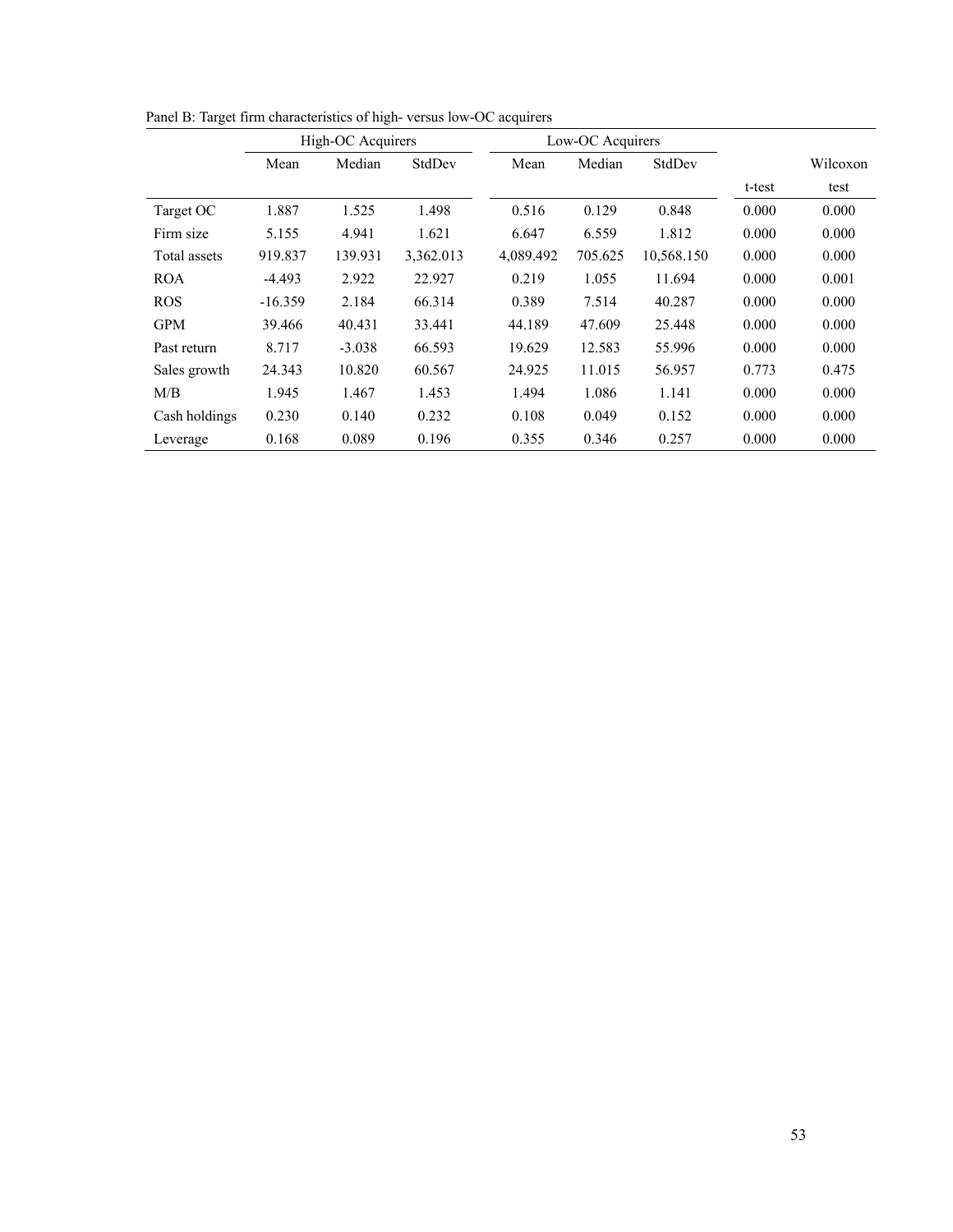Panel B: Target firm characteristics of high- versus low-OC acquirers

| | High-OC Acquirers | | | Low-OC Acquirers | | | | |
|---|---|---|---|---|---|---|---|---|
| | Mean | Median | StdDev | Mean | Median | StdDev | t-test | Wilcoxon test |
| Target OC | 1.887 | 1.525 | 1.498 | 0.516 | 0.129 | 0.848 | 0.000 | 0.000 |
| Firm size | 5.155 | 4.941 | 1.621 | 6.647 | 6.559 | 1.812 | 0.000 | 0.000 |
| Total assets | 919.837 | 139.931 | 3,362.013 | 4,089.492 | 705.625 | 10,568.150 | 0.000 | 0.000 |
| ROA | -4.493 | 2.922 | 22.927 | 0.219 | 1.055 | 11.694 | 0.000 | 0.001 |
| ROS | -16.359 | 2.184 | 66.314 | 0.389 | 7.514 | 40.287 | 0.000 | 0.000 |
| GPM | 39.466 | 40.431 | 33.441 | 44.189 | 47.609 | 25.448 | 0.000 | 0.000 |
| Past return | 8.717 | -3.038 | 66.593 | 19.629 | 12.583 | 55.996 | 0.000 | 0.000 |
| Sales growth | 24.343 | 10.820 | 60.567 | 24.925 | 11.015 | 56.957 | 0.773 | 0.475 |
| M/B | 1.945 | 1.467 | 1.453 | 1.494 | 1.086 | 1.141 | 0.000 | 0.000 |
| Cash holdings | 0.230 | 0.140 | 0.232 | 0.108 | 0.049 | 0.152 | 0.000 | 0.000 |
| Leverage | 0.168 | 0.089 | 0.196 | 0.355 | 0.346 | 0.257 | 0.000 | 0.000 |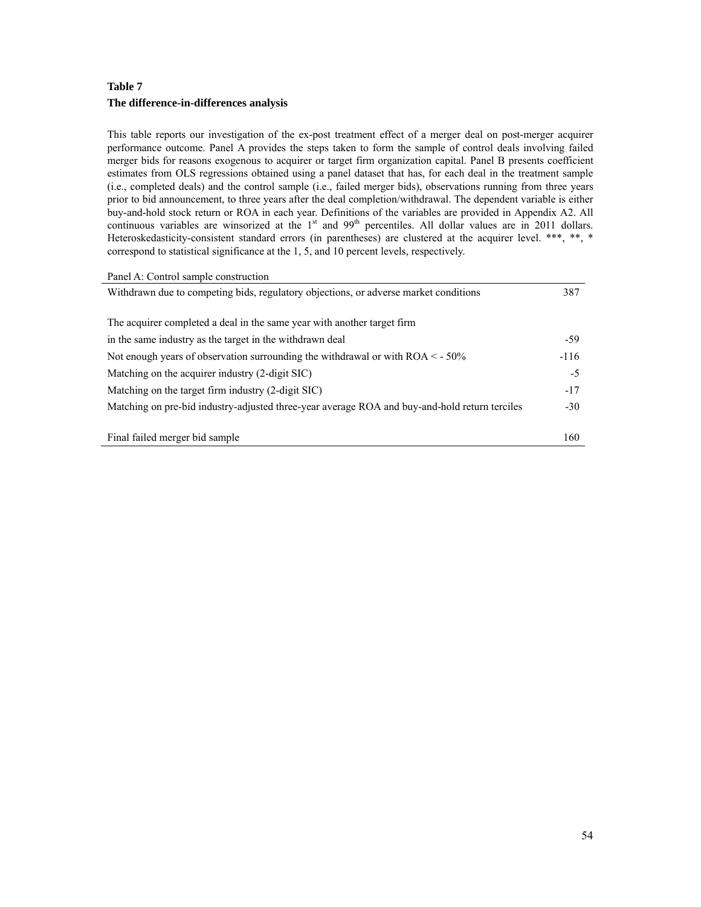**Table 7**

**The difference-in-differences analysis**

This table reports our investigation of the ex-post treatment effect of a merger deal on post-merger acquirer performance outcome. Panel A provides the steps taken to form the sample of control deals involving failed merger bids for reasons exogenous to acquirer or target firm organization capital. Panel B presents coefficient estimates from OLS regressions obtained using a panel dataset that has, for each deal in the treatment sample (i.e., completed deals) and the control sample (i.e., failed merger bids), observations running from three years prior to bid announcement, to three years after the deal completion/withdrawal. The dependent variable is either buy-and-hold stock return or ROA in each year. Definitions of the variables are provided in Appendix A2. All continuous variables are winsorized at the 1st and 99th percentiles. All dollar values are in 2011 dollars. Heteroskedasticity-consistent standard errors (in parentheses) are clustered at the acquirer level. ***, **, * correspond to statistical significance at the 1, 5, and 10 percent levels, respectively.

Panel A: Control sample construction

| | |
|---|---|
| Withdrawn due to competing bids, regulatory objections, or adverse market conditions | 387 |
| The acquirer completed a deal in the same year with another target firm in the same industry as the target in the withdrawn deal | -59 |
| Not enough years of observation surrounding the withdrawal or with ROA < - 50% | -116 |
| Matching on the acquirer industry (2-digit SIC) | -5 |
| Matching on the target firm industry (2-digit SIC) | -17 |
| Matching on pre-bid industry-adjusted three-year average ROA and buy-and-hold return terciles | -30 |
| Final failed merger bid sample | 160 |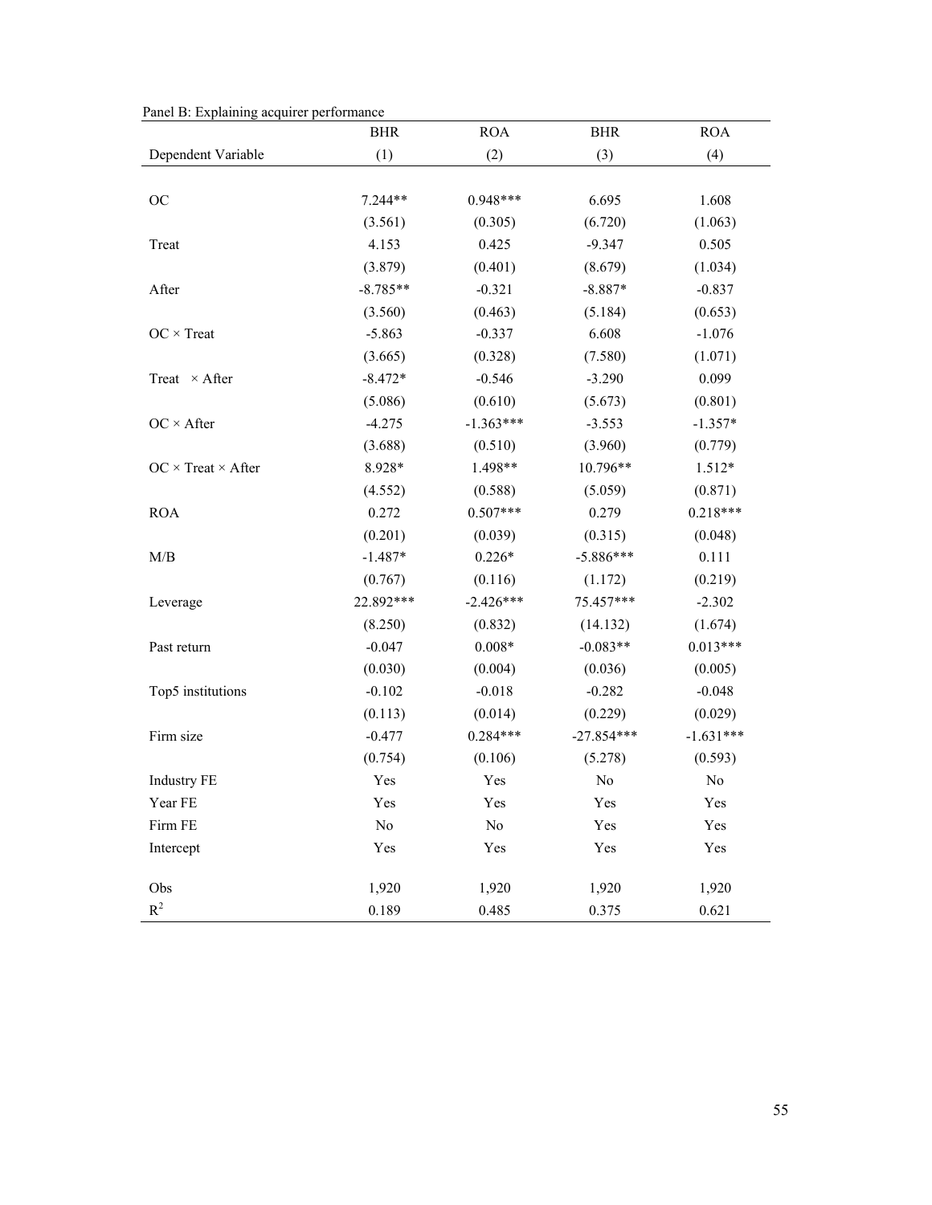Panel B: Explaining acquirer performance

| Dependent Variable | BHR (1) | ROA (2) | BHR (3) | ROA (4) |
|---|---|---|---|---|
| OC | 7.244** | 0.948*** | 6.695 | 1.608 |
| | (3.561) | (0.305) | (6.720) | (1.063) |
| Treat | 4.153 | 0.425 | -9.347 | 0.505 |
| | (3.879) | (0.401) | (8.679) | (1.034) |
| After | -8.785** | -0.321 | -8.887* | -0.837 |
| | (3.560) | (0.463) | (5.184) | (0.653) |
| OC × Treat | -5.863 | -0.337 | 6.608 | -1.076 |
| | (3.665) | (0.328) | (7.580) | (1.071) |
| Treat × After | -8.472* | -0.546 | -3.290 | 0.099 |
| | (5.086) | (0.610) | (5.673) | (0.801) |
| OC × After | -4.275 | -1.363*** | -3.553 | -1.357* |
| | (3.688) | (0.510) | (3.960) | (0.779) |
| OC × Treat × After | 8.928* | 1.498** | 10.796** | 1.512* |
| | (4.552) | (0.588) | (5.059) | (0.871) |
| ROA | 0.272 | 0.507*** | 0.279 | 0.218*** |
| | (0.201) | (0.039) | (0.315) | (0.048) |
| M/B | -1.487* | 0.226* | -5.886*** | 0.111 |
| | (0.767) | (0.116) | (1.172) | (0.219) |
| Leverage | 22.892*** | -2.426*** | 75.457*** | -2.302 |
| | (8.250) | (0.832) | (14.132) | (1.674) |
| Past return | -0.047 | 0.008* | -0.083** | 0.013*** |
| | (0.030) | (0.004) | (0.036) | (0.005) |
| Top5 institutions | -0.102 | -0.018 | -0.282 | -0.048 |
| | (0.113) | (0.014) | (0.229) | (0.029) |
| Firm size | -0.477 | 0.284*** | -27.854*** | -1.631*** |
| | (0.754) | (0.106) | (5.278) | (0.593) |
| Industry FE | Yes | Yes | No | No |
| Year FE | Yes | Yes | Yes | Yes |
| Firm FE | No | No | Yes | Yes |
| Intercept | Yes | Yes | Yes | Yes |
| Obs | 1,920 | 1,920 | 1,920 | 1,920 |
| $R^2$ | 0.189 | 0.485 | 0.375 | 0.621 |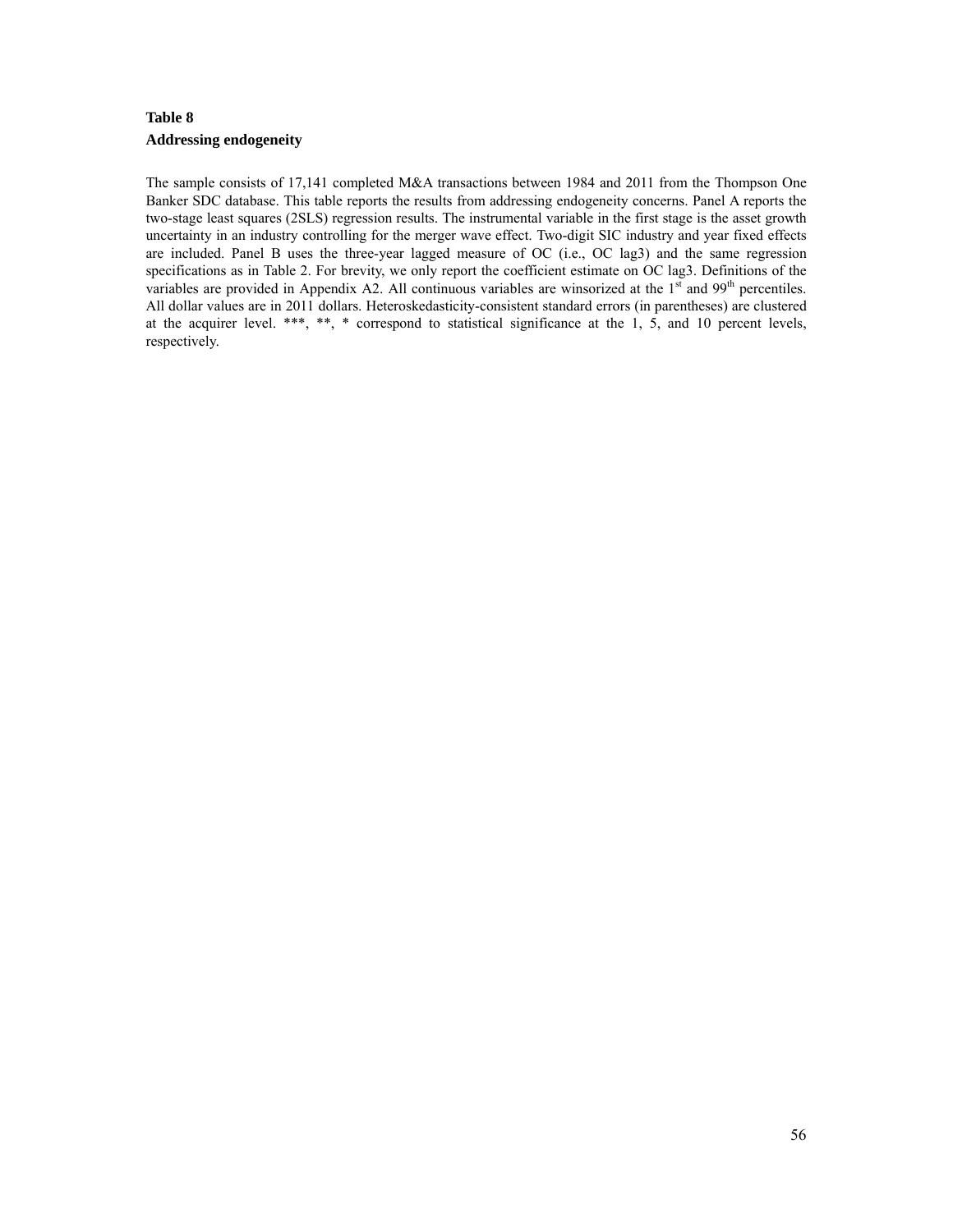**Table 8**

**Addressing endogeneity**

The sample consists of 17,141 completed M&A transactions between 1984 and 2011 from the Thompson One Banker SDC database. This table reports the results from addressing endogeneity concerns. Panel A reports the two-stage least squares (2SLS) regression results. The instrumental variable in the first stage is the asset growth uncertainty in an industry controlling for the merger wave effect. Two-digit SIC industry and year fixed effects are included. Panel B uses the three-year lagged measure of OC (i.e., OC lag3) and the same regression specifications as in Table 2. For brevity, we only report the coefficient estimate on OC lag3. Definitions of the variables are provided in Appendix A2. All continuous variables are winsorized at the 1st and 99th percentiles. All dollar values are in 2011 dollars. Heteroskedasticity-consistent standard errors (in parentheses) are clustered at the acquirer level. ***, **, * correspond to statistical significance at the 1, 5, and 10 percent levels, respectively.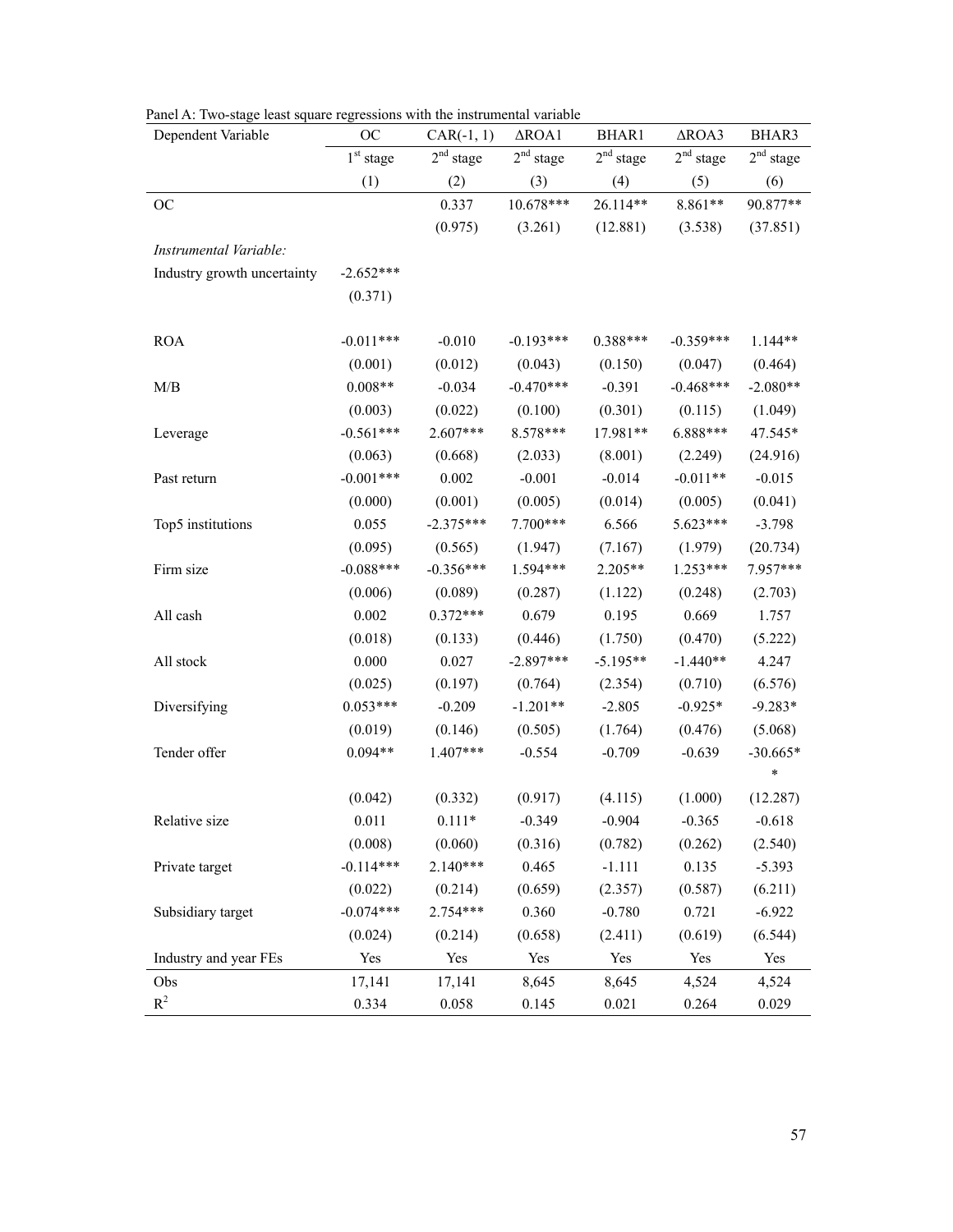Panel A: Two-stage least square regressions with the instrumental variable

| Dependent Variable | OC | CAR(-1, 1) | ΔROA1 | BHAR1 | ΔROA3 | BHAR3 |
|---|---|---|---|---|---|---|
| | 1st stage | 2nd stage | 2nd stage | 2nd stage | 2nd stage | 2nd stage |
| | (1) | (2) | (3) | (4) | (5) | (6) |
| OC | | 0.337 | 10.678*** | 26.114** | 8.861** | 90.877** |
| | | (0.975) | (3.261) | (12.881) | (3.538) | (37.851) |
| *Instrumental Variable:* | | | | | | |
| Industry growth uncertainty | -2.652*** | | | | | |
| | (0.371) | | | | | |
| ROA | -0.011*** | -0.010 | -0.193*** | 0.388*** | -0.359*** | 1.144** |
| | (0.001) | (0.012) | (0.043) | (0.150) | (0.047) | (0.464) |
| M/B | 0.008** | -0.034 | -0.470*** | -0.391 | -0.468*** | -2.080** |
| | (0.003) | (0.022) | (0.100) | (0.301) | (0.115) | (1.049) |
| Leverage | -0.561*** | 2.607*** | 8.578*** | 17.981** | 6.888*** | 47.545* |
| | (0.063) | (0.668) | (2.033) | (8.001) | (2.249) | (24.916) |
| Past return | -0.001*** | 0.002 | -0.001 | -0.014 | -0.011** | -0.015 |
| | (0.000) | (0.001) | (0.005) | (0.014) | (0.005) | (0.041) |
| Top5 institutions | 0.055 | -2.375*** | 7.700*** | 6.566 | 5.623*** | -3.798 |
| | (0.095) | (0.565) | (1.947) | (7.167) | (1.979) | (20.734) |
| Firm size | -0.088*** | -0.356*** | 1.594*** | 2.205** | 1.253*** | 7.957*** |
| | (0.006) | (0.089) | (0.287) | (1.122) | (0.248) | (2.703) |
| All cash | 0.002 | 0.372*** | 0.679 | 0.195 | 0.669 | 1.757 |
| | (0.018) | (0.133) | (0.446) | (1.750) | (0.470) | (5.222) |
| All stock | 0.000 | 0.027 | -2.897*** | -5.195** | -1.440** | 4.247 |
| | (0.025) | (0.197) | (0.764) | (2.354) | (0.710) | (6.576) |
| Diversifying | 0.053*** | -0.209 | -1.201** | -2.805 | -0.925* | -9.283* |
| | (0.019) | (0.146) | (0.505) | (1.764) | (0.476) | (5.068) |
| Tender offer | 0.094** | 1.407*** | -0.554 | -0.709 | -0.639 | -30.665** |
| | (0.042) | (0.332) | (0.917) | (4.115) | (1.000) | (12.287) |
| Relative size | 0.011 | 0.111* | -0.349 | -0.904 | -0.365 | -0.618 |
| | (0.008) | (0.060) | (0.316) | (0.782) | (0.262) | (2.540) |
| Private target | -0.114*** | 2.140*** | 0.465 | -1.111 | 0.135 | -5.393 |
| | (0.022) | (0.214) | (0.659) | (2.357) | (0.587) | (6.211) |
| Subsidiary target | -0.074*** | 2.754*** | 0.360 | -0.780 | 0.721 | -6.922 |
| | (0.024) | (0.214) | (0.658) | (2.411) | (0.619) | (6.544) |
| Industry and year FEs | Yes | Yes | Yes | Yes | Yes | Yes |
| Obs | 17,141 | 17,141 | 8,645 | 8,645 | 4,524 | 4,524 |
| $R^2$ | 0.334 | 0.058 | 0.145 | 0.021 | 0.264 | 0.029 |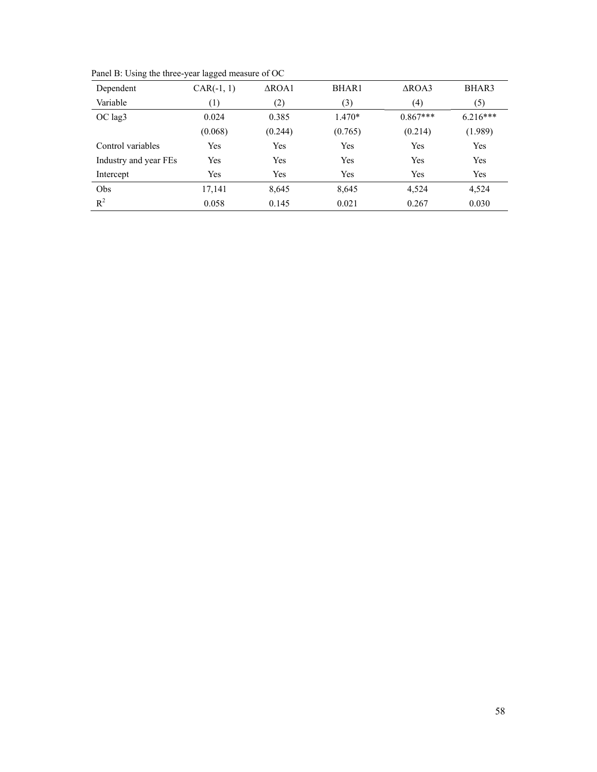Panel B: Using the three-year lagged measure of OC

| Dependent Variable | CAR(-1, 1) (1) | ΔROA1 (2) | BHAR1 (3) | ΔROA3 (4) | BHAR3 (5) |
|---|---|---|---|---|---|
| OC lag3 | 0.024 | 0.385 | 1.470* | 0.867*** | 6.216*** |
| | (0.068) | (0.244) | (0.765) | (0.214) | (1.989) |
| Control variables | Yes | Yes | Yes | Yes | Yes |
| Industry and year FEs | Yes | Yes | Yes | Yes | Yes |
| Intercept | Yes | Yes | Yes | Yes | Yes |
| Obs | 17,141 | 8,645 | 8,645 | 4,524 | 4,524 |
| $R^2$ | 0.058 | 0.145 | 0.021 | 0.267 | 0.030 |